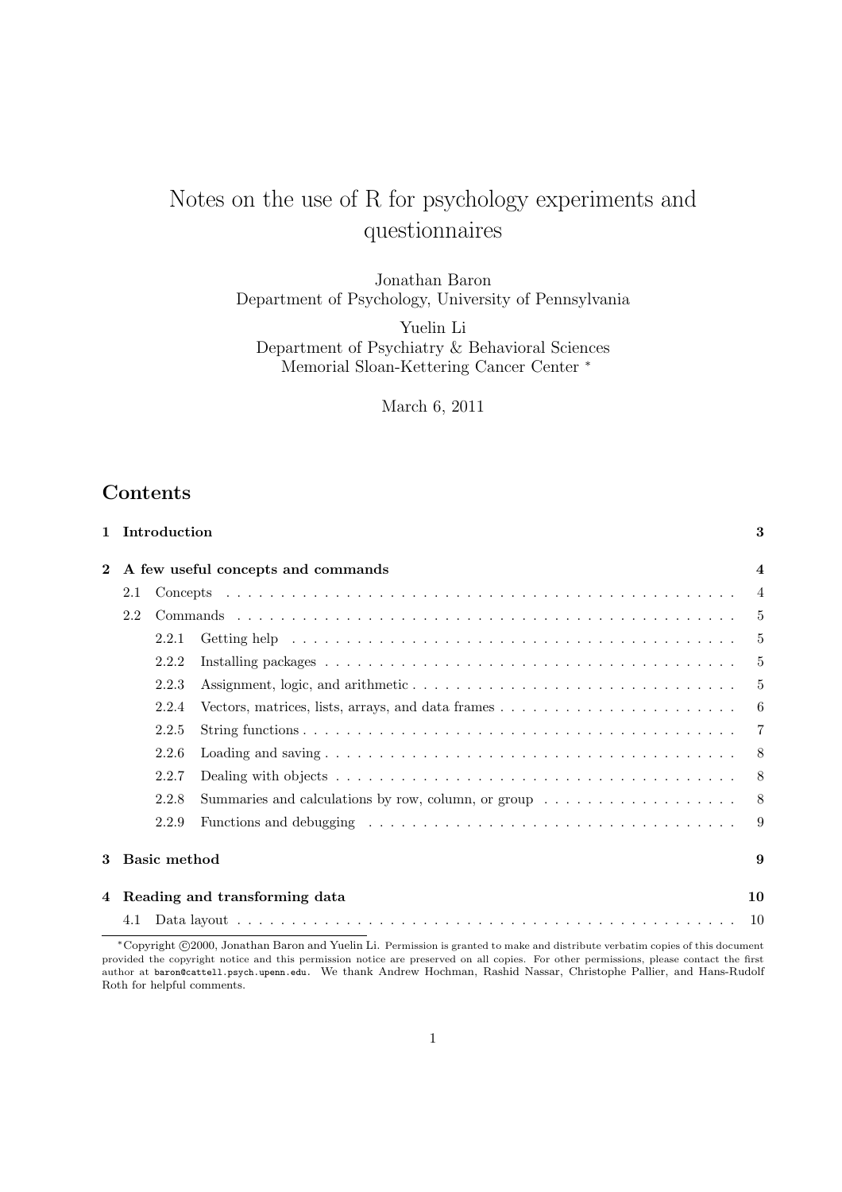# Notes on the use of R for psychology experiments and questionnaires

Jonathan Baron
Department of Psychology, University of Pennsylvania

Yuelin Li
Department of Psychiatry & Behavioral Sciences
Memorial Sloan-Kettering Cancer Center *

March 6, 2011

## Contents

- **1 Introduction** — 3
- **2 A few useful concepts and commands** — 4
  - 2.1 Concepts — 4
  - 2.2 Commands — 5
    - 2.2.1 Getting help — 5
    - 2.2.2 Installing packages — 5
    - 2.2.3 Assignment, logic, and arithmetic — 5
    - 2.2.4 Vectors, matrices, lists, arrays, and data frames — 6
    - 2.2.5 String functions — 7
    - 2.2.6 Loading and saving — 8
    - 2.2.7 Dealing with objects — 8
    - 2.2.8 Summaries and calculations by row, column, or group — 8
    - 2.2.9 Functions and debugging — 9
- **3 Basic method** — 9
- **4 Reading and transforming data** — 10
  - 4.1 Data layout — 10

---

*Copyright ©2000, Jonathan Baron and Yuelin Li. Permission is granted to make and distribute verbatim copies of this document provided the copyright notice and this permission notice are preserved on all copies. For other permissions, please contact the first author at baron@cattell.psych.upenn.edu. We thank Andrew Hochman, Rashid Nassar, Christophe Pallier, and Hans-Rudolf Roth for helpful comments.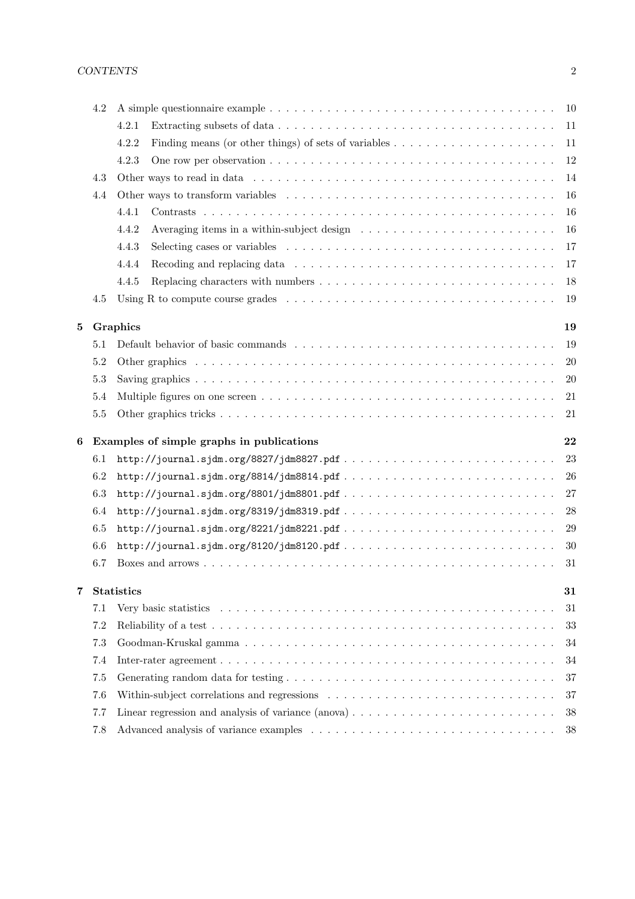- 4.2 A simple questionnaire example . . . . . . . . . . . . . . . . . . . . . . . . . . . . . . . . . . . 10
  - 4.2.1 Extracting subsets of data . . . . . . . . . . . . . . . . . . . . . . . . . . . . . . . . . . 11
  - 4.2.2 Finding means (or other things) of sets of variables . . . . . . . . . . . . . . . . . . . . 11
  - 4.2.3 One row per observation . . . . . . . . . . . . . . . . . . . . . . . . . . . . . . . . . . . 12
- 4.3 Other ways to read in data . . . . . . . . . . . . . . . . . . . . . . . . . . . . . . . . . . . 14
- 4.4 Other ways to transform variables . . . . . . . . . . . . . . . . . . . . . . . . . . . . . . . 16
  - 4.4.1 Contrasts . . . . . . . . . . . . . . . . . . . . . . . . . . . . . . . . . . . . . . . . . . 16
  - 4.4.2 Averaging items in a within-subject design . . . . . . . . . . . . . . . . . . . . . . . . 16
  - 4.4.3 Selecting cases or variables . . . . . . . . . . . . . . . . . . . . . . . . . . . . . . . . 17
  - 4.4.4 Recoding and replacing data . . . . . . . . . . . . . . . . . . . . . . . . . . . . . . . . 17
  - 4.4.5 Replacing characters with numbers . . . . . . . . . . . . . . . . . . . . . . . . . . . . 18
- 4.5 Using R to compute course grades . . . . . . . . . . . . . . . . . . . . . . . . . . . . . . . 19

**5 Graphics** **19**

- 5.1 Default behavior of basic commands . . . . . . . . . . . . . . . . . . . . . . . . . . . . . . 19
- 5.2 Other graphics . . . . . . . . . . . . . . . . . . . . . . . . . . . . . . . . . . . . . . . . . . 20
- 5.3 Saving graphics . . . . . . . . . . . . . . . . . . . . . . . . . . . . . . . . . . . . . . . . . 20
- 5.4 Multiple figures on one screen . . . . . . . . . . . . . . . . . . . . . . . . . . . . . . . . . 21
- 5.5 Other graphics tricks . . . . . . . . . . . . . . . . . . . . . . . . . . . . . . . . . . . . . . 21

**6 Examples of simple graphs in publications** **22**

- 6.1 `http://journal.sjdm.org/8827/jdm8827.pdf` . . . . . . . . . . . . . . . . . . . . . . . . . 23
- 6.2 `http://journal.sjdm.org/8814/jdm8814.pdf` . . . . . . . . . . . . . . . . . . . . . . . . . 26
- 6.3 `http://journal.sjdm.org/8801/jdm8801.pdf` . . . . . . . . . . . . . . . . . . . . . . . . . 27
- 6.4 `http://journal.sjdm.org/8319/jdm8319.pdf` . . . . . . . . . . . . . . . . . . . . . . . . . 28
- 6.5 `http://journal.sjdm.org/8221/jdm8221.pdf` . . . . . . . . . . . . . . . . . . . . . . . . . 29
- 6.6 `http://journal.sjdm.org/8120/jdm8120.pdf` . . . . . . . . . . . . . . . . . . . . . . . . . 30
- 6.7 Boxes and arrows . . . . . . . . . . . . . . . . . . . . . . . . . . . . . . . . . . . . . . . . 31

**7 Statistics** **31**

- 7.1 Very basic statistics . . . . . . . . . . . . . . . . . . . . . . . . . . . . . . . . . . . . . . 31
- 7.2 Reliability of a test . . . . . . . . . . . . . . . . . . . . . . . . . . . . . . . . . . . . . . . 33
- 7.3 Goodman-Kruskal gamma . . . . . . . . . . . . . . . . . . . . . . . . . . . . . . . . . . . . 34
- 7.4 Inter-rater agreement . . . . . . . . . . . . . . . . . . . . . . . . . . . . . . . . . . . . . . 34
- 7.5 Generating random data for testing . . . . . . . . . . . . . . . . . . . . . . . . . . . . . . 37
- 7.6 Within-subject correlations and regressions . . . . . . . . . . . . . . . . . . . . . . . . . 37
- 7.7 Linear regression and analysis of variance (anova) . . . . . . . . . . . . . . . . . . . . . . 38
- 7.8 Advanced analysis of variance examples . . . . . . . . . . . . . . . . . . . . . . . . . . . 38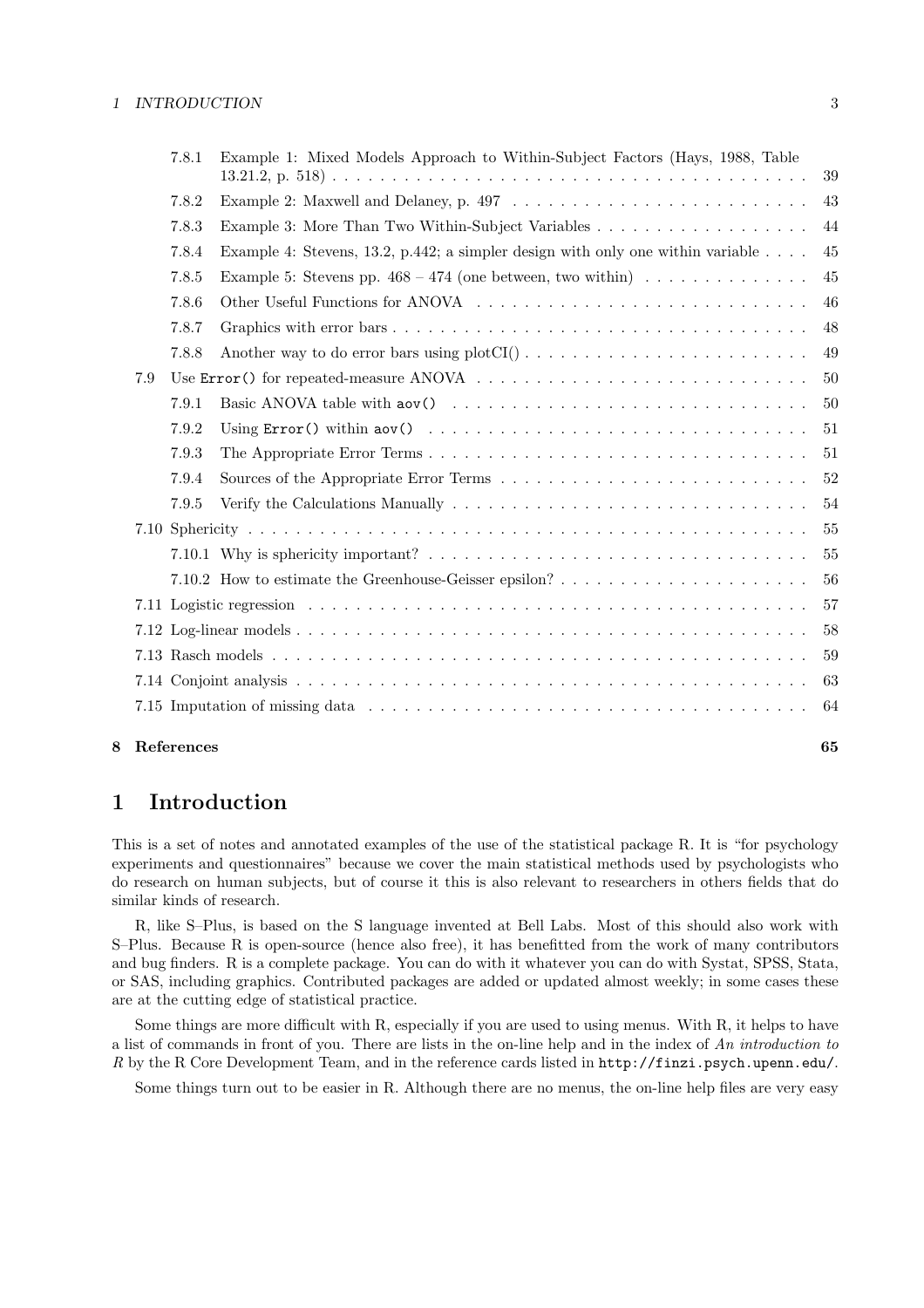7.8.1 Example 1: Mixed Models Approach to Within-Subject Factors (Hays, 1988, Table 13.21.2, p. 518) . . . 39

7.8.2 Example 2: Maxwell and Delaney, p. 497 . . . 43

7.8.3 Example 3: More Than Two Within-Subject Variables . . . 44

7.8.4 Example 4: Stevens, 13.2, p.442; a simpler design with only one within variable . . . 45

7.8.5 Example 5: Stevens pp. 468 – 474 (one between, two within) . . . 45

7.8.6 Other Useful Functions for ANOVA . . . 46

7.8.7 Graphics with error bars . . . 48

7.8.8 Another way to do error bars using plotCI() . . . 49

7.9 Use `Error()` for repeated-measure ANOVA . . . 50

7.9.1 Basic ANOVA table with `aov()` . . . 50

7.9.2 Using `Error()` within `aov()` . . . 51

7.9.3 The Appropriate Error Terms . . . 51

7.9.4 Sources of the Appropriate Error Terms . . . 52

7.9.5 Verify the Calculations Manually . . . 54

7.10 Sphericity . . . 55

7.10.1 Why is sphericity important? . . . 55

7.10.2 How to estimate the Greenhouse-Geisser epsilon? . . . 56

7.11 Logistic regression . . . 57

7.12 Log-linear models . . . 58

7.13 Rasch models . . . 59

7.14 Conjoint analysis . . . 63

7.15 Imputation of missing data . . . 64

**8 References** **65**

# 1 Introduction

This is a set of notes and annotated examples of the use of the statistical package R. It is "for psychology experiments and questionnaires" because we cover the main statistical methods used by psychologists who do research on human subjects, but of course it this is also relevant to researchers in others fields that do similar kinds of research.

R, like S–Plus, is based on the S language invented at Bell Labs. Most of this should also work with S–Plus. Because R is open-source (hence also free), it has benefitted from the work of many contributors and bug finders. R is a complete package. You can do with it whatever you can do with Systat, SPSS, Stata, or SAS, including graphics. Contributed packages are added or updated almost weekly; in some cases these are at the cutting edge of statistical practice.

Some things are more difficult with R, especially if you are used to using menus. With R, it helps to have a list of commands in front of you. There are lists in the on-line help and in the index of *An introduction to R* by the R Core Development Team, and in the reference cards listed in `http://finzi.psych.upenn.edu/`.

Some things turn out to be easier in R. Although there are no menus, the on-line help files are very easy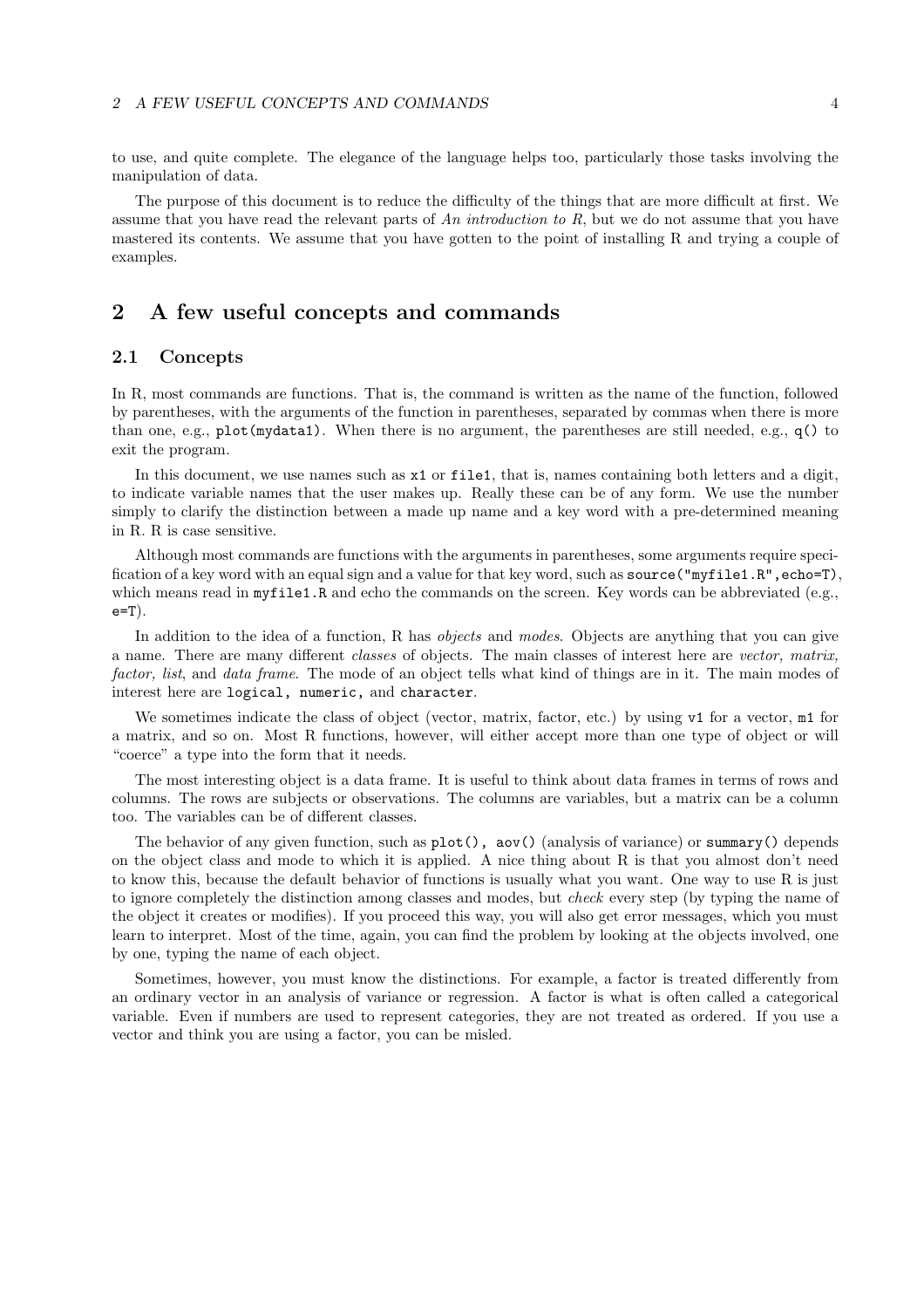to use, and quite complete. The elegance of the language helps too, particularly those tasks involving the manipulation of data.

The purpose of this document is to reduce the difficulty of the things that are more difficult at first. We assume that you have read the relevant parts of *An introduction to R*, but we do not assume that you have mastered its contents. We assume that you have gotten to the point of installing R and trying a couple of examples.

# 2 A few useful concepts and commands

## 2.1 Concepts

In R, most commands are functions. That is, the command is written as the name of the function, followed by parentheses, with the arguments of the function in parentheses, separated by commas when there is more than one, e.g., `plot(mydata1)`. When there is no argument, the parentheses are still needed, e.g., `q()` to exit the program.

In this document, we use names such as `x1` or `file1`, that is, names containing both letters and a digit, to indicate variable names that the user makes up. Really these can be of any form. We use the number simply to clarify the distinction between a made up name and a key word with a pre-determined meaning in R. R is case sensitive.

Although most commands are functions with the arguments in parentheses, some arguments require specification of a key word with an equal sign and a value for that key word, such as `source("myfile1.R",echo=T)`, which means read in `myfile1.R` and echo the commands on the screen. Key words can be abbreviated (e.g., `e=T`).

In addition to the idea of a function, R has *objects* and *modes*. Objects are anything that you can give a name. There are many different *classes* of objects. The main classes of interest here are *vector, matrix, factor, list*, and *data frame*. The mode of an object tells what kind of things are in it. The main modes of interest here are `logical, numeric,` and `character`.

We sometimes indicate the class of object (vector, matrix, factor, etc.) by using `v1` for a vector, `m1` for a matrix, and so on. Most R functions, however, will either accept more than one type of object or will "coerce" a type into the form that it needs.

The most interesting object is a data frame. It is useful to think about data frames in terms of rows and columns. The rows are subjects or observations. The columns are variables, but a matrix can be a column too. The variables can be of different classes.

The behavior of any given function, such as `plot(), aov()` (analysis of variance) or `summary()` depends on the object class and mode to which it is applied. A nice thing about R is that you almost don't need to know this, because the default behavior of functions is usually what you want. One way to use R is just to ignore completely the distinction among classes and modes, but *check* every step (by typing the name of the object it creates or modifies). If you proceed this way, you will also get error messages, which you must learn to interpret. Most of the time, again, you can find the problem by looking at the objects involved, one by one, typing the name of each object.

Sometimes, however, you must know the distinctions. For example, a factor is treated differently from an ordinary vector in an analysis of variance or regression. A factor is what is often called a categorical variable. Even if numbers are used to represent categories, they are not treated as ordered. If you use a vector and think you are using a factor, you can be misled.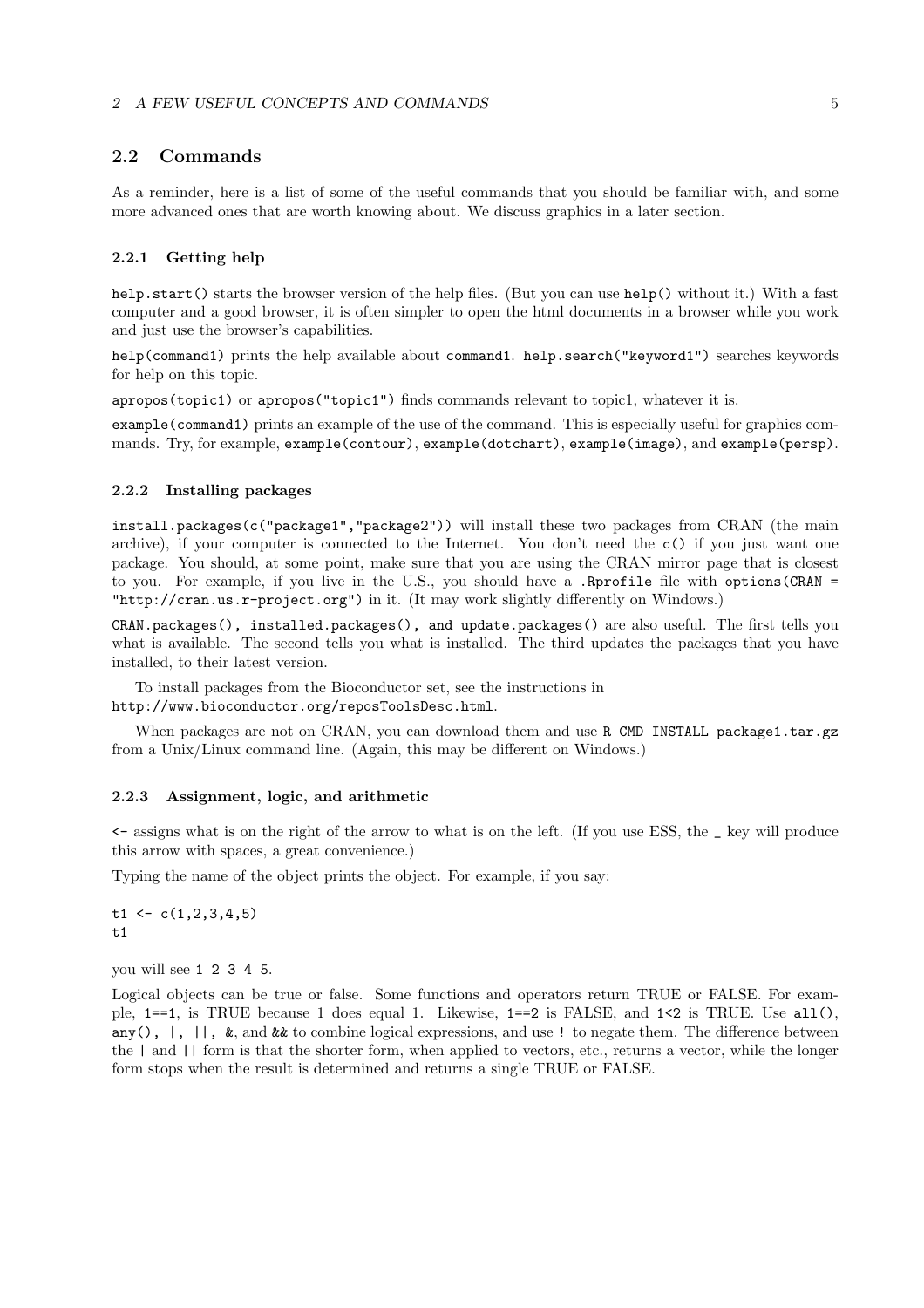## 2.2 Commands

As a reminder, here is a list of some of the useful commands that you should be familiar with, and some more advanced ones that are worth knowing about. We discuss graphics in a later section.

### 2.2.1 Getting help

`help.start()` starts the browser version of the help files. (But you can use `help()` without it.) With a fast computer and a good browser, it is often simpler to open the html documents in a browser while you work and just use the browser's capabilities.

`help(command1)` prints the help available about `command1`. `help.search("keyword1")` searches keywords for help on this topic.

`apropos(topic1)` or `apropos("topic1")` finds commands relevant to topic1, whatever it is.

`example(command1)` prints an example of the use of the command. This is especially useful for graphics commands. Try, for example, `example(contour)`, `example(dotchart)`, `example(image)`, and `example(persp)`.

### 2.2.2 Installing packages

`install.packages(c("package1","package2"))` will install these two packages from CRAN (the main archive), if your computer is connected to the Internet. You don't need the `c()` if you just want one package. You should, at some point, make sure that you are using the CRAN mirror page that is closest to you. For example, if you live in the U.S., you should have a `.Rprofile` file with `options(CRAN = "http://cran.us.r-project.org")` in it. (It may work slightly differently on Windows.)

`CRAN.packages(), installed.packages(), and update.packages()` are also useful. The first tells you what is available. The second tells you what is installed. The third updates the packages that you have installed, to their latest version.

To install packages from the Bioconductor set, see the instructions in `http://www.bioconductor.org/reposToolsDesc.html`.

When packages are not on CRAN, you can download them and use `R CMD INSTALL package1.tar.gz` from a Unix/Linux command line. (Again, this may be different on Windows.)

### 2.2.3 Assignment, logic, and arithmetic

`<-` assigns what is on the right of the arrow to what is on the left. (If you use ESS, the `_` key will produce this arrow with spaces, a great convenience.)

Typing the name of the object prints the object. For example, if you say:

```
t1 <- c(1,2,3,4,5)
t1
```

you will see `1 2 3 4 5`.

Logical objects can be true or false. Some functions and operators return TRUE or FALSE. For example, `1==1`, is TRUE because 1 does equal 1. Likewise, `1==2` is FALSE, and `1<2` is TRUE. Use `all()`, `any()`, `|`, `||`, `&`, and `&&` to combine logical expressions, and use `!` to negate them. The difference between the `|` and `||` form is that the shorter form, when applied to vectors, etc., returns a vector, while the longer form stops when the result is determined and returns a single TRUE or FALSE.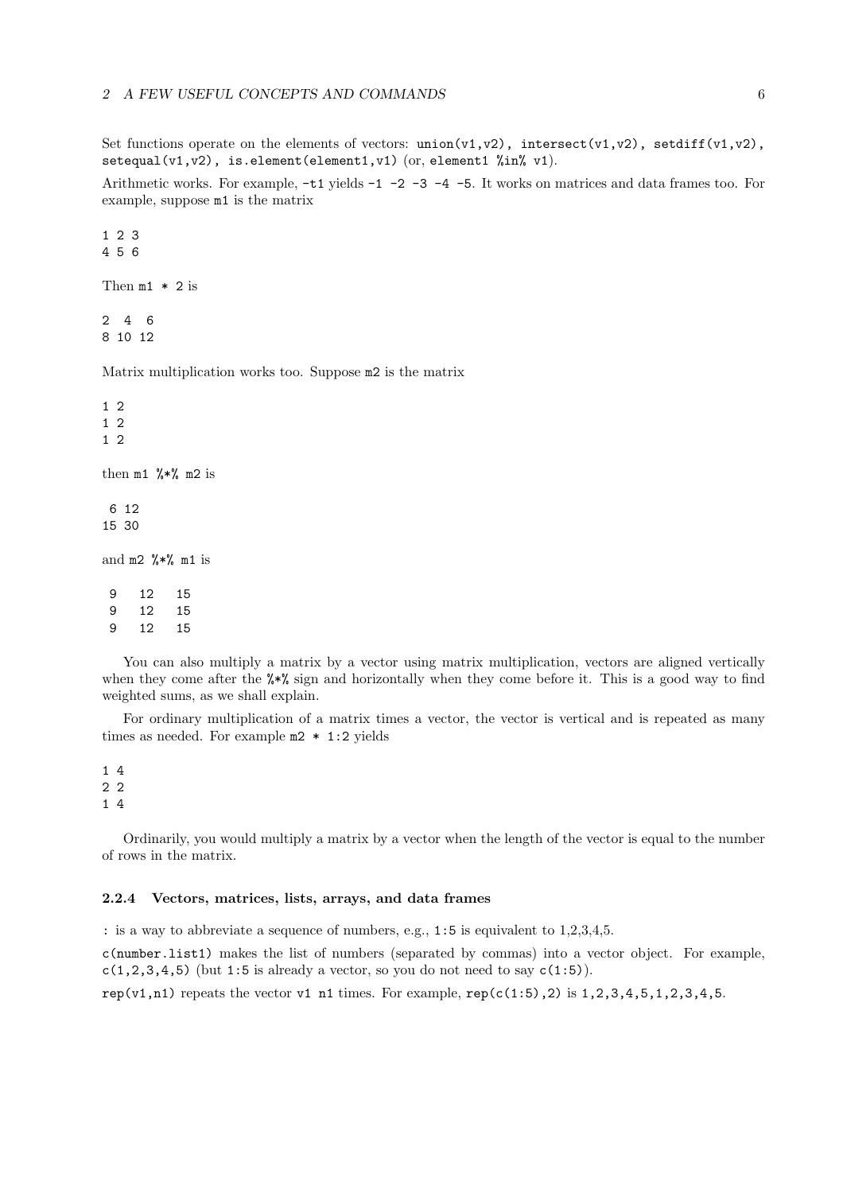Set functions operate on the elements of vectors: `union(v1,v2)`, `intersect(v1,v2)`, `setdiff(v1,v2)`, `setequal(v1,v2)`, `is.element(element1,v1)` (or, `element1 %in% v1`).

Arithmetic works. For example, `-t1` yields `-1 -2 -3 -4 -5`. It works on matrices and data frames too. For example, suppose `m1` is the matrix

```
1 2 3
4 5 6
```

Then `m1 * 2` is

```
2  4  6
8 10 12
```

Matrix multiplication works too. Suppose `m2` is the matrix

```
1 2
1 2
1 2
```

then `m1 %*% m2` is

```
 6 12
15 30
```

and `m2 %*% m1` is

```
 9   12   15
 9   12   15
 9   12   15
```

You can also multiply a matrix by a vector using matrix multiplication, vectors are aligned vertically when they come after the `%*%` sign and horizontally when they come before it. This is a good way to find weighted sums, as we shall explain.

For ordinary multiplication of a matrix times a vector, the vector is vertical and is repeated as many times as needed. For example `m2 * 1:2` yields

```
1 4
2 2
1 4
```

Ordinarily, you would multiply a matrix by a vector when the length of the vector is equal to the number of rows in the matrix.

### 2.2.4 Vectors, matrices, lists, arrays, and data frames

`:` is a way to abbreviate a sequence of numbers, e.g., `1:5` is equivalent to 1,2,3,4,5.

`c(number.list1)` makes the list of numbers (separated by commas) into a vector object. For example, `c(1,2,3,4,5)` (but `1:5` is already a vector, so you do not need to say `c(1:5)`).

`rep(v1,n1)` repeats the vector `v1` `n1` times. For example, `rep(c(1:5),2)` is `1,2,3,4,5,1,2,3,4,5`.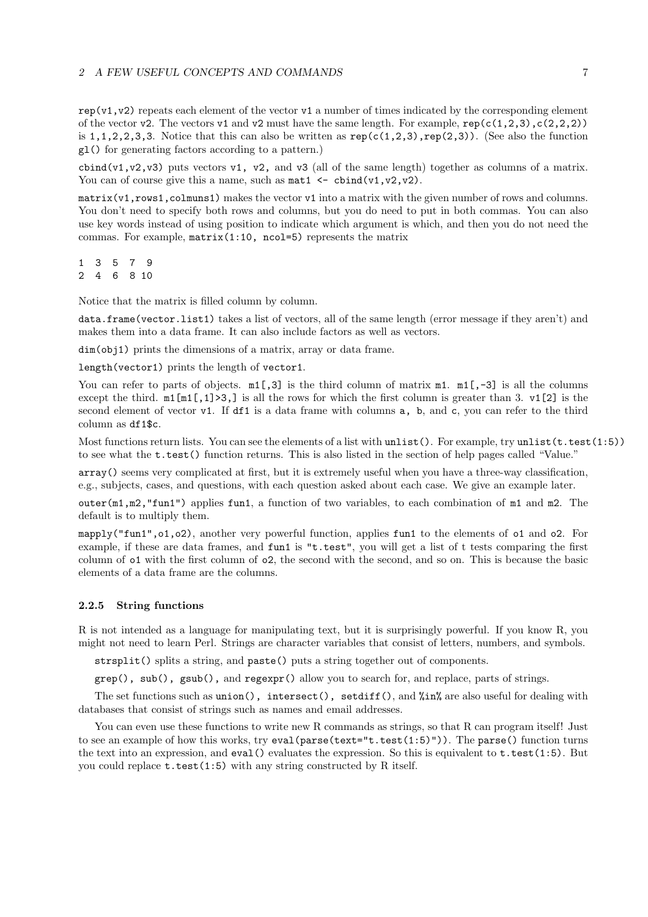rep(v1,v2) repeats each element of the vector v1 a number of times indicated by the corresponding element of the vector v2. The vectors v1 and v2 must have the same length. For example, rep(c(1,2,3),c(2,2,2)) is 1,1,2,2,3,3. Notice that this can also be written as rep(c(1,2,3),rep(2,3)). (See also the function gl() for generating factors according to a pattern.)

cbind(v1,v2,v3) puts vectors v1, v2, and v3 (all of the same length) together as columns of a matrix. You can of course give this a name, such as mat1 <- cbind(v1,v2,v2).

matrix(v1,rows1,colmuns1) makes the vector v1 into a matrix with the given number of rows and columns. You don't need to specify both rows and columns, but you do need to put in both commas. You can also use key words instead of using position to indicate which argument is which, and then you do not need the commas. For example, matrix(1:10, ncol=5) represents the matrix

```
1  3  5  7  9
2  4  6  8 10
```

Notice that the matrix is filled column by column.

data.frame(vector.list1) takes a list of vectors, all of the same length (error message if they aren't) and makes them into a data frame. It can also include factors as well as vectors.

dim(obj1) prints the dimensions of a matrix, array or data frame.

length(vector1) prints the length of vector1.

You can refer to parts of objects. m1[,3] is the third column of matrix m1. m1[,-3] is all the columns except the third. m1[m1[,1]>3,] is all the rows for which the first column is greater than 3. v1[2] is the second element of vector v1. If df1 is a data frame with columns a, b, and c, you can refer to the third column as df1$c.

Most functions return lists. You can see the elements of a list with unlist(). For example, try unlist(t.test(1:5)) to see what the t.test() function returns. This is also listed in the section of help pages called "Value."

array() seems very complicated at first, but it is extremely useful when you have a three-way classification, e.g., subjects, cases, and questions, with each question asked about each case. We give an example later.

outer(m1,m2,"fun1") applies fun1, a function of two variables, to each combination of m1 and m2. The default is to multiply them.

mapply("fun1",o1,o2), another very powerful function, applies fun1 to the elements of o1 and o2. For example, if these are data frames, and fun1 is "t.test", you will get a list of t tests comparing the first column of o1 with the first column of o2, the second with the second, and so on. This is because the basic elements of a data frame are the columns.

### 2.2.5 String functions

R is not intended as a language for manipulating text, but it is surprisingly powerful. If you know R, you might not need to learn Perl. Strings are character variables that consist of letters, numbers, and symbols.

strsplit() splits a string, and paste() puts a string together out of components.

grep(), sub(), gsub(), and regexpr() allow you to search for, and replace, parts of strings.

The set functions such as union(), intersect(), setdiff(), and %in% are also useful for dealing with databases that consist of strings such as names and email addresses.

You can even use these functions to write new R commands as strings, so that R can program itself! Just to see an example of how this works, try eval(parse(text="t.test(1:5)")). The parse() function turns the text into an expression, and eval() evaluates the expression. So this is equivalent to t.test(1:5). But you could replace t.test(1:5) with any string constructed by R itself.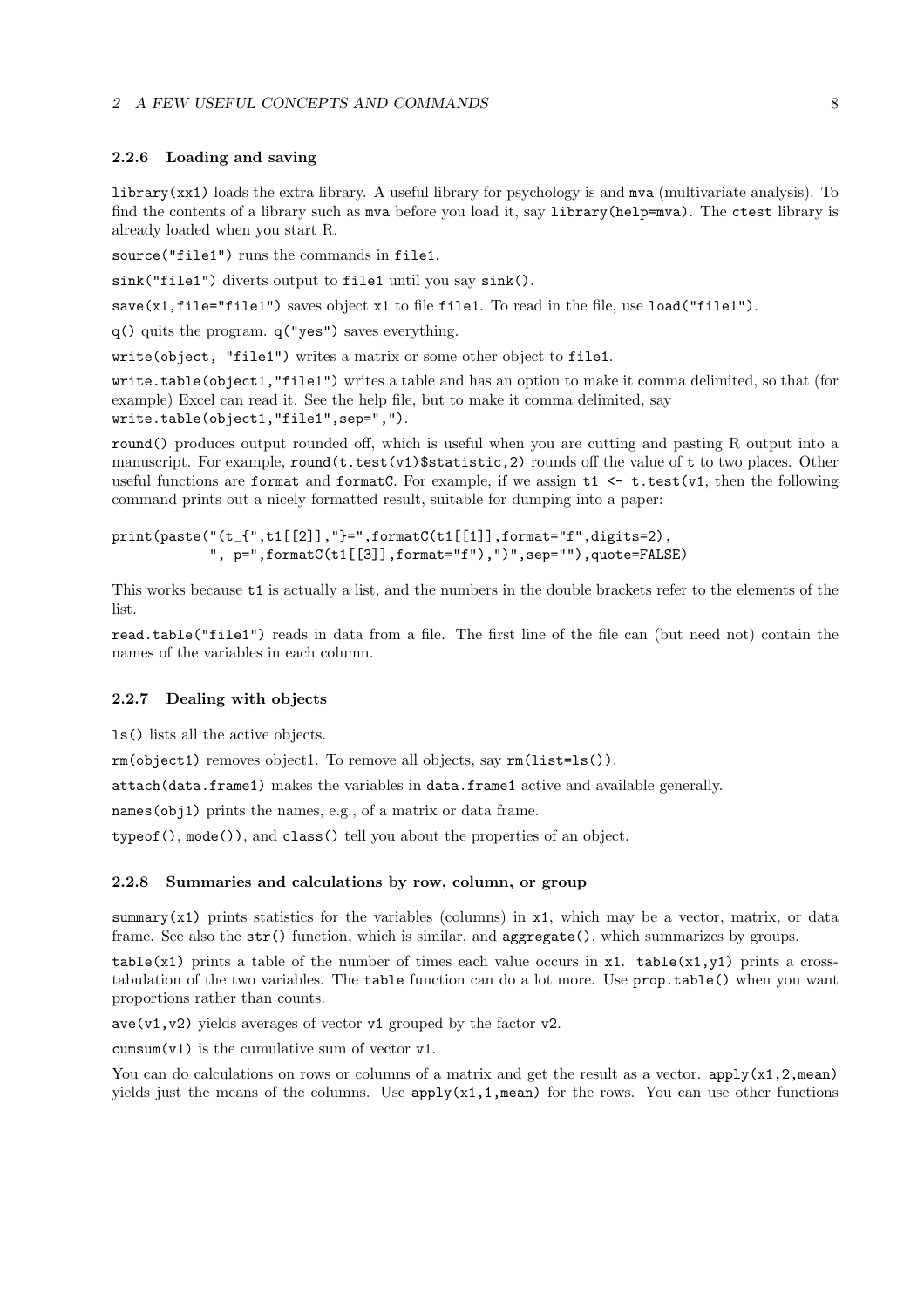### 2.2.6 Loading and saving

`library(xx1)` loads the extra library. A useful library for psychology is and `mva` (multivariate analysis). To find the contents of a library such as `mva` before you load it, say `library(help=mva)`. The `ctest` library is already loaded when you start R.

`source("file1")` runs the commands in `file1`.

`sink("file1")` diverts output to `file1` until you say `sink()`.

`save(x1,file="file1")` saves object `x1` to file `file1`. To read in the file, use `load("file1")`.

`q()` quits the program. `q("yes")` saves everything.

`write(object, "file1")` writes a matrix or some other object to `file1`.

`write.table(object1,"file1")` writes a table and has an option to make it comma delimited, so that (for example) Excel can read it. See the help file, but to make it comma delimited, say `write.table(object1,"file1",sep=",")`.

`round()` produces output rounded off, which is useful when you are cutting and pasting R output into a manuscript. For example, `round(t.test(v1)$statistic,2)` rounds off the value of `t` to two places. Other useful functions are `format` and `formatC`. For example, if we assign `t1 <- t.test(v1`, then the following command prints out a nicely formatted result, suitable for dumping into a paper:

```
print(paste("(t_{",t1[[2]],"}=",formatC(t1[[1]],format="f",digits=2),
           ", p=",formatC(t1[[3]],format="f"),")",sep=""),quote=FALSE)
```

This works because `t1` is actually a list, and the numbers in the double brackets refer to the elements of the list.

`read.table("file1")` reads in data from a file. The first line of the file can (but need not) contain the names of the variables in each column.

### 2.2.7 Dealing with objects

`ls()` lists all the active objects.

`rm(object1)` removes object1. To remove all objects, say `rm(list=ls())`.

`attach(data.frame1)` makes the variables in `data.frame1` active and available generally.

`names(obj1)` prints the names, e.g., of a matrix or data frame.

`typeof()`, `mode())`, and `class()` tell you about the properties of an object.

### 2.2.8 Summaries and calculations by row, column, or group

`summary(x1)` prints statistics for the variables (columns) in `x1`, which may be a vector, matrix, or data frame. See also the `str()` function, which is similar, and `aggregate()`, which summarizes by groups.

`table(x1)` prints a table of the number of times each value occurs in `x1`. `table(x1,y1)` prints a cross-tabulation of the two variables. The `table` function can do a lot more. Use `prop.table()` when you want proportions rather than counts.

`ave(v1,v2)` yields averages of vector `v1` grouped by the factor `v2`.

`cumsum(v1)` is the cumulative sum of vector `v1`.

You can do calculations on rows or columns of a matrix and get the result as a vector. `apply(x1,2,mean)` yields just the means of the columns. Use `apply(x1,1,mean)` for the rows. You can use other functions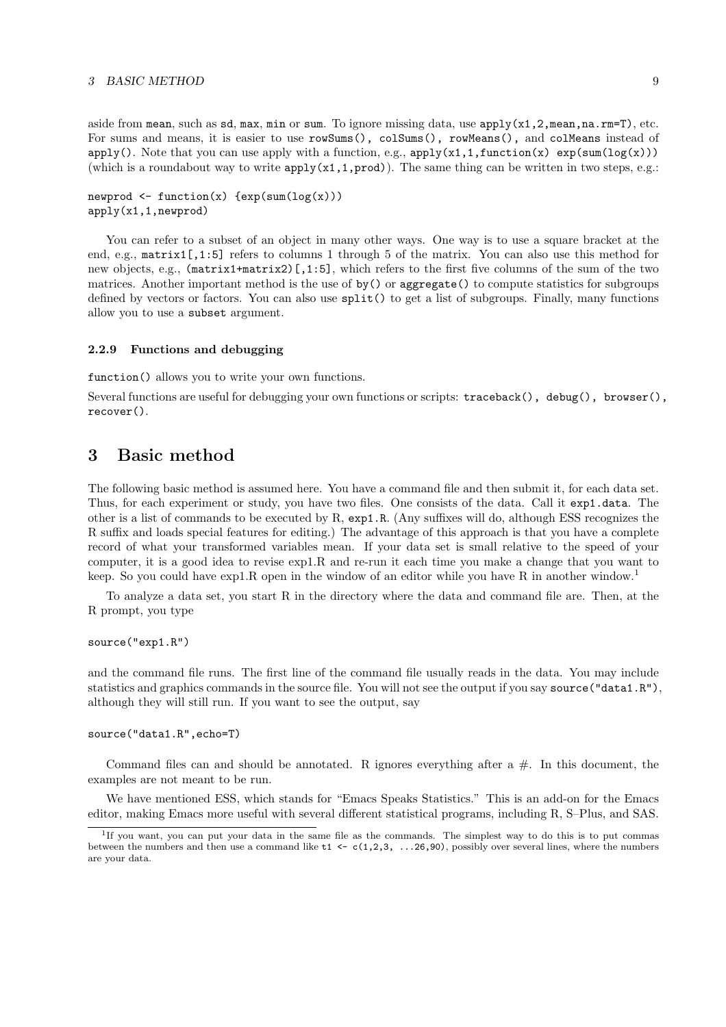aside from `mean`, such as `sd`, `max`, `min` or `sum`. To ignore missing data, use `apply(x1,2,mean,na.rm=T)`, etc. For sums and means, it is easier to use `rowSums()`, `colSums()`, `rowMeans()`, and `colMeans` instead of `apply()`. Note that you can use apply with a function, e.g., `apply(x1,1,function(x) exp(sum(log(x)))` (which is a roundabout way to write `apply(x1,1,prod)`). The same thing can be written in two steps, e.g.:

```
newprod <- function(x) {exp(sum(log(x)))
apply(x1,1,newprod)
```

You can refer to a subset of an object in many other ways. One way is to use a square bracket at the end, e.g., `matrix1[,1:5]` refers to columns 1 through 5 of the matrix. You can also use this method for new objects, e.g., `(matrix1+matrix2)[,1:5]`, which refers to the first five columns of the sum of the two matrices. Another important method is the use of `by()` or `aggregate()` to compute statistics for subgroups defined by vectors or factors. You can also use `split()` to get a list of subgroups. Finally, many functions allow you to use a `subset` argument.

### 2.2.9 Functions and debugging

`function()` allows you to write your own functions.

Several functions are useful for debugging your own functions or scripts: `traceback()`, `debug()`, `browser()`, `recover()`.

## 3 Basic method

The following basic method is assumed here. You have a command file and then submit it, for each data set. Thus, for each experiment or study, you have two files. One consists of the data. Call it `exp1.data`. The other is a list of commands to be executed by R, `exp1.R`. (Any suffixes will do, although ESS recognizes the R suffix and loads special features for editing.) The advantage of this approach is that you have a complete record of what your transformed variables mean. If your data set is small relative to the speed of your computer, it is a good idea to revise exp1.R and re-run it each time you make a change that you want to keep. So you could have exp1.R open in the window of an editor while you have R in another window.[1]

To analyze a data set, you start R in the directory where the data and command file are. Then, at the R prompt, you type

```
source("exp1.R")
```

and the command file runs. The first line of the command file usually reads in the data. You may include statistics and graphics commands in the source file. You will not see the output if you say `source("data1.R")`, although they will still run. If you want to see the output, say

```
source("data1.R",echo=T)
```

Command files can and should be annotated. R ignores everything after a #. In this document, the examples are not meant to be run.

We have mentioned ESS, which stands for "Emacs Speaks Statistics." This is an add-on for the Emacs editor, making Emacs more useful with several different statistical programs, including R, S–Plus, and SAS.

[1] If you want, you can put your data in the same file as the commands. The simplest way to do this is to put commas between the numbers and then use a command like `t1 <- c(1,2,3, ...26,90)`, possibly over several lines, where the numbers are your data.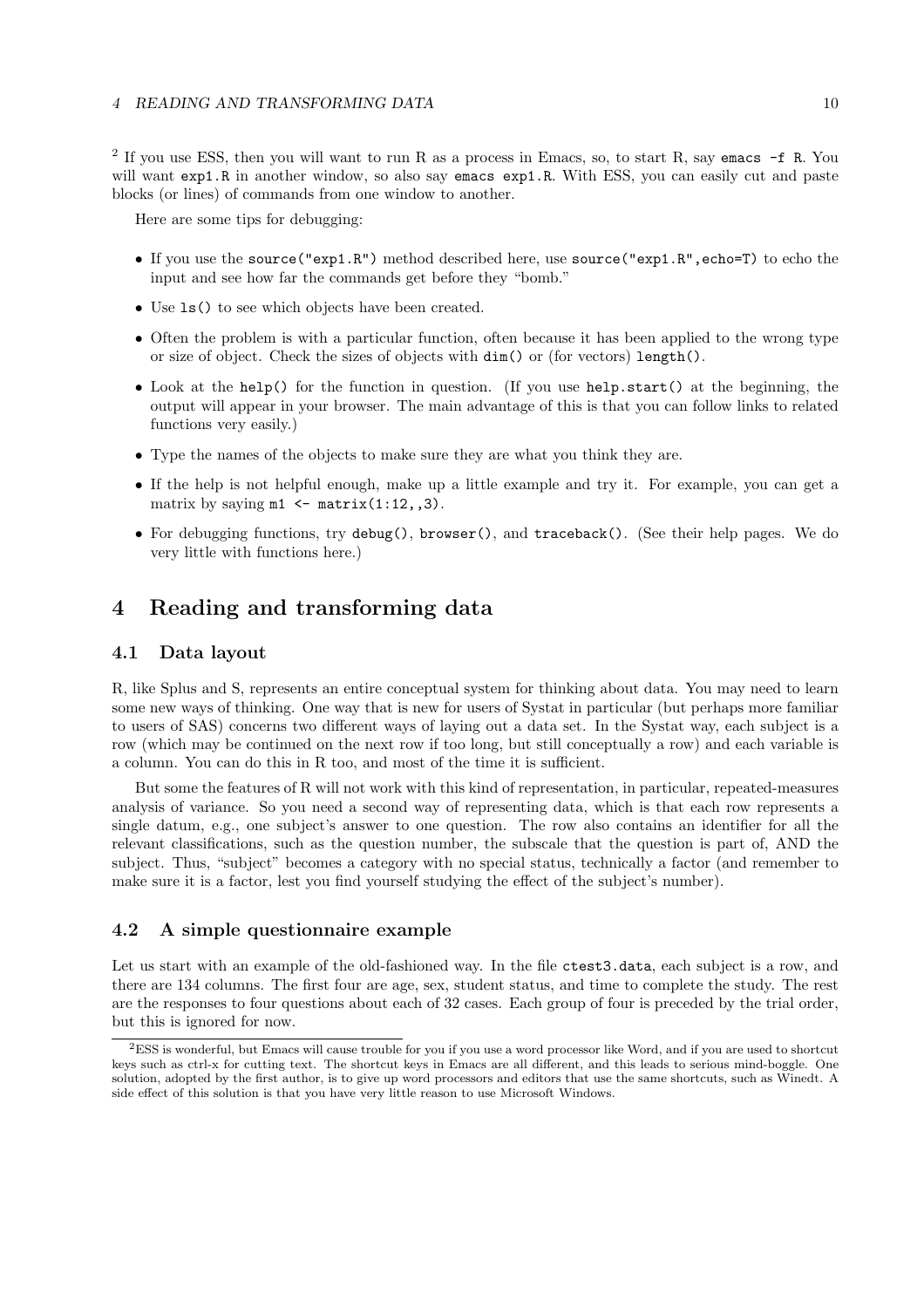[2] If you use ESS, then you will want to run R as a process in Emacs, so, to start R, say `emacs -f R`. You will want `exp1.R` in another window, so also say `emacs exp1.R`. With ESS, you can easily cut and paste blocks (or lines) of commands from one window to another.

Here are some tips for debugging:

- If you use the `source("exp1.R")` method described here, use `source("exp1.R",echo=T)` to echo the input and see how far the commands get before they "bomb."
- Use `ls()` to see which objects have been created.
- Often the problem is with a particular function, often because it has been applied to the wrong type or size of object. Check the sizes of objects with `dim()` or (for vectors) `length()`.
- Look at the `help()` for the function in question. (If you use `help.start()` at the beginning, the output will appear in your browser. The main advantage of this is that you can follow links to related functions very easily.)
- Type the names of the objects to make sure they are what you think they are.
- If the help is not helpful enough, make up a little example and try it. For example, you can get a matrix by saying `m1 <- matrix(1:12,,3)`.
- For debugging functions, try `debug()`, `browser()`, and `traceback()`. (See their help pages. We do very little with functions here.)

# 4 Reading and transforming data

## 4.1 Data layout

R, like Splus and S, represents an entire conceptual system for thinking about data. You may need to learn some new ways of thinking. One way that is new for users of Systat in particular (but perhaps more familiar to users of SAS) concerns two different ways of laying out a data set. In the Systat way, each subject is a row (which may be continued on the next row if too long, but still conceptually a row) and each variable is a column. You can do this in R too, and most of the time it is sufficient.

But some the features of R will not work with this kind of representation, in particular, repeated-measures analysis of variance. So you need a second way of representing data, which is that each row represents a single datum, e.g., one subject's answer to one question. The row also contains an identifier for all the relevant classifications, such as the question number, the subscale that the question is part of, AND the subject. Thus, "subject" becomes a category with no special status, technically a factor (and remember to make sure it is a factor, lest you find yourself studying the effect of the subject's number).

## 4.2 A simple questionnaire example

Let us start with an example of the old-fashioned way. In the file `ctest3.data`, each subject is a row, and there are 134 columns. The first four are age, sex, student status, and time to complete the study. The rest are the responses to four questions about each of 32 cases. Each group of four is preceded by the trial order, but this is ignored for now.

---

[2] ESS is wonderful, but Emacs will cause trouble for you if you use a word processor like Word, and if you are used to shortcut keys such as ctrl-x for cutting text. The shortcut keys in Emacs are all different, and this leads to serious mind-boggle. One solution, adopted by the first author, is to give up word processors and editors that use the same shortcuts, such as Winedt. A side effect of this solution is that you have very little reason to use Microsoft Windows.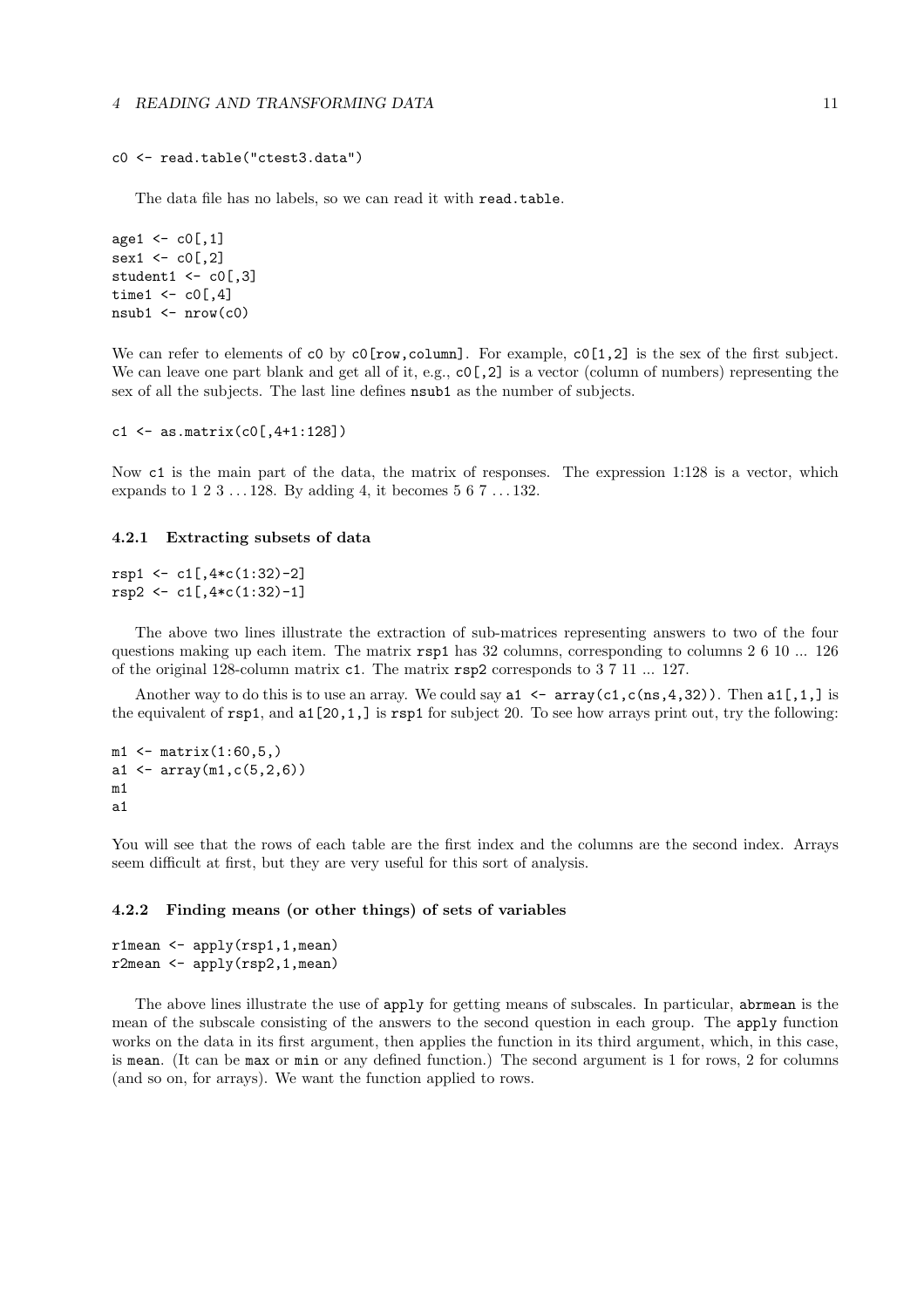```
c0 <- read.table("ctest3.data")
```

The data file has no labels, so we can read it with read.table.

```
age1 <- c0[,1]
sex1 <- c0[,2]
student1 <- c0[,3]
time1 <- c0[,4]
nsub1 <- nrow(c0)
```

We can refer to elements of c0 by c0[row,column]. For example, c0[1,2] is the sex of the first subject. We can leave one part blank and get all of it, e.g., c0[,2] is a vector (column of numbers) representing the sex of all the subjects. The last line defines nsub1 as the number of subjects.

```
c1 <- as.matrix(c0[,4+1:128])
```

Now c1 is the main part of the data, the matrix of responses. The expression 1:128 is a vector, which expands to 1 2 3 ... 128. By adding 4, it becomes 5 6 7 ... 132.

### 4.2.1 Extracting subsets of data

```
rsp1 <- c1[,4*c(1:32)-2]
rsp2 <- c1[,4*c(1:32)-1]
```

The above two lines illustrate the extraction of sub-matrices representing answers to two of the four questions making up each item. The matrix rsp1 has 32 columns, corresponding to columns 2 6 10 ... 126 of the original 128-column matrix c1. The matrix rsp2 corresponds to 3 7 11 ... 127.

Another way to do this is to use an array. We could say a1 <- array(c1,c(ns,4,32)). Then a1[,1,] is the equivalent of rsp1, and a1[20,1,] is rsp1 for subject 20. To see how arrays print out, try the following:

```
m1 <- matrix(1:60,5,)
a1 <- array(m1,c(5,2,6))
m1
a1
```

You will see that the rows of each table are the first index and the columns are the second index. Arrays seem difficult at first, but they are very useful for this sort of analysis.

### 4.2.2 Finding means (or other things) of sets of variables

```
r1mean <- apply(rsp1,1,mean)
r2mean <- apply(rsp2,1,mean)
```

The above lines illustrate the use of apply for getting means of subscales. In particular, abrmean is the mean of the subscale consisting of the answers to the second question in each group. The apply function works on the data in its first argument, then applies the function in its third argument, which, in this case, is mean. (It can be max or min or any defined function.) The second argument is 1 for rows, 2 for columns (and so on, for arrays). We want the function applied to rows.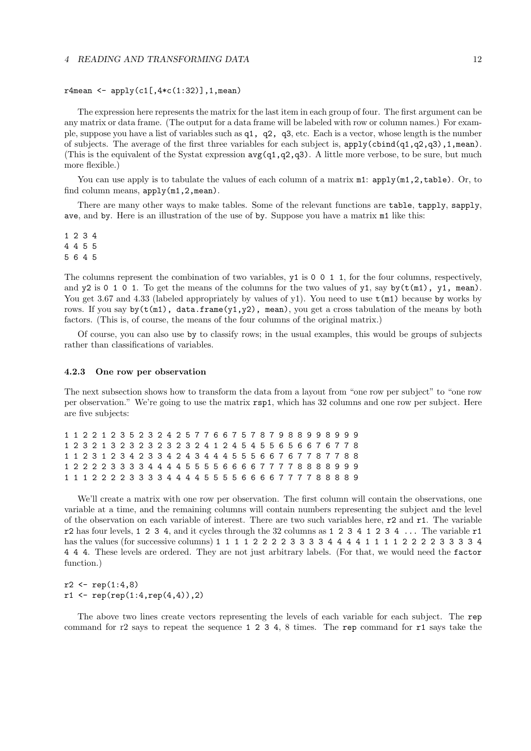```
r4mean <- apply(c1[,4*c(1:32)],1,mean)
```

The expression here represents the matrix for the last item in each group of four. The first argument can be any matrix or data frame. (The output for a data frame will be labeled with row or column names.) For example, suppose you have a list of variables such as `q1, q2, q3`, etc. Each is a vector, whose length is the number of subjects. The average of the first three variables for each subject is, `apply(cbind(q1,q2,q3),1,mean)`. (This is the equivalent of the Systat expression `avg(q1,q2,q3)`. A little more verbose, to be sure, but much more flexible.)

You can use apply is to tabulate the values of each column of a matrix `m1`: `apply(m1,2,table)`. Or, to find column means, `apply(m1,2,mean)`.

There are many other ways to make tables. Some of the relevant functions are `table`, `tapply`, `sapply`, `ave`, and `by`. Here is an illustration of the use of `by`. Suppose you have a matrix `m1` like this:

```
1 2 3 4
4 4 5 5
5 6 4 5
```

The columns represent the combination of two variables, `y1` is `0 0 1 1`, for the four columns, respectively, and `y2` is `0 1 0 1`. To get the means of the columns for the two values of `y1`, say `by(t(m1), y1, mean)`. You get 3.67 and 4.33 (labeled appropriately by values of y1). You need to use `t(m1)` because `by` works by rows. If you say `by(t(m1), data.frame(y1,y2), mean)`, you get a cross tabulation of the means by both factors. (This is, of course, the means of the four columns of the original matrix.)

Of course, you can also use `by` to classify rows; in the usual examples, this would be groups of subjects rather than classifications of variables.

### 4.2.3 One row per observation

The next subsection shows how to transform the data from a layout from "one row per subject" to "one row per observation." We're going to use the matrix `rsp1`, which has 32 columns and one row per subject. Here are five subjects:

```
1 1 2 2 1 2 3 5 2 3 2 4 2 5 7 7 6 6 7 5 7 8 7 9 8 8 9 9 8 9 9 9
1 2 3 2 1 3 2 3 2 3 2 3 2 3 2 4 1 2 4 5 4 5 5 6 5 6 6 7 6 7 7 8
1 1 2 3 1 2 3 4 2 3 3 4 2 4 3 4 4 4 5 5 5 6 6 7 6 7 7 8 7 7 8 8
1 2 2 2 2 3 3 3 3 4 4 4 4 5 5 5 5 6 6 6 6 7 7 7 7 8 8 8 8 9 9 9
1 1 1 2 2 2 2 3 3 3 3 4 4 4 4 5 5 5 5 6 6 6 6 7 7 7 7 8 8 8 8 9
```

We'll create a matrix with one row per observation. The first column will contain the observations, one variable at a time, and the remaining columns will contain numbers representing the subject and the level of the observation on each variable of interest. There are two such variables here, `r2` and `r1`. The variable `r2` has four levels, `1 2 3 4`, and it cycles through the 32 columns as `1 2 3 4 1 2 3 4 ...` The variable `r1` has the values (for successive columns) `1 1 1 1 2 2 2 2 3 3 3 3 4 4 4 4 1 1 1 1 2 2 2 2 3 3 3 3 4 4 4 4`. These levels are ordered. They are not just arbitrary labels. (For that, we would need the `factor` function.)

```
r2 <- rep(1:4,8)
r1 <- rep(rep(1:4,rep(4,4)),2)
```

The above two lines create vectors representing the levels of each variable for each subject. The `rep` command for r2 says to repeat the sequence `1 2 3 4`, 8 times. The `rep` command for `r1` says take the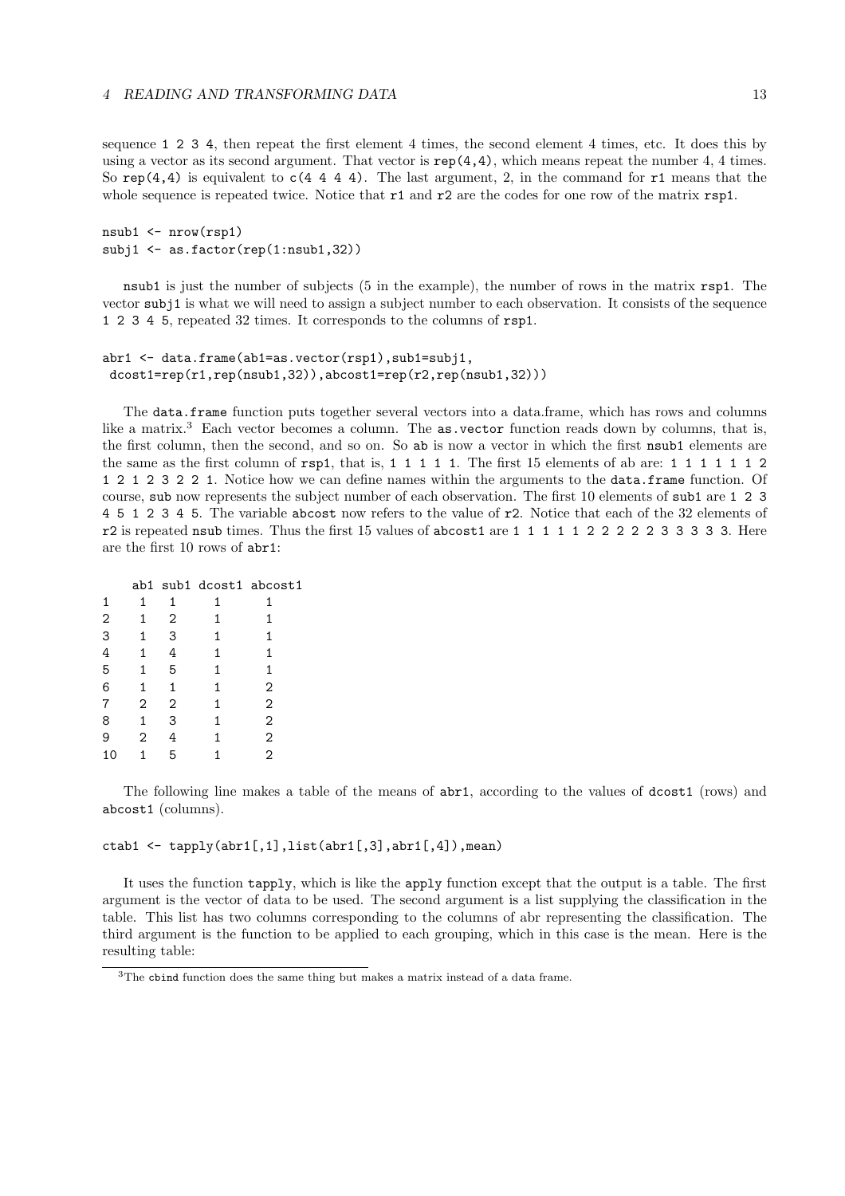sequence 1 2 3 4, then repeat the first element 4 times, the second element 4 times, etc. It does this by using a vector as its second argument. That vector is rep(4,4), which means repeat the number 4, 4 times. So rep(4,4) is equivalent to c(4 4 4 4). The last argument, 2, in the command for r1 means that the whole sequence is repeated twice. Notice that r1 and r2 are the codes for one row of the matrix rsp1.

```
nsub1 <- nrow(rsp1)
subj1 <- as.factor(rep(1:nsub1,32))
```

nsub1 is just the number of subjects (5 in the example), the number of rows in the matrix rsp1. The vector subj1 is what we will need to assign a subject number to each observation. It consists of the sequence 1 2 3 4 5, repeated 32 times. It corresponds to the columns of rsp1.

```
abr1 <- data.frame(ab1=as.vector(rsp1),sub1=subj1,
 dcost1=rep(r1,rep(nsub1,32)),abcost1=rep(r2,rep(nsub1,32)))
```

The data.frame function puts together several vectors into a data.frame, which has rows and columns like a matrix.[3] Each vector becomes a column. The as.vector function reads down by columns, that is, the first column, then the second, and so on. So ab is now a vector in which the first nsub1 elements are the same as the first column of rsp1, that is, 1 1 1 1 1. The first 15 elements of ab are: 1 1 1 1 1 1 2 1 2 1 2 3 2 2 1. Notice how we can define names within the arguments to the data.frame function. Of course, sub now represents the subject number of each observation. The first 10 elements of sub1 are 1 2 3 4 5 1 2 3 4 5. The variable abcost now refers to the value of r2. Notice that each of the 32 elements of r2 is repeated nsub times. Thus the first 15 values of abcost1 are 1 1 1 1 1 2 2 2 2 2 3 3 3 3 3. Here are the first 10 rows of abr1:

```
    ab1 sub1 dcost1 abcost1
1     1    1      1       1
2     1    2      1       1
3     1    3      1       1
4     1    4      1       1
5     1    5      1       1
6     1    1      1       2
7     2    2      1       2
8     1    3      1       2
9     2    4      1       2
10    1    5      1       2
```

The following line makes a table of the means of abr1, according to the values of dcost1 (rows) and abcost1 (columns).

```
ctab1 <- tapply(abr1[,1],list(abr1[,3],abr1[,4]),mean)
```

It uses the function tapply, which is like the apply function except that the output is a table. The first argument is the vector of data to be used. The second argument is a list supplying the classification in the table. This list has two columns corresponding to the columns of abr representing the classification. The third argument is the function to be applied to each grouping, which in this case is the mean. Here is the resulting table:

[3] The cbind function does the same thing but makes a matrix instead of a data frame.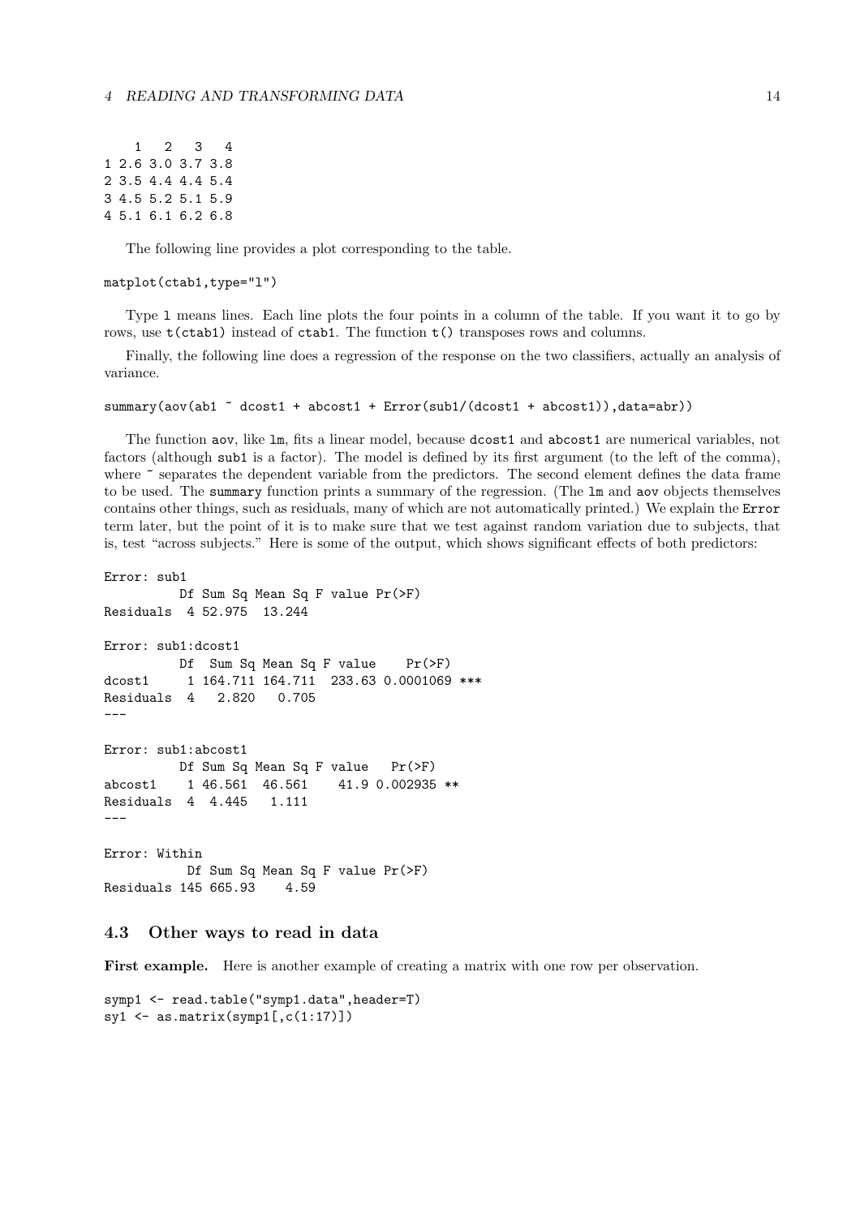```
  1   2   3   4
1 2.6 3.0 3.7 3.8
2 3.5 4.4 4.4 5.4
3 4.5 5.2 5.1 5.9
4 5.1 6.1 6.2 6.8
```

The following line provides a plot corresponding to the table.

```
matplot(ctab1,type="l")
```

Type `l` means lines. Each line plots the four points in a column of the table. If you want it to go by rows, use `t(ctab1)` instead of `ctab1`. The function `t()` transposes rows and columns.

Finally, the following line does a regression of the response on the two classifiers, actually an analysis of variance.

```
summary(aov(ab1 ~ dcost1 + abcost1 + Error(sub1/(dcost1 + abcost1)),data=abr))
```

The function `aov`, like `lm`, fits a linear model, because `dcost1` and `abcost1` are numerical variables, not factors (although `sub1` is a factor). The model is defined by its first argument (to the left of the comma), where `~` separates the dependent variable from the predictors. The second element defines the data frame to be used. The `summary` function prints a summary of the regression. (The `lm` and `aov` objects themselves contains other things, such as residuals, many of which are not automatically printed.) We explain the `Error` term later, but the point of it is to make sure that we test against random variation due to subjects, that is, test "across subjects." Here is some of the output, which shows significant effects of both predictors:

```
Error: sub1
          Df Sum Sq Mean Sq F value Pr(>F)
Residuals  4 52.975  13.244

Error: sub1:dcost1
          Df  Sum Sq Mean Sq F value    Pr(>F)
dcost1     1 164.711 164.711  233.63 0.0001069 ***
Residuals  4   2.820   0.705
---

Error: sub1:abcost1
          Df Sum Sq Mean Sq F value   Pr(>F)
abcost1    1 46.561  46.561    41.9 0.002935 **
Residuals  4  4.445   1.111
---

Error: Within
           Df Sum Sq Mean Sq F value Pr(>F)
Residuals 145 665.93    4.59
```

## 4.3 Other ways to read in data

**First example.** Here is another example of creating a matrix with one row per observation.

```
symp1 <- read.table("symp1.data",header=T)
sy1 <- as.matrix(symp1[,c(1:17)])
```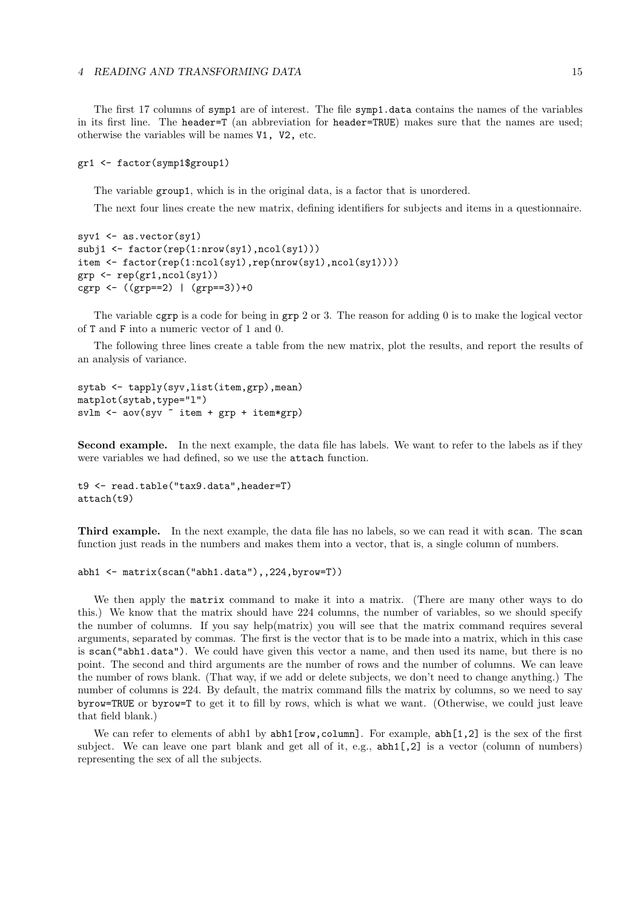The first 17 columns of `symp1` are of interest. The file `symp1.data` contains the names of the variables in its first line. The `header=T` (an abbreviation for `header=TRUE`) makes sure that the names are used; otherwise the variables will be names `V1, V2,` etc.

```
gr1 <- factor(symp1$group1)
```

The variable `group1`, which is in the original data, is a factor that is unordered.

The next four lines create the new matrix, defining identifiers for subjects and items in a questionnaire.

```
syv1 <- as.vector(sy1)
subj1 <- factor(rep(1:nrow(sy1),ncol(sy1)))
item <- factor(rep(1:ncol(sy1),rep(nrow(sy1),ncol(sy1))))
grp <- rep(gr1,ncol(sy1))
cgrp <- ((grp==2) | (grp==3))+0
```

The variable `cgrp` is a code for being in `grp` 2 or 3. The reason for adding 0 is to make the logical vector of `T` and `F` into a numeric vector of 1 and 0.

The following three lines create a table from the new matrix, plot the results, and report the results of an analysis of variance.

```
sytab <- tapply(syv,list(item,grp),mean)
matplot(sytab,type="l")
svlm <- aov(syv ~ item + grp + item*grp)
```

**Second example.** In the next example, the data file has labels. We want to refer to the labels as if they were variables we had defined, so we use the `attach` function.

```
t9 <- read.table("tax9.data",header=T)
attach(t9)
```

**Third example.** In the next example, the data file has no labels, so we can read it with `scan`. The `scan` function just reads in the numbers and makes them into a vector, that is, a single column of numbers.

```
abh1 <- matrix(scan("abh1.data"),,224,byrow=T))
```

We then apply the `matrix` command to make it into a matrix. (There are many other ways to do this.) We know that the matrix should have 224 columns, the number of variables, so we should specify the number of columns. If you say help(matrix) you will see that the matrix command requires several arguments, separated by commas. The first is the vector that is to be made into a matrix, which in this case is `scan("abh1.data")`. We could have given this vector a name, and then used its name, but there is no point. The second and third arguments are the number of rows and the number of columns. We can leave the number of rows blank. (That way, if we add or delete subjects, we don't need to change anything.) The number of columns is 224. By default, the matrix command fills the matrix by columns, so we need to say `byrow=TRUE` or `byrow=T` to get it to fill by rows, which is what we want. (Otherwise, we could just leave that field blank.)

We can refer to elements of abh1 by `abh1[row,column]`. For example, `abh[1,2]` is the sex of the first subject. We can leave one part blank and get all of it, e.g., `abh1[,2]` is a vector (column of numbers) representing the sex of all the subjects.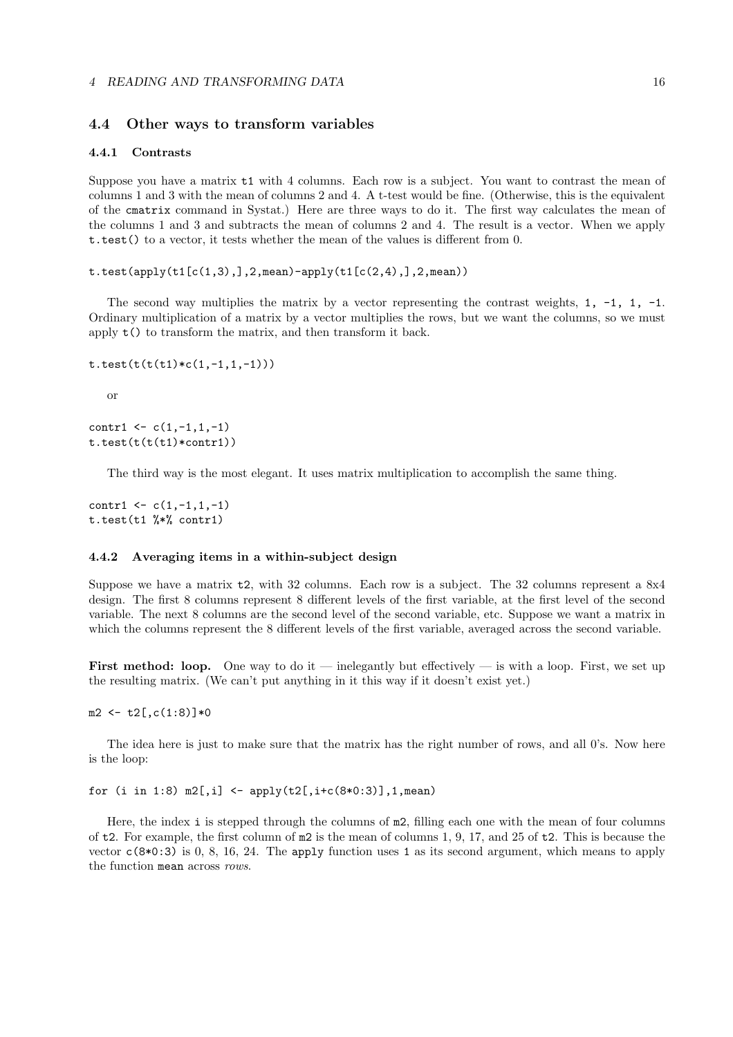## 4.4 Other ways to transform variables

### 4.4.1 Contrasts

Suppose you have a matrix `t1` with 4 columns. Each row is a subject. You want to contrast the mean of columns 1 and 3 with the mean of columns 2 and 4. A t-test would be fine. (Otherwise, this is the equivalent of the `cmatrix` command in Systat.) Here are three ways to do it. The first way calculates the mean of the columns 1 and 3 and subtracts the mean of columns 2 and 4. The result is a vector. When we apply `t.test()` to a vector, it tests whether the mean of the values is different from 0.

```
t.test(apply(t1[c(1,3),],2,mean)-apply(t1[c(2,4),],2,mean))
```

The second way multiplies the matrix by a vector representing the contrast weights, `1, -1, 1, -1`. Ordinary multiplication of a matrix by a vector multiplies the rows, but we want the columns, so we must apply `t()` to transform the matrix, and then transform it back.

```
t.test(t(t(t1)*c(1,-1,1,-1)))
```

or

```
contr1 <- c(1,-1,1,-1)
t.test(t(t(t1)*contr1))
```

The third way is the most elegant. It uses matrix multiplication to accomplish the same thing.

```
contr1 <- c(1,-1,1,-1)
t.test(t1 %*% contr1)
```

### 4.4.2 Averaging items in a within-subject design

Suppose we have a matrix `t2`, with 32 columns. Each row is a subject. The 32 columns represent a 8x4 design. The first 8 columns represent 8 different levels of the first variable, at the first level of the second variable. The next 8 columns are the second level of the second variable, etc. Suppose we want a matrix in which the columns represent the 8 different levels of the first variable, averaged across the second variable.

**First method: loop.** One way to do it — inelegantly but effectively — is with a loop. First, we set up the resulting matrix. (We can't put anything in it this way if it doesn't exist yet.)

```
m2 <- t2[,c(1:8)]*0
```

The idea here is just to make sure that the matrix has the right number of rows, and all 0's. Now here is the loop:

```
for (i in 1:8) m2[,i] <- apply(t2[,i+c(8*0:3)],1,mean)
```

Here, the index `i` is stepped through the columns of `m2`, filling each one with the mean of four columns of `t2`. For example, the first column of `m2` is the mean of columns 1, 9, 17, and 25 of `t2`. This is because the vector `c(8*0:3)` is 0, 8, 16, 24. The `apply` function uses `1` as its second argument, which means to apply the function `mean` across *rows*.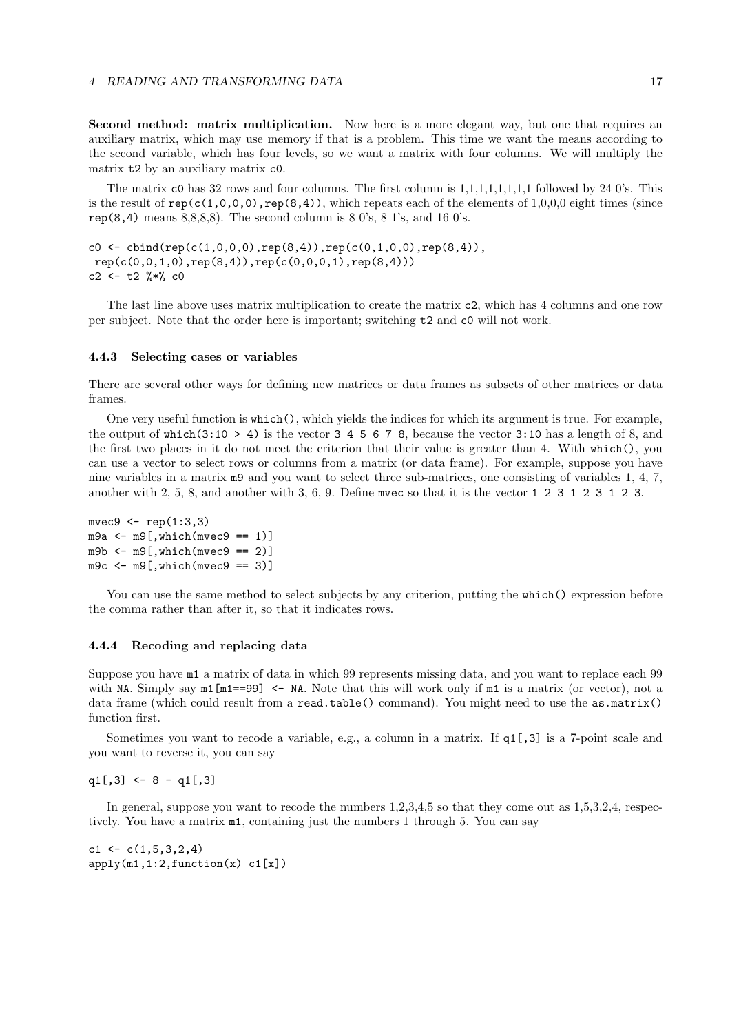**Second method: matrix multiplication.** Now here is a more elegant way, but one that requires an auxiliary matrix, which may use memory if that is a problem. This time we want the means according to the second variable, which has four levels, so we want a matrix with four columns. We will multiply the matrix `t2` by an auxiliary matrix `c0`.

The matrix `c0` has 32 rows and four columns. The first column is 1,1,1,1,1,1,1,1 followed by 24 0's. This is the result of `rep(c(1,0,0,0),rep(8,4))`, which repeats each of the elements of 1,0,0,0 eight times (since `rep(8,4)` means 8,8,8,8). The second column is 8 0's, 8 1's, and 16 0's.

```
c0 <- cbind(rep(c(1,0,0,0),rep(8,4)),rep(c(0,1,0,0),rep(8,4)),
 rep(c(0,0,1,0),rep(8,4)),rep(c(0,0,0,1),rep(8,4)))
c2 <- t2 %*% c0
```

The last line above uses matrix multiplication to create the matrix `c2`, which has 4 columns and one row per subject. Note that the order here is important; switching `t2` and `c0` will not work.

### 4.4.3 Selecting cases or variables

There are several other ways for defining new matrices or data frames as subsets of other matrices or data frames.

One very useful function is `which()`, which yields the indices for which its argument is true. For example, the output of `which(3:10 > 4)` is the vector `3 4 5 6 7 8`, because the vector `3:10` has a length of 8, and the first two places in it do not meet the criterion that their value is greater than 4. With `which()`, you can use a vector to select rows or columns from a matrix (or data frame). For example, suppose you have nine variables in a matrix `m9` and you want to select three sub-matrices, one consisting of variables 1, 4, 7, another with 2, 5, 8, and another with 3, 6, 9. Define `mvec` so that it is the vector `1 2 3 1 2 3 1 2 3`.

```
mvec9 <- rep(1:3,3)
m9a <- m9[,which(mvec9 == 1)]
m9b <- m9[,which(mvec9 == 2)]
m9c <- m9[,which(mvec9 == 3)]
```

You can use the same method to select subjects by any criterion, putting the `which()` expression before the comma rather than after it, so that it indicates rows.

### 4.4.4 Recoding and replacing data

Suppose you have `m1` a matrix of data in which 99 represents missing data, and you want to replace each 99 with `NA`. Simply say `m1[m1==99] <- NA`. Note that this will work only if `m1` is a matrix (or vector), not a data frame (which could result from a `read.table()` command). You might need to use the `as.matrix()` function first.

Sometimes you want to recode a variable, e.g., a column in a matrix. If `q1[,3]` is a 7-point scale and you want to reverse it, you can say

```
q1[,3] <- 8 - q1[,3]
```

In general, suppose you want to recode the numbers 1,2,3,4,5 so that they come out as 1,5,3,2,4, respectively. You have a matrix `m1`, containing just the numbers 1 through 5. You can say

```
c1 <- c(1,5,3,2,4)
apply(m1,1:2,function(x) c1[x])
```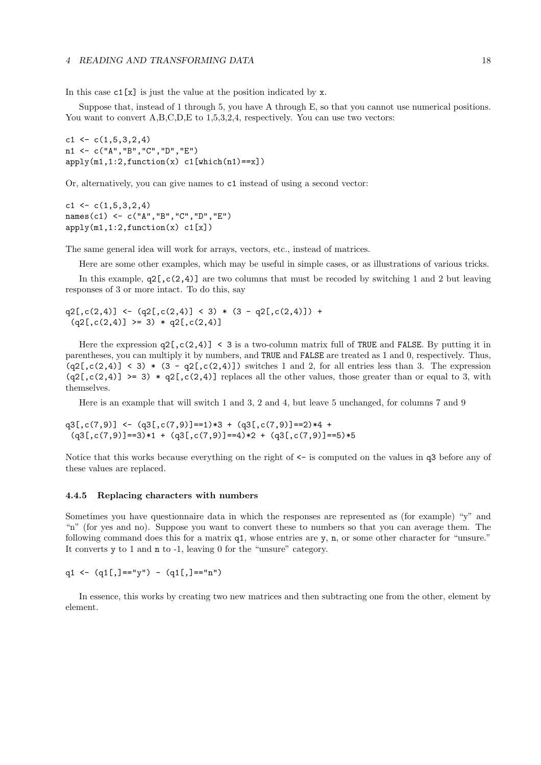In this case `c1[x]` is just the value at the position indicated by `x`.

Suppose that, instead of 1 through 5, you have A through E, so that you cannot use numerical positions. You want to convert A,B,C,D,E to 1,5,3,2,4, respectively. You can use two vectors:

```
c1 <- c(1,5,3,2,4)
n1 <- c("A","B","C","D","E")
apply(m1,1:2,function(x) c1[which(n1)==x])
```

Or, alternatively, you can give names to `c1` instead of using a second vector:

```
c1 <- c(1,5,3,2,4)
names(c1) <- c("A","B","C","D","E")
apply(m1,1:2,function(x) c1[x])
```

The same general idea will work for arrays, vectors, etc., instead of matrices.

Here are some other examples, which may be useful in simple cases, or as illustrations of various tricks.

In this example, `q2[,c(2,4)]` are two columns that must be recoded by switching 1 and 2 but leaving responses of 3 or more intact. To do this, say

```
q2[,c(2,4)] <- (q2[,c(2,4)] < 3) * (3 - q2[,c(2,4)]) +
 (q2[,c(2,4)] >= 3) * q2[,c(2,4)]
```

Here the expression `q2[,c(2,4)] < 3` is a two-column matrix full of `TRUE` and `FALSE`. By putting it in parentheses, you can multiply it by numbers, and `TRUE` and `FALSE` are treated as 1 and 0, respectively. Thus, `(q2[,c(2,4)] < 3) * (3 - q2[,c(2,4)])` switches 1 and 2, for all entries less than 3. The expression `(q2[,c(2,4)] >= 3) * q2[,c(2,4)]` replaces all the other values, those greater than or equal to 3, with themselves.

Here is an example that will switch 1 and 3, 2 and 4, but leave 5 unchanged, for columns 7 and 9

```
q3[,c(7,9)] <- (q3[,c(7,9)]==1)*3 + (q3[,c(7,9)]==2)*4 +
 (q3[,c(7,9)]==3)*1 + (q3[,c(7,9)]==4)*2 + (q3[,c(7,9)]==5)*5
```

Notice that this works because everything on the right of `<-` is computed on the values in `q3` before any of these values are replaced.

### 4.4.5 Replacing characters with numbers

Sometimes you have questionnaire data in which the responses are represented as (for example) "y" and "n" (for yes and no). Suppose you want to convert these to numbers so that you can average them. The following command does this for a matrix `q1`, whose entries are `y`, `n`, or some other character for "unsure." It converts `y` to 1 and `n` to -1, leaving 0 for the "unsure" category.

```
q1 <- (q1[,]=="y") - (q1[,]=="n")
```

In essence, this works by creating two new matrices and then subtracting one from the other, element by element.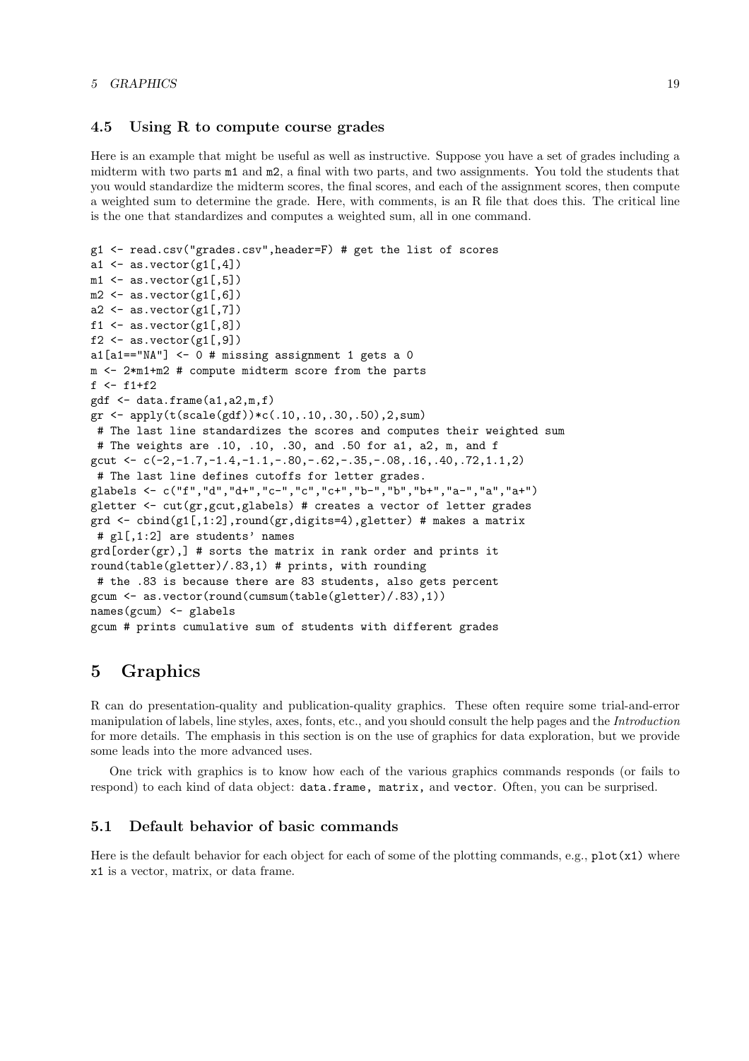### 4.5 Using R to compute course grades

Here is an example that might be useful as well as instructive. Suppose you have a set of grades including a midterm with two parts m1 and m2, a final with two parts, and two assignments. You told the students that you would standardize the midterm scores, the final scores, and each of the assignment scores, then compute a weighted sum to determine the grade. Here, with comments, is an R file that does this. The critical line is the one that standardizes and computes a weighted sum, all in one command.

```
g1 <- read.csv("grades.csv",header=F) # get the list of scores
a1 <- as.vector(g1[,4])
m1 <- as.vector(g1[,5])
m2 <- as.vector(g1[,6])
a2 <- as.vector(g1[,7])
f1 <- as.vector(g1[,8])
f2 <- as.vector(g1[,9])
a1[a1=="NA"] <- 0 # missing assignment 1 gets a 0
m <- 2*m1+m2 # compute midterm score from the parts
f <- f1+f2
gdf <- data.frame(a1,a2,m,f)
gr <- apply(t(scale(gdf))*c(.10,.10,.30,.50),2,sum)
 # The last line standardizes the scores and computes their weighted sum
 # The weights are .10, .10, .30, and .50 for a1, a2, m, and f
gcut <- c(-2,-1.7,-1.4,-1.1,-.80,-.62,-.35,-.08,.16,.40,.72,1.1,2)
 # The last line defines cutoffs for letter grades.
glabels <- c("f","d","d+","c-","c","c+","b-","b","b+","a-","a","a+")
gletter <- cut(gr,gcut,glabels) # creates a vector of letter grades
grd <- cbind(g1[,1:2],round(gr,digits=4),gletter) # makes a matrix
 # gl[,1:2] are students' names
grd[order(gr),] # sorts the matrix in rank order and prints it
round(table(gletter)/.83,1) # prints, with rounding
 # the .83 is because there are 83 students, also gets percent
gcum <- as.vector(round(cumsum(table(gletter)/.83),1))
names(gcum) <- glabels
gcum # prints cumulative sum of students with different grades
```

## 5 Graphics

R can do presentation-quality and publication-quality graphics. These often require some trial-and-error manipulation of labels, line styles, axes, fonts, etc., and you should consult the help pages and the *Introduction* for more details. The emphasis in this section is on the use of graphics for data exploration, but we provide some leads into the more advanced uses.

One trick with graphics is to know how each of the various graphics commands responds (or fails to respond) to each kind of data object: `data.frame, matrix,` and `vector`. Often, you can be surprised.

### 5.1 Default behavior of basic commands

Here is the default behavior for each object for each of some of the plotting commands, e.g., `plot(x1)` where `x1` is a vector, matrix, or data frame.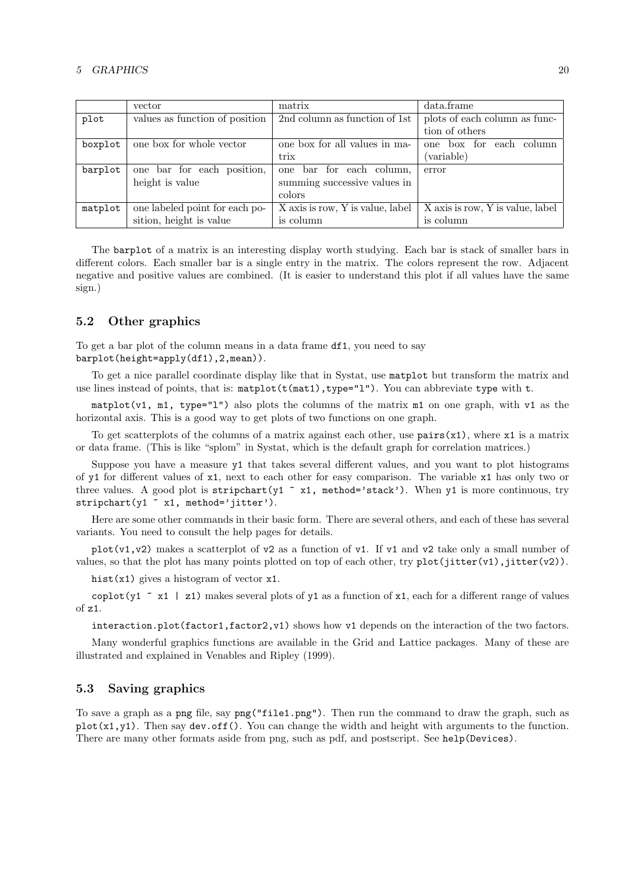| | vector | matrix | data.frame |
|---|---|---|---|
| `plot` | values as function of position | 2nd column as function of 1st | plots of each column as function of others |
| `boxplot` | one box for whole vector | one box for all values in matrix | one box for each column (variable) |
| `barplot` | one bar for each position, height is value | one bar for each column, summing successive values in colors | error |
| `matplot` | one labeled point for each position, height is value | X axis is row, Y is value, label is column | X axis is row, Y is value, label is column |

The `barplot` of a matrix is an interesting display worth studying. Each bar is stack of smaller bars in different colors. Each smaller bar is a single entry in the matrix. The colors represent the row. Adjacent negative and positive values are combined. (It is easier to understand this plot if all values have the same sign.)

## 5.2 Other graphics

To get a bar plot of the column means in a data frame `df1`, you need to say `barplot(height=apply(df1),2,mean))`.

To get a nice parallel coordinate display like that in Systat, use `matplot` but transform the matrix and use lines instead of points, that is: `matplot(t(mat1),type="l")`. You can abbreviate `type` with `t`.

`matplot(v1, m1, type="l")` also plots the columns of the matrix `m1` on one graph, with `v1` as the horizontal axis. This is a good way to get plots of two functions on one graph.

To get scatterplots of the columns of a matrix against each other, use `pairs(x1)`, where `x1` is a matrix or data frame. (This is like "splom" in Systat, which is the default graph for correlation matrices.)

Suppose you have a measure `y1` that takes several different values, and you want to plot histograms of `y1` for different values of `x1`, next to each other for easy comparison. The variable `x1` has only two or three values. A good plot is `stripchart(y1 ~ x1, method='stack')`. When `y1` is more continuous, try `stripchart(y1 ~ x1, method='jitter')`.

Here are some other commands in their basic form. There are several others, and each of these has several variants. You need to consult the help pages for details.

`plot(v1,v2)` makes a scatterplot of `v2` as a function of `v1`. If `v1` and `v2` take only a small number of values, so that the plot has many points plotted on top of each other, try `plot(jitter(v1),jitter(v2))`.

`hist(x1)` gives a histogram of vector `x1`.

`coplot(y1 ~ x1 | z1)` makes several plots of `y1` as a function of `x1`, each for a different range of values of `z1`.

`interaction.plot(factor1,factor2,v1)` shows how `v1` depends on the interaction of the two factors.

Many wonderful graphics functions are available in the Grid and Lattice packages. Many of these are illustrated and explained in Venables and Ripley (1999).

## 5.3 Saving graphics

To save a graph as a `png` file, say `png("file1.png")`. Then run the command to draw the graph, such as `plot(x1,y1)`. Then say `dev.off()`. You can change the width and height with arguments to the function. There are many other formats aside from png, such as pdf, and postscript. See `help(Devices)`.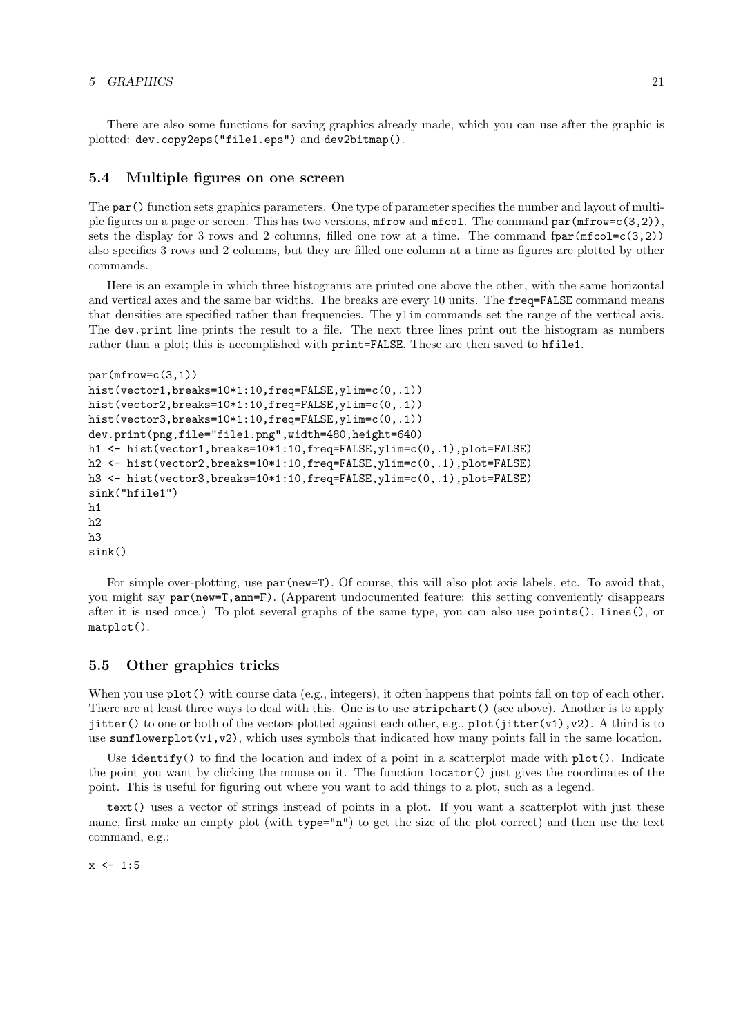There are also some functions for saving graphics already made, which you can use after the graphic is plotted: `dev.copy2eps("file1.eps")` and `dev2bitmap()`.

## 5.4 Multiple figures on one screen

The `par()` function sets graphics parameters. One type of parameter specifies the number and layout of multiple figures on a page or screen. This has two versions, `mfrow` and `mfcol`. The command `par(mfrow=c(3,2))`, sets the display for 3 rows and 2 columns, filled one row at a time. The command `fpar(mfcol=c(3,2))` also specifies 3 rows and 2 columns, but they are filled one column at a time as figures are plotted by other commands.

Here is an example in which three histograms are printed one above the other, with the same horizontal and vertical axes and the same bar widths. The breaks are every 10 units. The `freq=FALSE` command means that densities are specified rather than frequencies. The `ylim` commands set the range of the vertical axis. The `dev.print` line prints the result to a file. The next three lines print out the histogram as numbers rather than a plot; this is accomplished with `print=FALSE`. These are then saved to `hfile1`.

```
par(mfrow=c(3,1))
hist(vector1,breaks=10*1:10,freq=FALSE,ylim=c(0,.1))
hist(vector2,breaks=10*1:10,freq=FALSE,ylim=c(0,.1))
hist(vector3,breaks=10*1:10,freq=FALSE,ylim=c(0,.1))
dev.print(png,file="file1.png",width=480,height=640)
h1 <- hist(vector1,breaks=10*1:10,freq=FALSE,ylim=c(0,.1),plot=FALSE)
h2 <- hist(vector2,breaks=10*1:10,freq=FALSE,ylim=c(0,.1),plot=FALSE)
h3 <- hist(vector3,breaks=10*1:10,freq=FALSE,ylim=c(0,.1),plot=FALSE)
sink("hfile1")
h1
h2
h3
sink()
```

For simple over-plotting, use `par(new=T)`. Of course, this will also plot axis labels, etc. To avoid that, you might say `par(new=T,ann=F)`. (Apparent undocumented feature: this setting conveniently disappears after it is used once.) To plot several graphs of the same type, you can also use `points()`, `lines()`, or `matplot()`.

## 5.5 Other graphics tricks

When you use `plot()` with course data (e.g., integers), it often happens that points fall on top of each other. There are at least three ways to deal with this. One is to use `stripchart()` (see above). Another is to apply `jitter()` to one or both of the vectors plotted against each other, e.g., `plot(jitter(v1),v2)`. A third is to use `sunflowerplot(v1,v2)`, which uses symbols that indicated how many points fall in the same location.

Use `identify()` to find the location and index of a point in a scatterplot made with `plot()`. Indicate the point you want by clicking the mouse on it. The function `locator()` just gives the coordinates of the point. This is useful for figuring out where you want to add things to a plot, such as a legend.

`text()` uses a vector of strings instead of points in a plot. If you want a scatterplot with just these name, first make an empty plot (with `type="n"`) to get the size of the plot correct) and then use the text command, e.g.:

```
x <- 1:5
```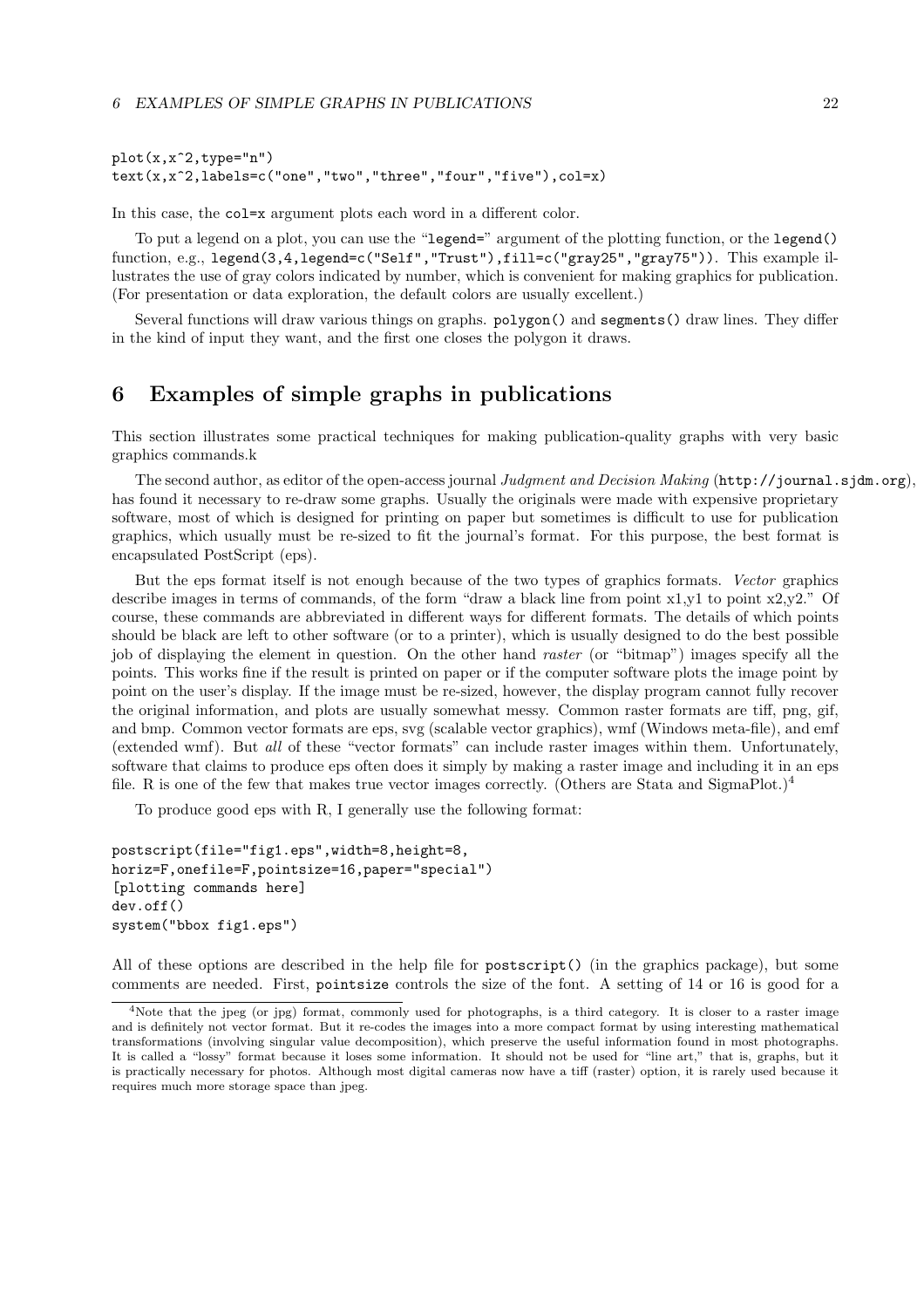```
plot(x,x^2,type="n")
text(x,x^2,labels=c("one","two","three","four","five"),col=x)
```

In this case, the `col=x` argument plots each word in a different color.

To put a legend on a plot, you can use the "`legend=`" argument of the plotting function, or the `legend()` function, e.g., `legend(3,4,legend=c("Self","Trust"),fill=c("gray25","gray75"))`. This example illustrates the use of gray colors indicated by number, which is convenient for making graphics for publication. (For presentation or data exploration, the default colors are usually excellent.)

Several functions will draw various things on graphs. `polygon()` and `segments()` draw lines. They differ in the kind of input they want, and the first one closes the polygon it draws.

# 6 Examples of simple graphs in publications

This section illustrates some practical techniques for making publication-quality graphs with very basic graphics commands.k

The second author, as editor of the open-access journal *Judgment and Decision Making* (`http://journal.sjdm.org`), has found it necessary to re-draw some graphs. Usually the originals were made with expensive proprietary software, most of which is designed for printing on paper but sometimes is difficult to use for publication graphics, which usually must be re-sized to fit the journal's format. For this purpose, the best format is encapsulated PostScript (eps).

But the eps format itself is not enough because of the two types of graphics formats. *Vector* graphics describe images in terms of commands, of the form "draw a black line from point x1,y1 to point x2,y2." Of course, these commands are abbreviated in different ways for different formats. The details of which points should be black are left to other software (or to a printer), which is usually designed to do the best possible job of displaying the element in question. On the other hand *raster* (or "bitmap") images specify all the points. This works fine if the result is printed on paper or if the computer software plots the image point by point on the user's display. If the image must be re-sized, however, the display program cannot fully recover the original information, and plots are usually somewhat messy. Common raster formats are tiff, png, gif, and bmp. Common vector formats are eps, svg (scalable vector graphics), wmf (Windows meta-file), and emf (extended wmf). But *all* of these "vector formats" can include raster images within them. Unfortunately, software that claims to produce eps often does it simply by making a raster image and including it in an eps file. R is one of the few that makes true vector images correctly. (Others are Stata and SigmaPlot.)[4]

To produce good eps with R, I generally use the following format:

```
postscript(file="fig1.eps",width=8,height=8,
horiz=F,onefile=F,pointsize=16,paper="special")
[plotting commands here]
dev.off()
system("bbox fig1.eps")
```

All of these options are described in the help file for `postscript()` (in the graphics package), but some comments are needed. First, `pointsize` controls the size of the font. A setting of 14 or 16 is good for a

[4]Note that the jpeg (or jpg) format, commonly used for photographs, is a third category. It is closer to a raster image and is definitely not vector format. But it re-codes the images into a more compact format by using interesting mathematical transformations (involving singular value decomposition), which preserve the useful information found in most photographs. It is called a "lossy" format because it loses some information. It should not be used for "line art," that is, graphs, but it is practically necessary for photos. Although most digital cameras now have a tiff (raster) option, it is rarely used because it requires much more storage space than jpeg.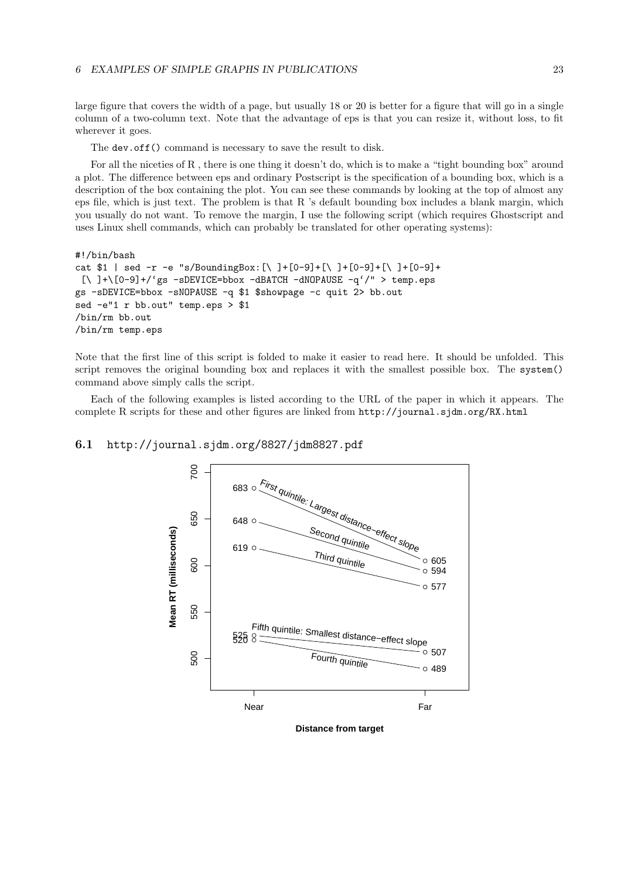large figure that covers the width of a page, but usually 18 or 20 is better for a figure that will go in a single column of a two-column text. Note that the advantage of eps is that you can resize it, without loss, to fit wherever it goes.

The dev.off() command is necessary to save the result to disk.

For all the niceties of R , there is one thing it doesn't do, which is to make a "tight bounding box" around a plot. The difference between eps and ordinary Postscript is the specification of a bounding box, which is a description of the box containing the plot. You can see these commands by looking at the top of almost any eps file, which is just text. The problem is that R 's default bounding box includes a blank margin, which you usually do not want. To remove the margin, I use the following script (which requires Ghostscript and uses Linux shell commands, which can probably be translated for other operating systems):

```
#!/bin/bash
cat $1 | sed -r -e "s/BoundingBox:[\ ]+[0-9]+[\ ]+[0-9]+[\ ]+[0-9]+
 [\ ]+\[0-9]+/`gs -sDEVICE=bbox -dBATCH -dNOPAUSE -q`/" > temp.eps
gs -sDEVICE=bbox -sNOPAUSE -q $1 $showpage -c quit 2> bb.out
sed -e"1 r bb.out" temp.eps > $1
/bin/rm bb.out
/bin/rm temp.eps
```

Note that the first line of this script is folded to make it easier to read here. It should be unfolded. This script removes the original bounding box and replaces it with the smallest possible box. The system() command above simply calls the script.

Each of the following examples is listed according to the URL of the paper in which it appears. The complete R scripts for these and other figures are linked from http://journal.sjdm.org/RX.html

## 6.1 http://journal.sjdm.org/8827/jdm8827.pdf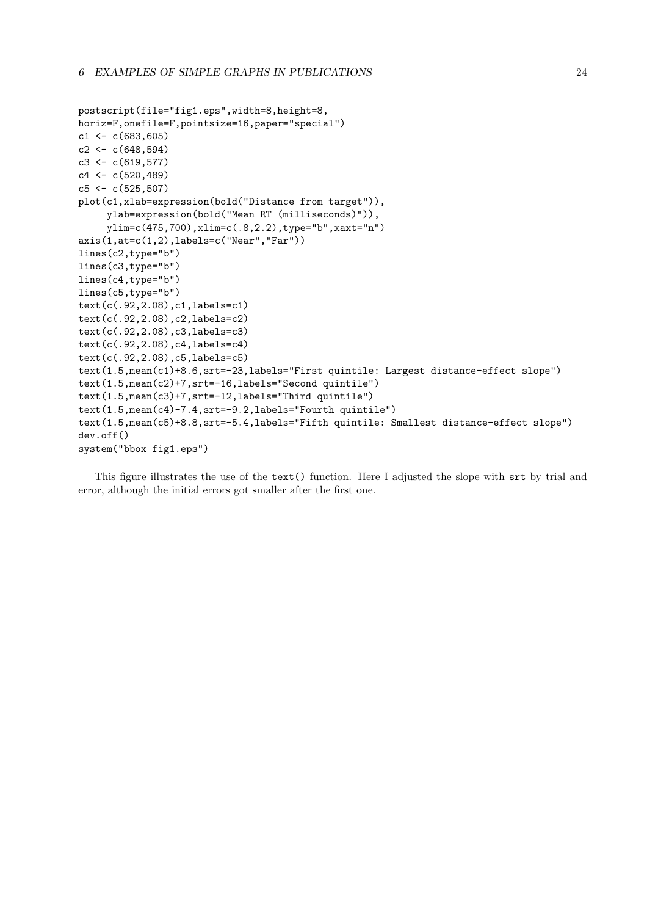```
postscript(file="fig1.eps",width=8,height=8,
horiz=F,onefile=F,pointsize=16,paper="special")
c1 <- c(683,605)
c2 <- c(648,594)
c3 <- c(619,577)
c4 <- c(520,489)
c5 <- c(525,507)
plot(c1,xlab=expression(bold("Distance from target")),
     ylab=expression(bold("Mean RT (milliseconds)")),
     ylim=c(475,700),xlim=c(.8,2.2),type="b",xaxt="n")
axis(1,at=c(1,2),labels=c("Near","Far"))
lines(c2,type="b")
lines(c3,type="b")
lines(c4,type="b")
lines(c5,type="b")
text(c(.92,2.08),c1,labels=c1)
text(c(.92,2.08),c2,labels=c2)
text(c(.92,2.08),c3,labels=c3)
text(c(.92,2.08),c4,labels=c4)
text(c(.92,2.08),c5,labels=c5)
text(1.5,mean(c1)+8.6,srt=-23,labels="First quintile: Largest distance-effect slope")
text(1.5,mean(c2)+7,srt=-16,labels="Second quintile")
text(1.5,mean(c3)+7,srt=-12,labels="Third quintile")
text(1.5,mean(c4)-7.4,srt=-9.2,labels="Fourth quintile")
text(1.5,mean(c5)+8.8,srt=-5.4,labels="Fifth quintile: Smallest distance-effect slope")
dev.off()
system("bbox fig1.eps")
```

This figure illustrates the use of the `text()` function. Here I adjusted the slope with `srt` by trial and error, although the initial errors got smaller after the first one.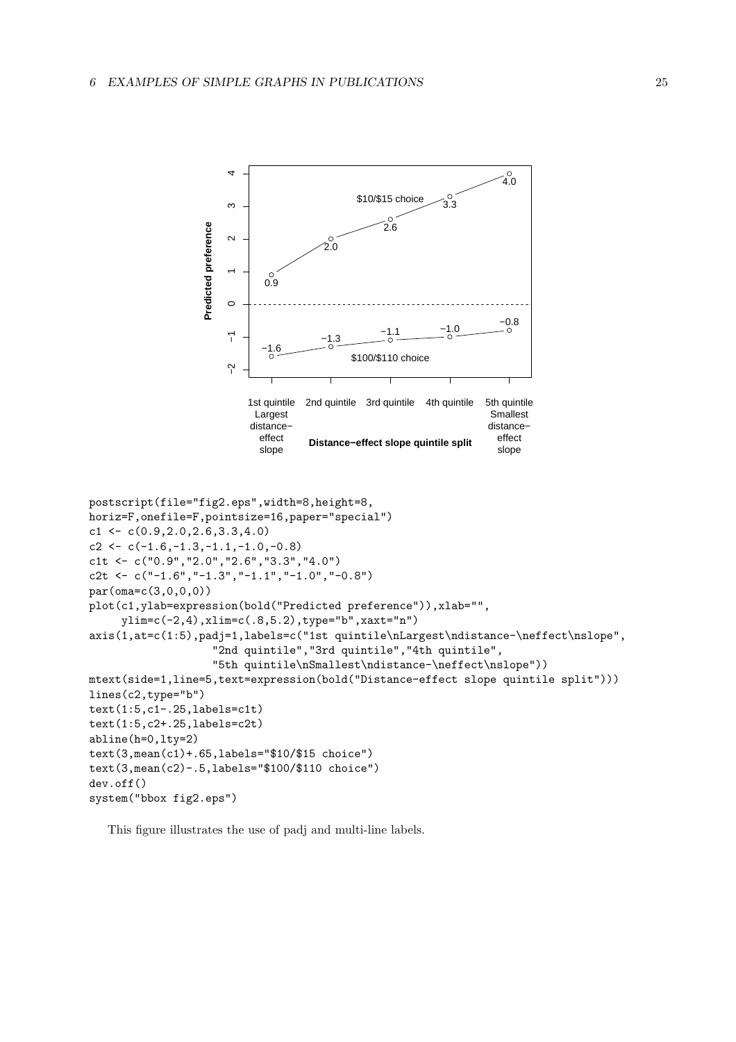```
postscript(file="fig2.eps",width=8,height=8,
horiz=F,onefile=F,pointsize=16,paper="special")
c1 <- c(0.9,2.0,2.6,3.3,4.0)
c2 <- c(-1.6,-1.3,-1.1,-1.0,-0.8)
c1t <- c("0.9","2.0","2.6","3.3","4.0")
c2t <- c("-1.6","-1.3","-1.1","-1.0","-0.8")
par(oma=c(3,0,0,0))
plot(c1,ylab=expression(bold("Predicted preference")),xlab="",
     ylim=c(-2,4),xlim=c(.8,5.2),type="b",xaxt="n")
axis(1,at=c(1:5),padj=1,labels=c("1st quintile\nLargest\ndistance-\neffect\nslope",
                   "2nd quintile","3rd quintile","4th quintile",
                   "5th quintile\nSmallest\ndistance-\neffect\nslope"))
mtext(side=1,line=5,text=expression(bold("Distance-effect slope quintile split")))
lines(c2,type="b")
text(1:5,c1-.25,labels=c1t)
text(1:5,c2+.25,labels=c2t)
abline(h=0,lty=2)
text(3,mean(c1)+.65,labels="$10/$15 choice")
text(3,mean(c2)-.5,labels="$100/$110 choice")
dev.off()
system("bbox fig2.eps")
```

This figure illustrates the use of padj and multi-line labels.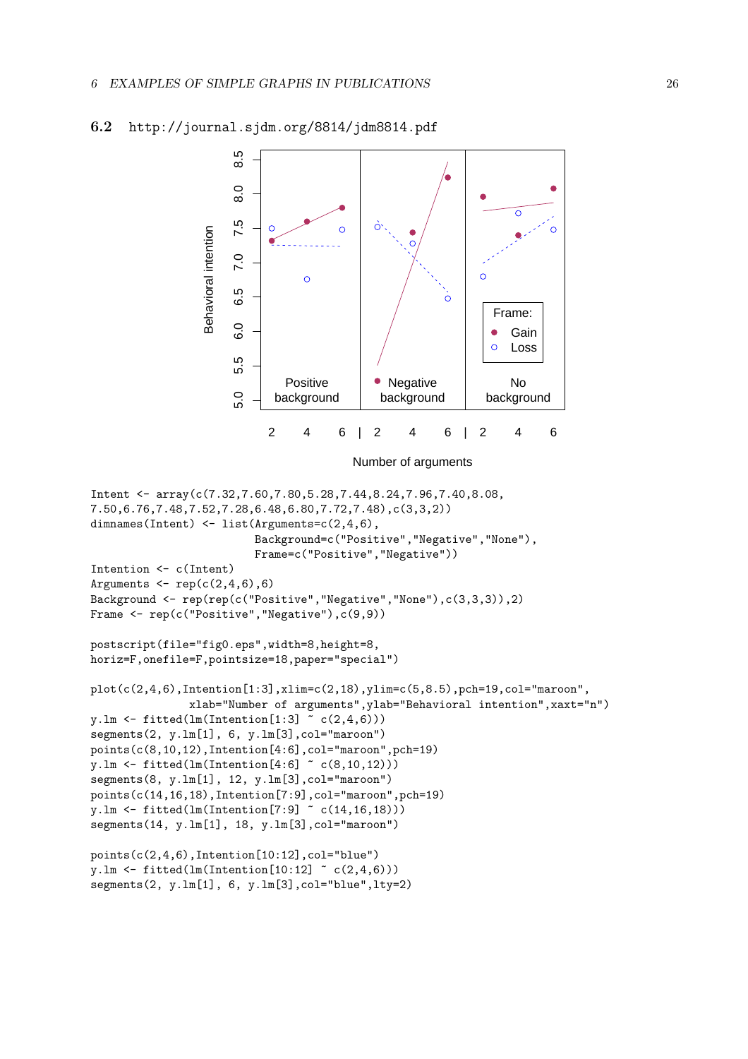## 6.2 http://journal.sjdm.org/8814/jdm8814.pdf

```
Intent <- array(c(7.32,7.60,7.80,5.28,7.44,8.24,7.96,7.40,8.08,
7.50,6.76,7.48,7.52,7.28,6.48,6.80,7.72,7.48),c(3,3,2))
dimnames(Intent) <- list(Arguments=c(2,4,6),
                         Background=c("Positive","Negative","None"),
                         Frame=c("Positive","Negative"))
Intention <- c(Intent)
Arguments <- rep(c(2,4,6),6)
Background <- rep(rep(c("Positive","Negative","None"),c(3,3,3)),2)
Frame <- rep(c("Positive","Negative"),c(9,9))

postscript(file="fig0.eps",width=8,height=8,
horiz=F,onefile=F,pointsize=18,paper="special")

plot(c(2,4,6),Intention[1:3],xlim=c(2,18),ylim=c(5,8.5),pch=19,col="maroon",
               xlab="Number of arguments",ylab="Behavioral intention",xaxt="n")
y.lm <- fitted(lm(Intention[1:3] ~ c(2,4,6)))
segments(2, y.lm[1], 6, y.lm[3],col="maroon")
points(c(8,10,12),Intention[4:6],col="maroon",pch=19)
y.lm <- fitted(lm(Intention[4:6] ~ c(8,10,12)))
segments(8, y.lm[1], 12, y.lm[3],col="maroon")
points(c(14,16,18),Intention[7:9],col="maroon",pch=19)
y.lm <- fitted(lm(Intention[7:9] ~ c(14,16,18)))
segments(14, y.lm[1], 18, y.lm[3],col="maroon")

points(c(2,4,6),Intention[10:12],col="blue")
y.lm <- fitted(lm(Intention[10:12] ~ c(2,4,6)))
segments(2, y.lm[1], 6, y.lm[3],col="blue",lty=2)
```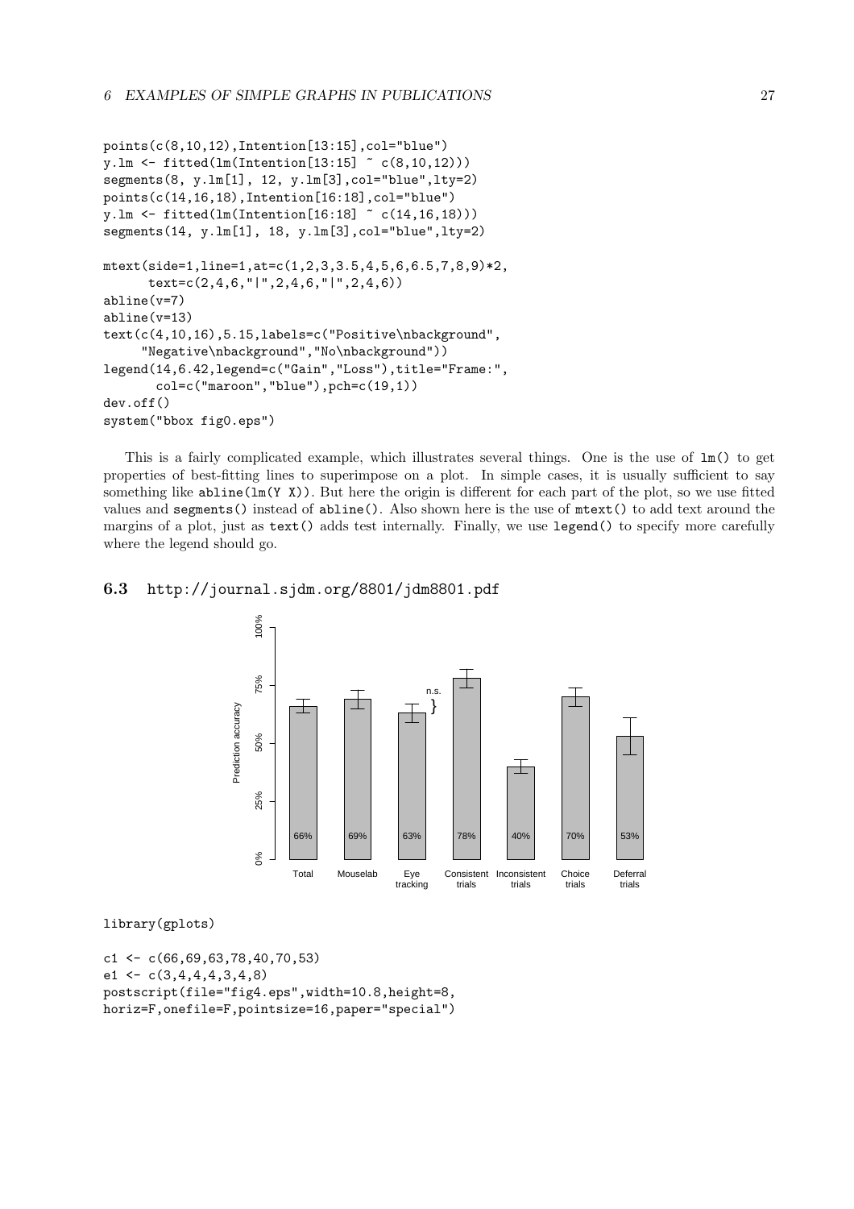```
points(c(8,10,12),Intention[13:15],col="blue")
y.lm <- fitted(lm(Intention[13:15] ~ c(8,10,12)))
segments(8, y.lm[1], 12, y.lm[3],col="blue",lty=2)
points(c(14,16,18),Intention[16:18],col="blue")
y.lm <- fitted(lm(Intention[16:18] ~ c(14,16,18)))
segments(14, y.lm[1], 18, y.lm[3],col="blue",lty=2)

mtext(side=1,line=1,at=c(1,2,3,3.5,4,5,6,6.5,7,8,9)*2,
      text=c(2,4,6,"|",2,4,6,"|",2,4,6))
abline(v=7)
abline(v=13)
text(c(4,10,16),5.15,labels=c("Positive\nbackground",
     "Negative\nbackground","No\nbackground"))
legend(14,6.42,legend=c("Gain","Loss"),title="Frame:",
       col=c("maroon","blue"),pch=c(19,1))
dev.off()
system("bbox fig0.eps")
```

This is a fairly complicated example, which illustrates several things. One is the use of `lm()` to get properties of best-fitting lines to superimpose on a plot. In simple cases, it is usually sufficient to say something like `abline(lm(Y X))`. But here the origin is different for each part of the plot, so we use fitted values and `segments()` instead of `abline()`. Also shown here is the use of `mtext()` to add text around the margins of a plot, just as `text()` adds test internally. Finally, we use `legend()` to specify more carefully where the legend should go.

## 6.3 http://journal.sjdm.org/8801/jdm8801.pdf

```
library(gplots)

c1 <- c(66,69,63,78,40,70,53)
e1 <- c(3,4,4,4,3,4,8)
postscript(file="fig4.eps",width=10.8,height=8,
horiz=F,onefile=F,pointsize=16,paper="special")
```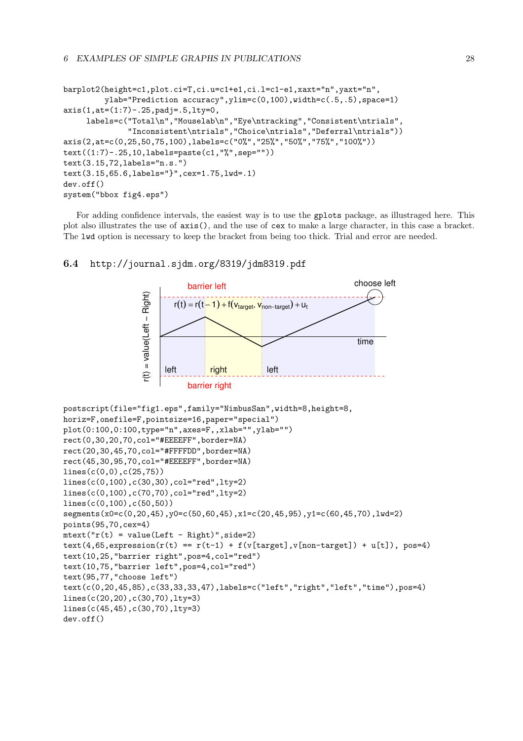```
barplot2(height=c1,plot.ci=T,ci.u=c1+e1,ci.l=c1-e1,xaxt="n",yaxt="n",
         ylab="Prediction accuracy",ylim=c(0,100),width=c(.5,.5),space=1)
axis(1,at=(1:7)-.25,padj=.5,lty=0,
     labels=c("Total\n","Mouselab\n","Eye\ntracking","Consistent\ntrials",
              "Inconsistent\ntrials","Choice\ntrials","Deferral\ntrials"))
axis(2,at=c(0,25,50,75,100),labels=c("0%","25%","50%","75%","100%"))
text((1:7)-.25,10,labels=paste(c1,"%",sep=""))
text(3.15,72,labels="n.s.")
text(3.15,65.6,labels="}",cex=1.75,lwd=.1)
dev.off()
system("bbox fig4.eps")
```

For adding confidence intervals, the easiest way is to use the `gplots` package, as illustraged here. This plot also illustrates the use of `axis()`, and the use of `cex` to make a large character, in this case a bracket. The `lwd` option is necessary to keep the bracket from being too thick. Trial and error are needed.

## 6.4 http://journal.sjdm.org/8319/jdm8319.pdf

```
postscript(file="fig1.eps",family="NimbusSan",width=8,height=8,
horiz=F,onefile=F,pointsize=16,paper="special")
plot(0:100,0:100,type="n",axes=F,,xlab="",ylab="")
rect(0,30,20,70,col="#EEEEFF",border=NA)
rect(20,30,45,70,col="#FFFFDD",border=NA)
rect(45,30,95,70,col="#EEEEFF",border=NA)
lines(c(0,0),c(25,75))
lines(c(0,100),c(30,30),col="red",lty=2)
lines(c(0,100),c(70,70),col="red",lty=2)
lines(c(0,100),c(50,50))
segments(x0=c(0,20,45),y0=c(50,60,45),x1=c(20,45,95),y1=c(60,45,70),lwd=2)
points(95,70,cex=4)
mtext("r(t) = value(Left - Right)",side=2)
text(4,65,expression(r(t) == r(t-1) + f(v[target],v[non-target]) + u[t]), pos=4)
text(10,25,"barrier right",pos=4,col="red")
text(10,75,"barrier left",pos=4,col="red")
text(95,77,"choose left")
text(c(0,20,45,85),c(33,33,33,47),labels=c("left","right","left","time"),pos=4)
lines(c(20,20),c(30,70),lty=3)
lines(c(45,45),c(30,70),lty=3)
dev.off()
```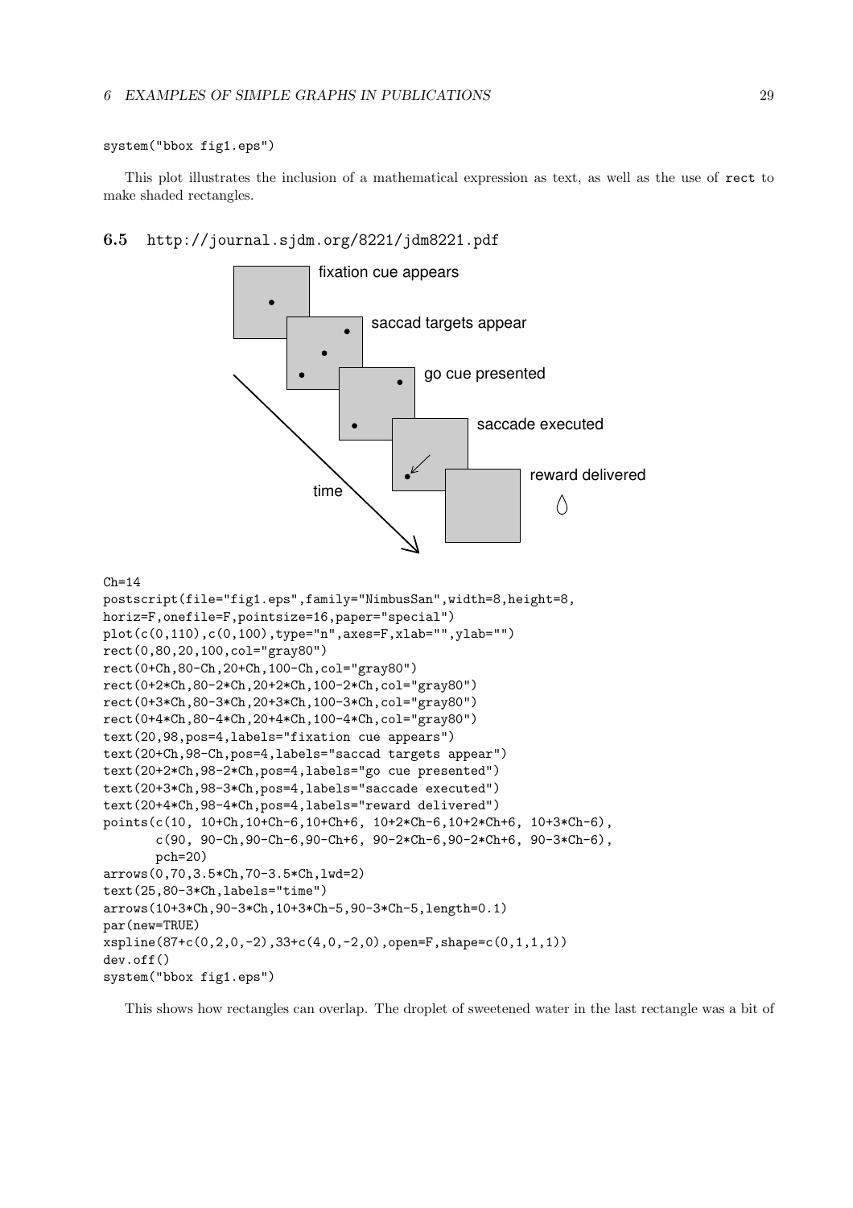```
system("bbox fig1.eps")
```

This plot illustrates the inclusion of a mathematical expression as text, as well as the use of `rect` to make shaded rectangles.

## 6.5 http://journal.sjdm.org/8221/jdm8221.pdf

```
Ch=14
postscript(file="fig1.eps",family="NimbusSan",width=8,height=8,
horiz=F,onefile=F,pointsize=16,paper="special")
plot(c(0,110),c(0,100),type="n",axes=F,xlab="",ylab="")
rect(0,80,20,100,col="gray80")
rect(0+Ch,80-Ch,20+Ch,100-Ch,col="gray80")
rect(0+2*Ch,80-2*Ch,20+2*Ch,100-2*Ch,col="gray80")
rect(0+3*Ch,80-3*Ch,20+3*Ch,100-3*Ch,col="gray80")
rect(0+4*Ch,80-4*Ch,20+4*Ch,100-4*Ch,col="gray80")
text(20,98,pos=4,labels="fixation cue appears")
text(20+Ch,98-Ch,pos=4,labels="saccad targets appear")
text(20+2*Ch,98-2*Ch,pos=4,labels="go cue presented")
text(20+3*Ch,98-3*Ch,pos=4,labels="saccade executed")
text(20+4*Ch,98-4*Ch,pos=4,labels="reward delivered")
points(c(10, 10+Ch,10+Ch-6,10+Ch+6, 10+2*Ch-6,10+2*Ch+6, 10+3*Ch-6),
       c(90, 90-Ch,90-Ch-6,90-Ch+6, 90-2*Ch-6,90-2*Ch+6, 90-3*Ch-6),
       pch=20)
arrows(0,70,3.5*Ch,70-3.5*Ch,lwd=2)
text(25,80-3*Ch,labels="time")
arrows(10+3*Ch,90-3*Ch,10+3*Ch-5,90-3*Ch-5,length=0.1)
par(new=TRUE)
xspline(87+c(0,2,0,-2),33+c(4,0,-2,0),open=F,shape=c(0,1,1,1))
dev.off()
system("bbox fig1.eps")
```

This shows how rectangles can overlap. The droplet of sweetened water in the last rectangle was a bit of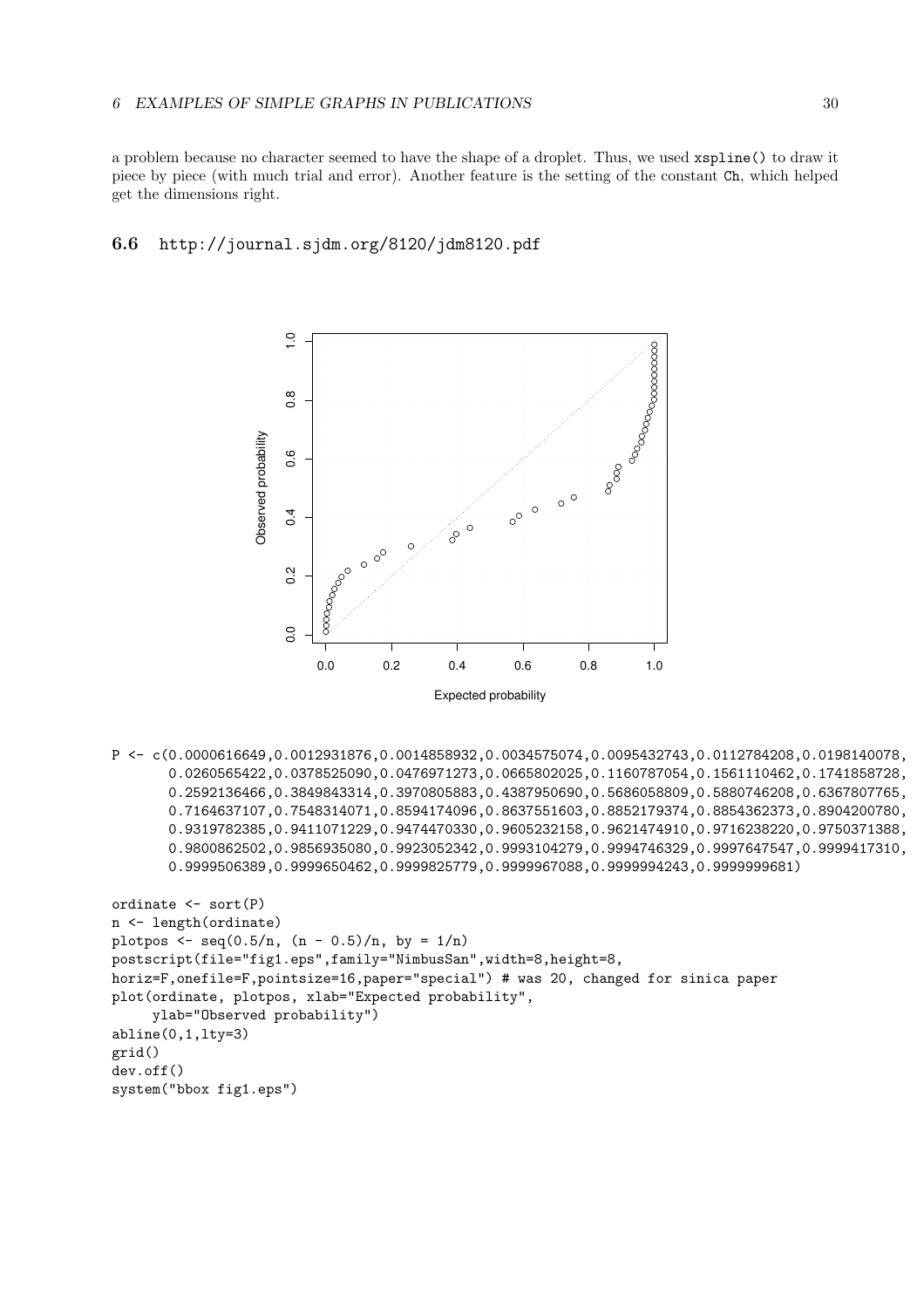a problem because no character seemed to have the shape of a droplet. Thus, we used `xspline()` to draw it piece by piece (with much trial and error). Another feature is the setting of the constant `Ch`, which helped get the dimensions right.

## 6.6 http://journal.sjdm.org/8120/jdm8120.pdf

```
P <- c(0.0000616649,0.0012931876,0.0014858932,0.0034575074,0.0095432743,0.0112784208,0.0198140078,
       0.0260565422,0.0378525090,0.0476971273,0.0665802025,0.1160787054,0.1561110462,0.1741858728,
       0.2592136466,0.3849843314,0.3970805883,0.4387950690,0.5686058809,0.5880746208,0.6367807765,
       0.7164637107,0.7548314071,0.8594174096,0.8637551603,0.8852179374,0.8854362373,0.8904200780,
       0.9319782385,0.9411071229,0.9474470330,0.9605232158,0.9621474910,0.9716238220,0.9750371388,
       0.9800862502,0.9856935080,0.9923052342,0.9993104279,0.9994746329,0.9997647547,0.9999417310,
       0.9999506389,0.9999650462,0.9999825779,0.9999967088,0.9999994243,0.9999999681)

ordinate <- sort(P)
n <- length(ordinate)
plotpos <- seq(0.5/n, (n - 0.5)/n, by = 1/n)
postscript(file="fig1.eps",family="NimbusSan",width=8,height=8,
horiz=F,onefile=F,pointsize=16,paper="special") # was 20, changed for sinica paper
plot(ordinate, plotpos, xlab="Expected probability",
     ylab="Observed probability")
abline(0,1,lty=3)
grid()
dev.off()
system("bbox fig1.eps")
```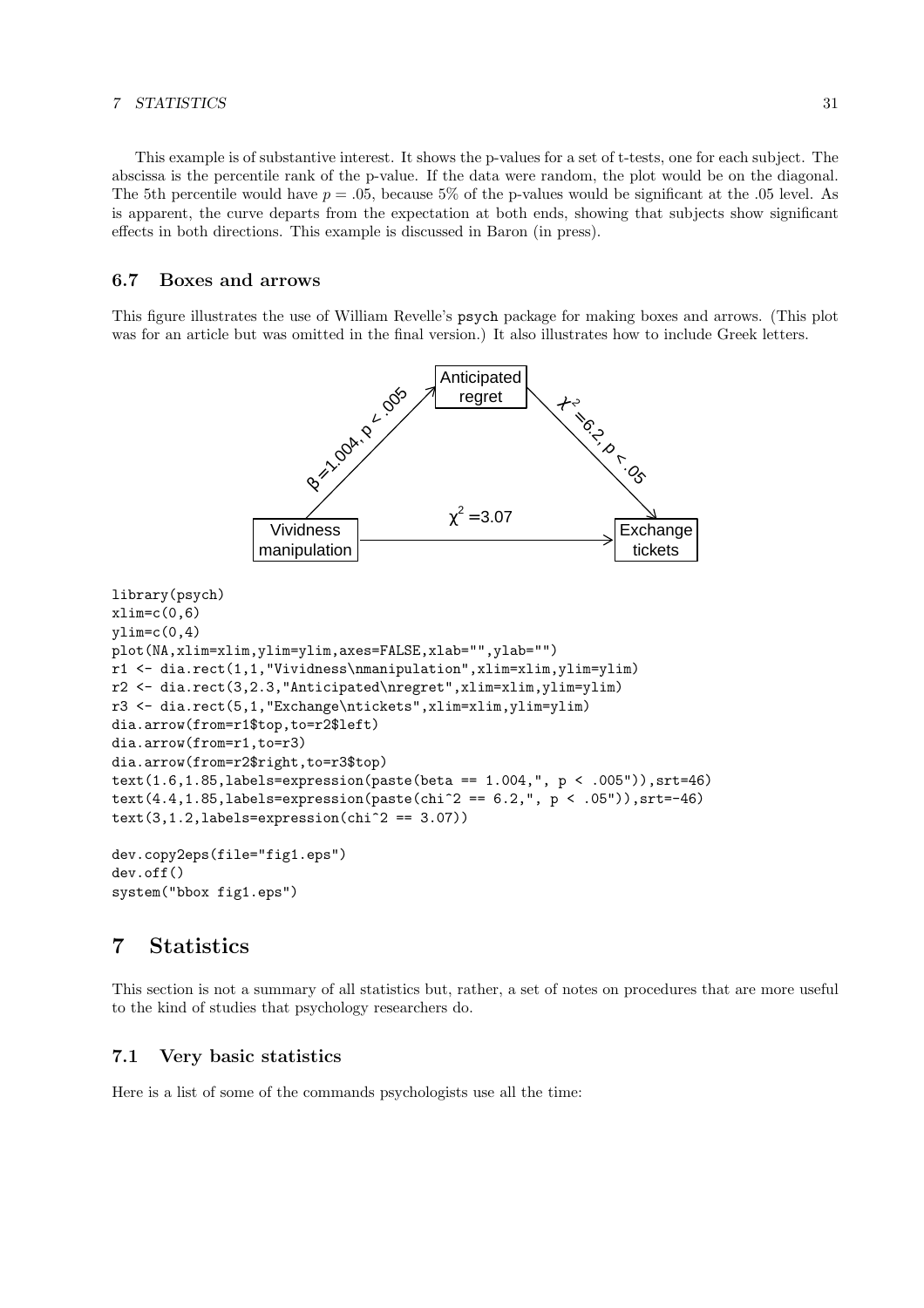This example is of substantive interest. It shows the p-values for a set of t-tests, one for each subject. The abscissa is the percentile rank of the p-value. If the data were random, the plot would be on the diagonal. The 5th percentile would have $p = .05$, because 5% of the p-values would be significant at the .05 level. As is apparent, the curve departs from the expectation at both ends, showing that subjects show significant effects in both directions. This example is discussed in Baron (in press).

### 6.7 Boxes and arrows

This figure illustrates the use of William Revelle's psych package for making boxes and arrows. (This plot was for an article but was omitted in the final version.) It also illustrates how to include Greek letters.

```
library(psych)
xlim=c(0,6)
ylim=c(0,4)
plot(NA,xlim=xlim,ylim=ylim,axes=FALSE,xlab="",ylab="")
r1 <- dia.rect(1,1,"Vividness\nmanipulation",xlim=xlim,ylim=ylim)
r2 <- dia.rect(3,2.3,"Anticipated\nregret",xlim=xlim,ylim=ylim)
r3 <- dia.rect(5,1,"Exchange\ntickets",xlim=xlim,ylim=ylim)
dia.arrow(from=r1$top,to=r2$left)
dia.arrow(from=r1,to=r3)
dia.arrow(from=r2$right,to=r3$top)
text(1.6,1.85,labels=expression(paste(beta == 1.004,", p < .005")),srt=46)
text(4.4,1.85,labels=expression(paste(chi^2 == 6.2,", p < .05")),srt=-46)
text(3,1.2,labels=expression(chi^2 == 3.07))

dev.copy2eps(file="fig1.eps")
dev.off()
system("bbox fig1.eps")
```

## 7 Statistics

This section is not a summary of all statistics but, rather, a set of notes on procedures that are more useful to the kind of studies that psychology researchers do.

### 7.1 Very basic statistics

Here is a list of some of the commands psychologists use all the time: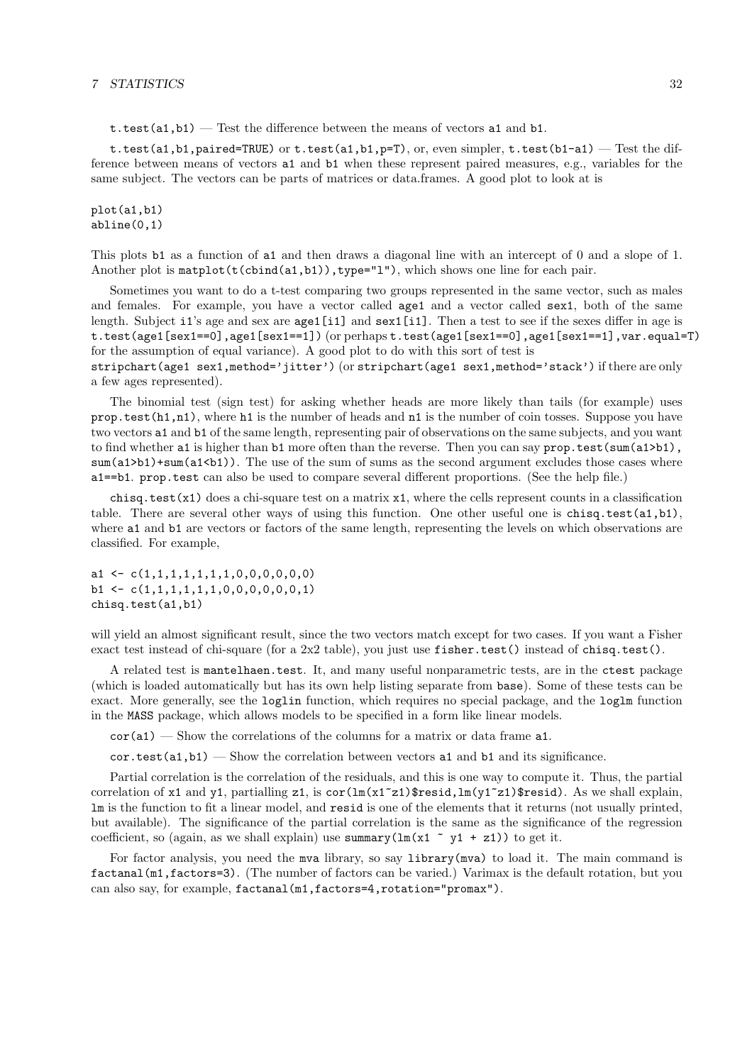`t.test(a1,b1)` — Test the difference between the means of vectors `a1` and `b1`.

`t.test(a1,b1,paired=TRUE)` or `t.test(a1,b1,p=T)`, or, even simpler, `t.test(b1-a1)` — Test the difference between means of vectors `a1` and `b1` when these represent paired measures, e.g., variables for the same subject. The vectors can be parts of matrices or data.frames. A good plot to look at is

```
plot(a1,b1)
abline(0,1)
```

This plots `b1` as a function of `a1` and then draws a diagonal line with an intercept of 0 and a slope of 1. Another plot is `matplot(t(cbind(a1,b1)),type="l")`, which shows one line for each pair.

Sometimes you want to do a t-test comparing two groups represented in the same vector, such as males and females. For example, you have a vector called `age1` and a vector called `sex1`, both of the same length. Subject `i1`'s age and sex are `age1[i1]` and `sex1[i1]`. Then a test to see if the sexes differ in age is `t.test(age1[sex1==0],age1[sex1==1])` (or perhaps `t.test(age1[sex1==0],age1[sex1==1],var.equal=T)` for the assumption of equal variance). A good plot to do with this sort of test is `stripchart(age1 sex1,method='jitter')` (or `stripchart(age1 sex1,method='stack')` if there are only a few ages represented).

The binomial test (sign test) for asking whether heads are more likely than tails (for example) uses `prop.test(h1,n1)`, where `h1` is the number of heads and `n1` is the number of coin tosses. Suppose you have two vectors `a1` and `b1` of the same length, representing pair of observations on the same subjects, and you want to find whether `a1` is higher than `b1` more often than the reverse. Then you can say `prop.test(sum(a1>b1), sum(a1>b1)+sum(a1<b1))`. The use of the sum of sums as the second argument excludes those cases where `a1==b1`. `prop.test` can also be used to compare several different proportions. (See the help file.)

`chisq.test(x1)` does a chi-square test on a matrix `x1`, where the cells represent counts in a classification table. There are several other ways of using this function. One other useful one is `chisq.test(a1,b1)`, where `a1` and `b1` are vectors or factors of the same length, representing the levels on which observations are classified. For example,

```
a1 <- c(1,1,1,1,1,1,1,0,0,0,0,0,0)
b1 <- c(1,1,1,1,1,1,0,0,0,0,0,0,1)
chisq.test(a1,b1)
```

will yield an almost significant result, since the two vectors match except for two cases. If you want a Fisher exact test instead of chi-square (for a 2x2 table), you just use `fisher.test()` instead of `chisq.test()`.

A related test is `mantelhaen.test`. It, and many useful nonparametric tests, are in the `ctest` package (which is loaded automatically but has its own help listing separate from `base`). Some of these tests can be exact. More generally, see the `loglin` function, which requires no special package, and the `loglm` function in the `MASS` package, which allows models to be specified in a form like linear models.

`cor(a1)` — Show the correlations of the columns for a matrix or data frame `a1`.

`cor.test(a1,b1)` — Show the correlation between vectors `a1` and `b1` and its significance.

Partial correlation is the correlation of the residuals, and this is one way to compute it. Thus, the partial correlation of `x1` and `y1`, partialling `z1`, is `cor(lm(x1~z1)$resid,lm(y1~z1)$resid)`. As we shall explain, `lm` is the function to fit a linear model, and `resid` is one of the elements that it returns (not usually printed, but available). The significance of the partial correlation is the same as the significance of the regression coefficient, so (again, as we shall explain) use `summary(lm(x1 ~ y1 + z1))` to get it.

For factor analysis, you need the `mva` library, so say `library(mva)` to load it. The main command is `factanal(m1,factors=3)`. (The number of factors can be varied.) Varimax is the default rotation, but you can also say, for example, `factanal(m1,factors=4,rotation="promax")`.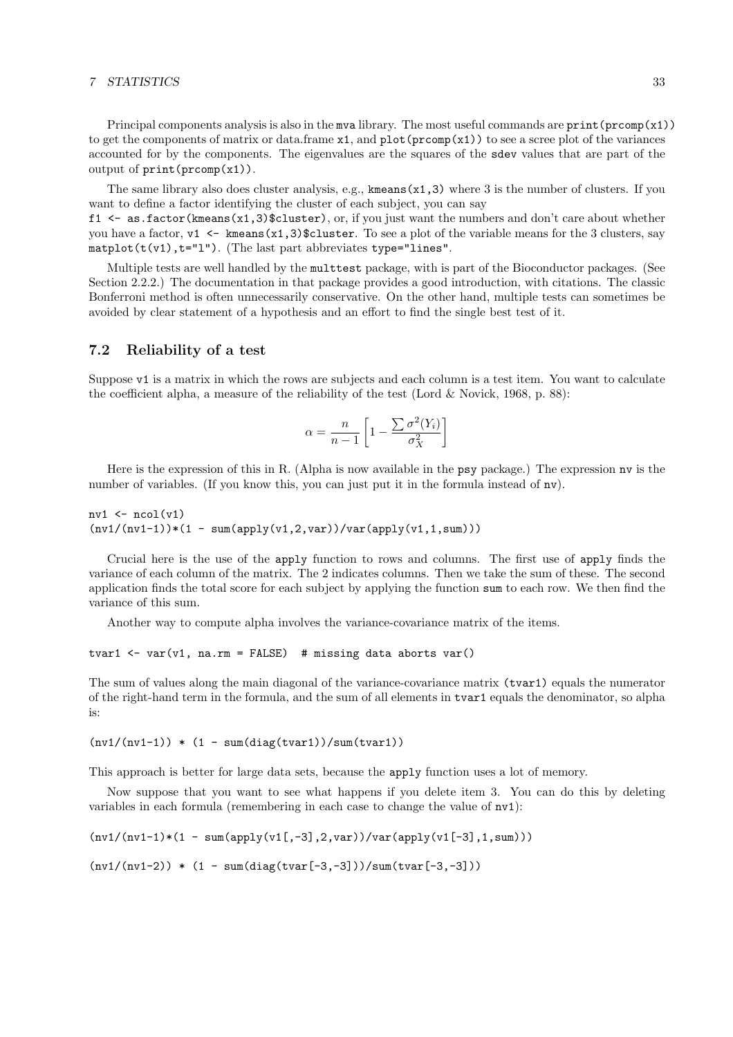Principal components analysis is also in the `mva` library. The most useful commands are `print(prcomp(x1))` to get the components of matrix or data.frame `x1`, and `plot(prcomp(x1))` to see a scree plot of the variances accounted for by the components. The eigenvalues are the squares of the `sdev` values that are part of the output of `print(prcomp(x1))`.

The same library also does cluster analysis, e.g., `kmeans(x1,3)` where 3 is the number of clusters. If you want to define a factor identifying the cluster of each subject, you can say
`f1 <- as.factor(kmeans(x1,3)$cluster)`, or, if you just want the numbers and don't care about whether you have a factor, `v1 <- kmeans(x1,3)$cluster`. To see a plot of the variable means for the 3 clusters, say `matplot(t(v1),t="l")`. (The last part abbreviates `type="lines"`.

Multiple tests are well handled by the `multtest` package, with is part of the Bioconductor packages. (See Section 2.2.2.) The documentation in that package provides a good introduction, with citations. The classic Bonferroni method is often unnecessarily conservative. On the other hand, multiple tests can sometimes be avoided by clear statement of a hypothesis and an effort to find the single best test of it.

## 7.2 Reliability of a test

Suppose `v1` is a matrix in which the rows are subjects and each column is a test item. You want to calculate the coefficient alpha, a measure of the reliability of the test (Lord & Novick, 1968, p. 88):

$$\alpha = \frac{n}{n-1}\left[1 - \frac{\sum \sigma^2(Y_i)}{\sigma_X^2}\right]$$

Here is the expression of this in R. (Alpha is now available in the `psy` package.) The expression `nv` is the number of variables. (If you know this, you can just put it in the formula instead of `nv`).

```
nv1 <- ncol(v1)
(nv1/(nv1-1))*(1 - sum(apply(v1,2,var))/var(apply(v1,1,sum)))
```

Crucial here is the use of the `apply` function to rows and columns. The first use of `apply` finds the variance of each column of the matrix. The 2 indicates columns. Then we take the sum of these. The second application finds the total score for each subject by applying the function `sum` to each row. We then find the variance of this sum.

Another way to compute alpha involves the variance-covariance matrix of the items.

```
tvar1 <- var(v1, na.rm = FALSE)  # missing data aborts var()
```

The sum of values along the main diagonal of the variance-covariance matrix `(tvar1)` equals the numerator of the right-hand term in the formula, and the sum of all elements in `tvar1` equals the denominator, so alpha is:

```
(nv1/(nv1-1)) * (1 - sum(diag(tvar1))/sum(tvar1))
```

This approach is better for large data sets, because the `apply` function uses a lot of memory.

Now suppose that you want to see what happens if you delete item 3. You can do this by deleting variables in each formula (remembering in each case to change the value of `nv1`):

```
(nv1/(nv1-1)*(1 - sum(apply(v1[,-3],2,var))/var(apply(v1[-3],1,sum)))

(nv1/(nv1-2)) * (1 - sum(diag(tvar[-3,-3]))/sum(tvar[-3,-3]))
```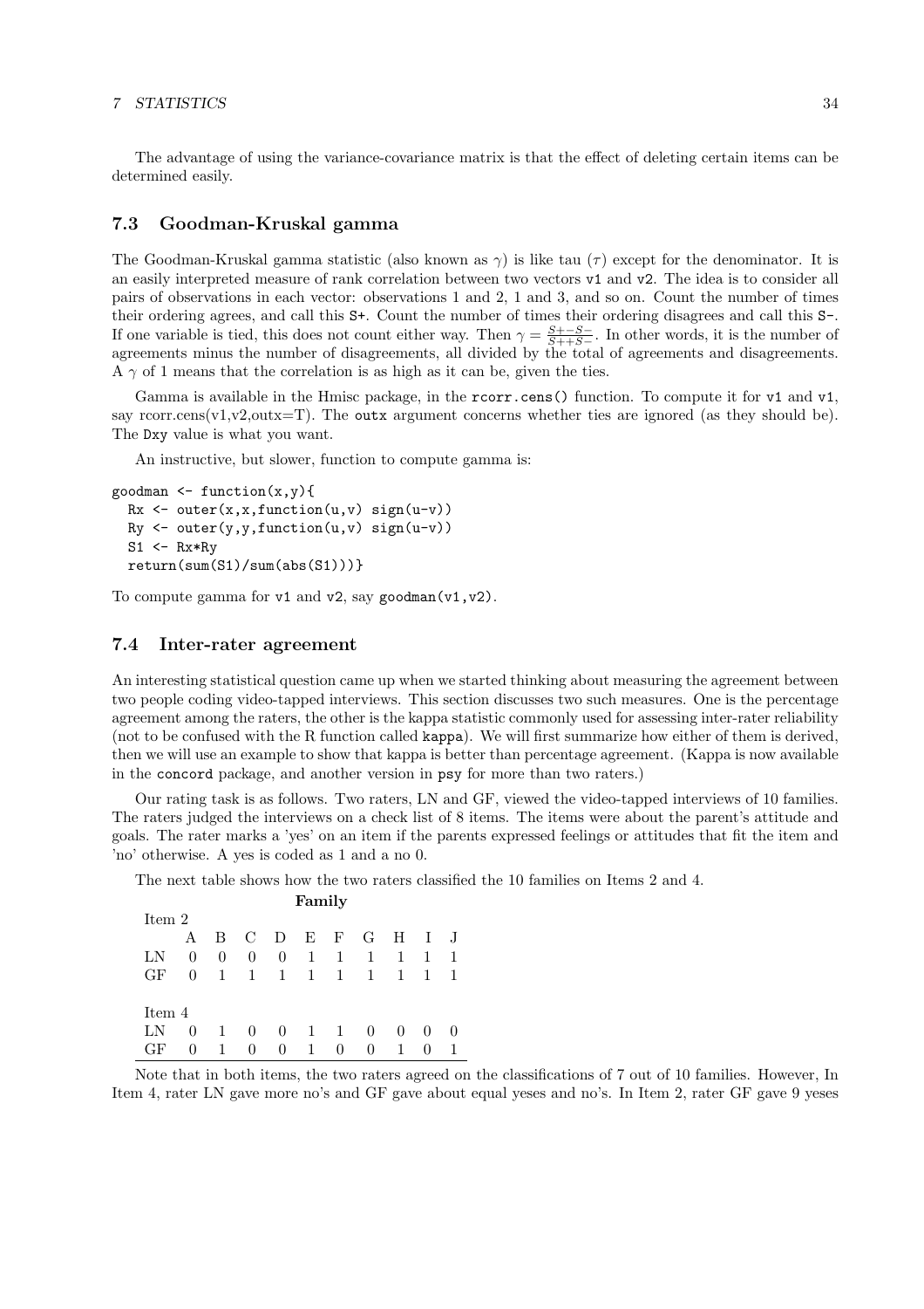The advantage of using the variance-covariance matrix is that the effect of deleting certain items can be determined easily.

### 7.3 Goodman-Kruskal gamma

The Goodman-Kruskal gamma statistic (also known as $\gamma$) is like tau ($\tau$) except for the denominator. It is an easily interpreted measure of rank correlation between two vectors `v1` and `v2`. The idea is to consider all pairs of observations in each vector: observations 1 and 2, 1 and 3, and so on. Count the number of times their ordering agrees, and call this `S+`. Count the number of times their ordering disagrees and call this `S-`. If one variable is tied, this does not count either way. Then $\gamma = \frac{S+-S-}{S++S-}$. In other words, it is the number of agreements minus the number of disagreements, all divided by the total of agreements and disagreements. A $\gamma$ of 1 means that the correlation is as high as it can be, given the ties.

Gamma is available in the Hmisc package, in the `rcorr.cens()` function. To compute it for `v1` and `v1`, say rcorr.cens(v1,v2,outx=T). The `outx` argument concerns whether ties are ignored (as they should be). The `Dxy` value is what you want.

An instructive, but slower, function to compute gamma is:

```
goodman <- function(x,y){
  Rx <- outer(x,x,function(u,v) sign(u-v))
  Ry <- outer(y,y,function(u,v) sign(u-v))
  S1 <- Rx*Ry
  return(sum(S1)/sum(abs(S1)))}
```

To compute gamma for `v1` and `v2`, say `goodman(v1,v2)`.

### 7.4 Inter-rater agreement

An interesting statistical question came up when we started thinking about measuring the agreement between two people coding video-tapped interviews. This section discusses two such measures. One is the percentage agreement among the raters, the other is the kappa statistic commonly used for assessing inter-rater reliability (not to be confused with the R function called `kappa`). We will first summarize how either of them is derived, then we will use an example to show that kappa is better than percentage agreement. (Kappa is now available in the `concord` package, and another version in `psy` for more than two raters.)

Our rating task is as follows. Two raters, LN and GF, viewed the video-tapped interviews of 10 families. The raters judged the interviews on a check list of 8 items. The items were about the parent's attitude and goals. The rater marks a 'yes' on an item if the parents expressed feelings or attitudes that fit the item and 'no' otherwise. A yes is coded as 1 and a no 0.

The next table shows how the two raters classified the 10 families on Items 2 and 4.

| | **Family** | | | | | | | | | |
|---|---|---|---|---|---|---|---|---|---|---|
| Item 2 | | | | | | | | | | |
| | A | B | C | D | E | F | G | H | I | J |
| LN | 0 | 0 | 0 | 0 | 1 | 1 | 1 | 1 | 1 | 1 |
| GF | 0 | 1 | 1 | 1 | 1 | 1 | 1 | 1 | 1 | 1 |
| | | | | | | | | | | |
| Item 4 | | | | | | | | | | |
| LN | 0 | 1 | 0 | 0 | 1 | 1 | 0 | 0 | 0 | 0 |
| GF | 0 | 1 | 0 | 0 | 1 | 0 | 0 | 1 | 0 | 1 |

Note that in both items, the two raters agreed on the classifications of 7 out of 10 families. However, In Item 4, rater LN gave more no's and GF gave about equal yeses and no's. In Item 2, rater GF gave 9 yeses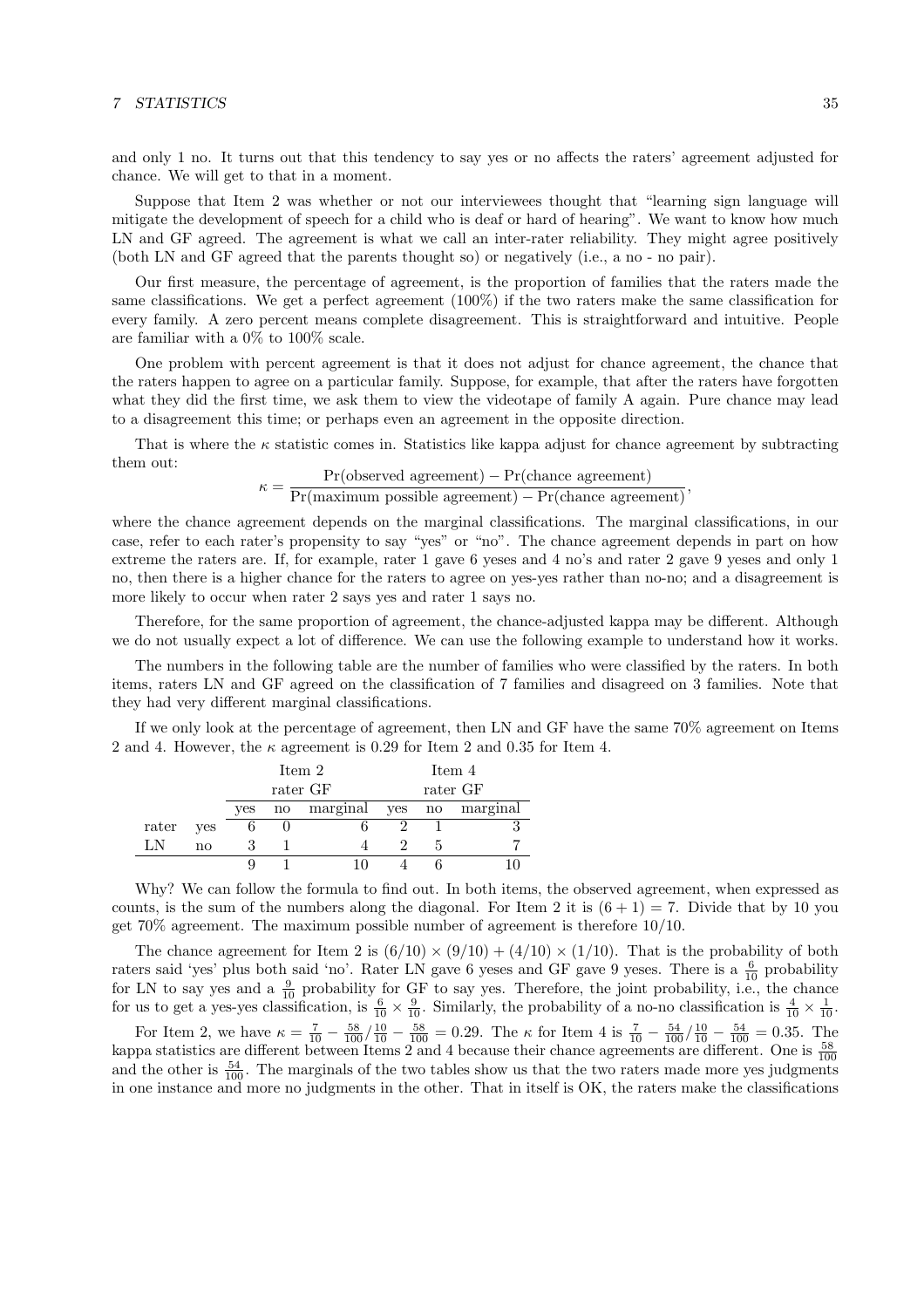and only 1 no. It turns out that this tendency to say yes or no affects the raters' agreement adjusted for chance. We will get to that in a moment.

Suppose that Item 2 was whether or not our interviewees thought that "learning sign language will mitigate the development of speech for a child who is deaf or hard of hearing". We want to know how much LN and GF agreed. The agreement is what we call an inter-rater reliability. They might agree positively (both LN and GF agreed that the parents thought so) or negatively (i.e., a no - no pair).

Our first measure, the percentage of agreement, is the proportion of families that the raters made the same classifications. We get a perfect agreement (100%) if the two raters make the same classification for every family. A zero percent means complete disagreement. This is straightforward and intuitive. People are familiar with a 0% to 100% scale.

One problem with percent agreement is that it does not adjust for chance agreement, the chance that the raters happen to agree on a particular family. Suppose, for example, that after the raters have forgotten what they did the first time, we ask them to view the videotape of family A again. Pure chance may lead to a disagreement this time; or perhaps even an agreement in the opposite direction.

That is where the $\kappa$ statistic comes in. Statistics like kappa adjust for chance agreement by subtracting them out:

$$\kappa = \frac{\Pr(\text{observed agreement}) - \Pr(\text{chance agreement})}{\Pr(\text{maximum possible agreement}) - \Pr(\text{chance agreement})},$$

where the chance agreement depends on the marginal classifications. The marginal classifications, in our case, refer to each rater's propensity to say "yes" or "no". The chance agreement depends in part on how extreme the raters are. If, for example, rater 1 gave 6 yeses and 4 no's and rater 2 gave 9 yeses and only 1 no, then there is a higher chance for the raters to agree on yes-yes rather than no-no; and a disagreement is more likely to occur when rater 2 says yes and rater 1 says no.

Therefore, for the same proportion of agreement, the chance-adjusted kappa may be different. Although we do not usually expect a lot of difference. We can use the following example to understand how it works.

The numbers in the following table are the number of families who were classified by the raters. In both items, raters LN and GF agreed on the classification of 7 families and disagreed on 3 families. Note that they had very different marginal classifications.

If we only look at the percentage of agreement, then LN and GF have the same 70% agreement on Items 2 and 4. However, the $\kappa$ agreement is 0.29 for Item 2 and 0.35 for Item 4.

| | | Item 2 | | | Item 4 | | |
|---|---|---|---|---|---|---|---|
| | | rater GF | | | rater GF | | |
| | | yes | no | marginal | yes | no | marginal |
| rater | yes | 6 | 0 | 6 | 2 | 1 | 3 |
| LN | no | 3 | 1 | 4 | 2 | 5 | 7 |
| | | 9 | 1 | 10 | 4 | 6 | 10 |

Why? We can follow the formula to find out. In both items, the observed agreement, when expressed as counts, is the sum of the numbers along the diagonal. For Item 2 it is $(6 + 1) = 7$. Divide that by 10 you get 70% agreement. The maximum possible number of agreement is therefore 10/10.

The chance agreement for Item 2 is $(6/10) \times (9/10) + (4/10) \times (1/10)$. That is the probability of both raters said 'yes' plus both said 'no'. Rater LN gave 6 yeses and GF gave 9 yeses. There is a $\frac{6}{10}$ probability for LN to say yes and a $\frac{9}{10}$ probability for GF to say yes. Therefore, the joint probability, i.e., the chance for us to get a yes-yes classification, is $\frac{6}{10} \times \frac{9}{10}$. Similarly, the probability of a no-no classification is $\frac{4}{10} \times \frac{1}{10}$.

For Item 2, we have $\kappa = \frac{7}{10} - \frac{58}{100} / \frac{10}{10} - \frac{58}{100} = 0.29$. The $\kappa$ for Item 4 is $\frac{7}{10} - \frac{54}{100} / \frac{10}{10} - \frac{54}{100} = 0.35$. The kappa statistics are different between Items 2 and 4 because their chance agreements are different. One is $\frac{58}{100}$ and the other is $\frac{54}{100}$. The marginals of the two tables show us that the two raters made more yes judgments in one instance and more no judgments in the other. That in itself is OK, the raters make the classifications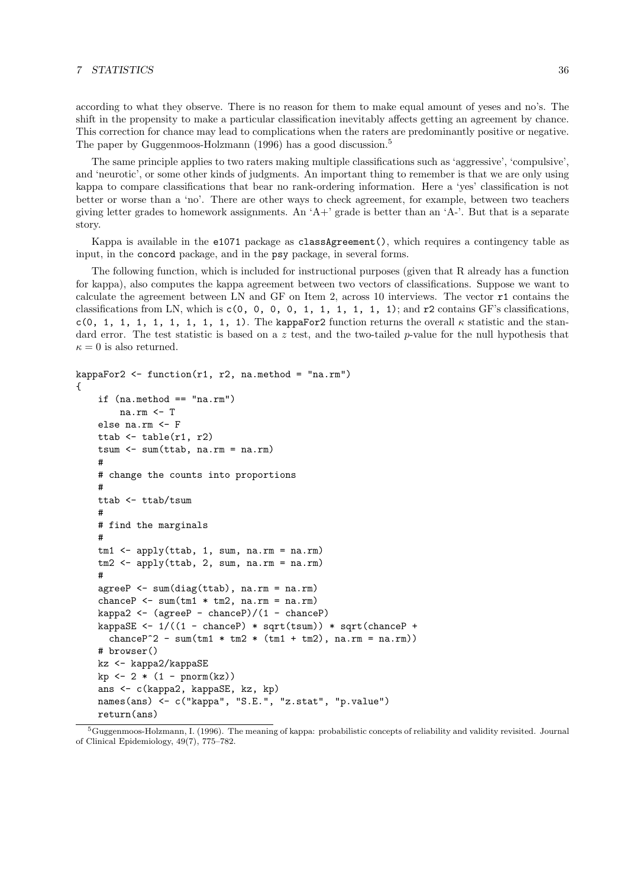according to what they observe. There is no reason for them to make equal amount of yeses and no's. The shift in the propensity to make a particular classification inevitably affects getting an agreement by chance. This correction for chance may lead to complications when the raters are predominantly positive or negative. The paper by Guggenmoos-Holzmann (1996) has a good discussion.[5]

The same principle applies to two raters making multiple classifications such as 'aggressive', 'compulsive', and 'neurotic', or some other kinds of judgments. An important thing to remember is that we are only using kappa to compare classifications that bear no rank-ordering information. Here a 'yes' classification is not better or worse than a 'no'. There are other ways to check agreement, for example, between two teachers giving letter grades to homework assignments. An 'A+' grade is better than an 'A-'. But that is a separate story.

Kappa is available in the `e1071` package as `classAgreement()`, which requires a contingency table as input, in the `concord` package, and in the `psy` package, in several forms.

The following function, which is included for instructional purposes (given that R already has a function for kappa), also computes the kappa agreement between two vectors of classifications. Suppose we want to calculate the agreement between LN and GF on Item 2, across 10 interviews. The vector `r1` contains the classifications from LN, which is `c(0, 0, 0, 0, 1, 1, 1, 1, 1, 1)`; and `r2` contains GF's classifications, `c(0, 1, 1, 1, 1, 1, 1, 1, 1, 1)`. The `kappaFor2` function returns the overall $\kappa$ statistic and the standard error. The test statistic is based on a $z$ test, and the two-tailed $p$-value for the null hypothesis that $\kappa = 0$ is also returned.

```
kappaFor2 <- function(r1, r2, na.method = "na.rm")
{
    if (na.method == "na.rm")
        na.rm <- T
    else na.rm <- F
    ttab <- table(r1, r2)
    tsum <- sum(ttab, na.rm = na.rm)
    #
    # change the counts into proportions
    #
    ttab <- ttab/tsum
    #
    # find the marginals
    #
    tm1 <- apply(ttab, 1, sum, na.rm = na.rm)
    tm2 <- apply(ttab, 2, sum, na.rm = na.rm)
    #
    agreeP <- sum(diag(ttab), na.rm = na.rm)
    chanceP <- sum(tm1 * tm2, na.rm = na.rm)
    kappa2 <- (agreeP - chanceP)/(1 - chanceP)
    kappaSE <- 1/((1 - chanceP) * sqrt(tsum)) * sqrt(chanceP +
      chanceP^2 - sum(tm1 * tm2 * (tm1 + tm2), na.rm = na.rm))
    # browser()
    kz <- kappa2/kappaSE
    kp <- 2 * (1 - pnorm(kz))
    ans <- c(kappa2, kappaSE, kz, kp)
    names(ans) <- c("kappa", "S.E.", "z.stat", "p.value")
    return(ans)
```

[5] Guggenmoos-Holzmann, I. (1996). The meaning of kappa: probabilistic concepts of reliability and validity revisited. Journal of Clinical Epidemiology, 49(7), 775–782.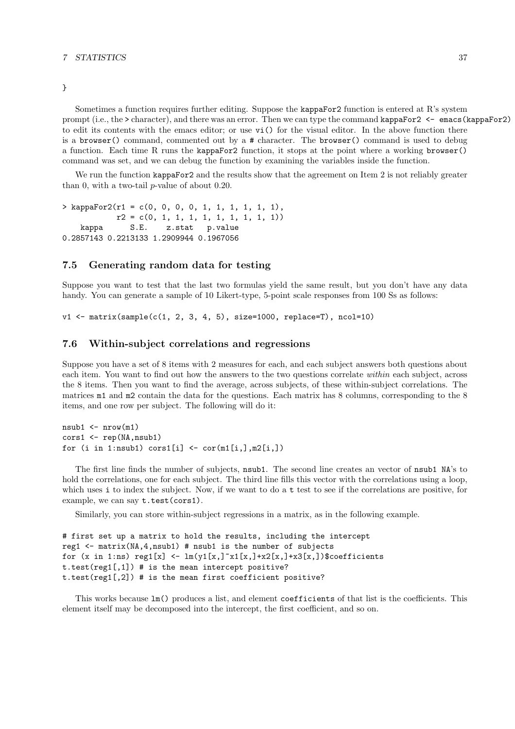```
}
```

Sometimes a function requires further editing. Suppose the `kappaFor2` function is entered at R's system prompt (i.e., the `>` character), and there was an error. Then we can type the command `kappaFor2 <- emacs(kappaFor2)` to edit its contents with the emacs editor; or use `vi()` for the visual editor. In the above function there is a `browser()` command, commented out by a `#` character. The `browser()` command is used to debug a function. Each time R runs the `kappaFor2` function, it stops at the point where a working `browser()` command was set, and we can debug the function by examining the variables inside the function.

We run the function `kappaFor2` and the results show that the agreement on Item 2 is not reliably greater than 0, with a two-tail $p$-value of about 0.20.

```
> kappaFor2(r1 = c(0, 0, 0, 0, 1, 1, 1, 1, 1, 1),
            r2 = c(0, 1, 1, 1, 1, 1, 1, 1, 1, 1))
    kappa      S.E.    z.stat   p.value
0.2857143 0.2213133 1.2909944 0.1967056
```

## 7.5 Generating random data for testing

Suppose you want to test that the last two formulas yield the same result, but you don't have any data handy. You can generate a sample of 10 Likert-type, 5-point scale responses from 100 Ss as follows:

```
v1 <- matrix(sample(c(1, 2, 3, 4, 5), size=1000, replace=T), ncol=10)
```

## 7.6 Within-subject correlations and regressions

Suppose you have a set of 8 items with 2 measures for each, and each subject answers both questions about each item. You want to find out how the answers to the two questions correlate *within* each subject, across the 8 items. Then you want to find the average, across subjects, of these within-subject correlations. The matrices `m1` and `m2` contain the data for the questions. Each matrix has 8 columns, corresponding to the 8 items, and one row per subject. The following will do it:

```
nsub1 <- nrow(m1)
cors1 <- rep(NA,nsub1)
for (i in 1:nsub1) cors1[i] <- cor(m1[i,],m2[i,])
```

The first line finds the number of subjects, `nsub1`. The second line creates an vector of `nsub1` `NA`'s to hold the correlations, one for each subject. The third line fills this vector with the correlations using a loop, which uses `i` to index the subject. Now, if we want to do a `t` test to see if the correlations are positive, for example, we can say `t.test(cors1)`.

Similarly, you can store within-subject regressions in a matrix, as in the following example.

```
# first set up a matrix to hold the results, including the intercept
reg1 <- matrix(NA,4,nsub1) # nsub1 is the number of subjects
for (x in 1:ns) reg1[x] <- lm(y1[x,]~x1[x,]+x2[x,]+x3[x,])$coefficients
t.test(reg1[,1]) # is the mean intercept positive?
t.test(reg1[,2]) # is the mean first coefficient positive?
```

This works because `lm()` produces a list, and element `coefficients` of that list is the coefficients. This element itself may be decomposed into the intercept, the first coefficient, and so on.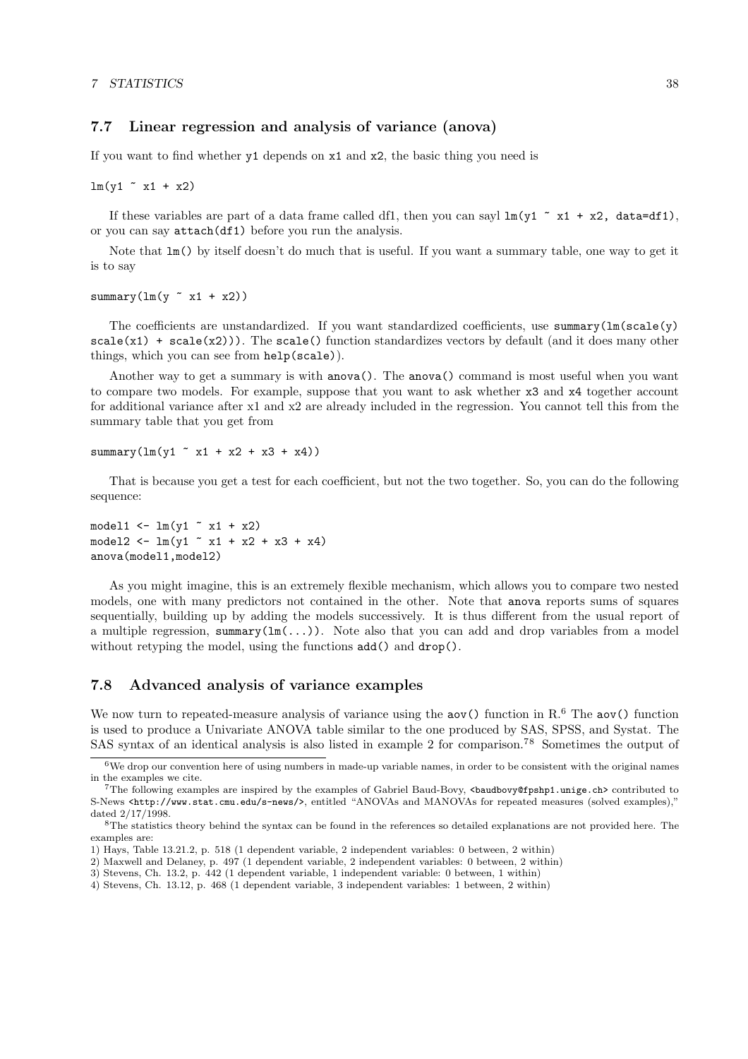## 7.7 Linear regression and analysis of variance (anova)

If you want to find whether y1 depends on x1 and x2, the basic thing you need is

```
lm(y1 ~ x1 + x2)
```

If these variables are part of a data frame called df1, then you can sayl `lm(y1 ~ x1 + x2, data=df1)`, or you can say `attach(df1)` before you run the analysis.

Note that `lm()` by itself doesn't do much that is useful. If you want a summary table, one way to get it is to say

```
summary(lm(y ~ x1 + x2))
```

The coefficients are unstandardized. If you want standardized coefficients, use `summary(lm(scale(y) scale(x1) + scale(x2)))`. The `scale()` function standardizes vectors by default (and it does many other things, which you can see from `help(scale)`).

Another way to get a summary is with `anova()`. The `anova()` command is most useful when you want to compare two models. For example, suppose that you want to ask whether x3 and x4 together account for additional variance after x1 and x2 are already included in the regression. You cannot tell this from the summary table that you get from

```
summary(lm(y1 ~ x1 + x2 + x3 + x4))
```

That is because you get a test for each coefficient, but not the two together. So, you can do the following sequence:

```
model1 <- lm(y1 ~ x1 + x2)
model2 <- lm(y1 ~ x1 + x2 + x3 + x4)
anova(model1,model2)
```

As you might imagine, this is an extremely flexible mechanism, which allows you to compare two nested models, one with many predictors not contained in the other. Note that `anova` reports sums of squares sequentially, building up by adding the models successively. It is thus different from the usual report of a multiple regression, `summary(lm(...))`. Note also that you can add and drop variables from a model without retyping the model, using the functions `add()` and `drop()`.

## 7.8 Advanced analysis of variance examples

We now turn to repeated-measure analysis of variance using the `aov()` function in R.[6] The `aov()` function is used to produce a Univariate ANOVA table similar to the one produced by SAS, SPSS, and Systat. The SAS syntax of an identical analysis is also listed in example 2 for comparison.[7][8] Sometimes the output of

---

[6] We drop our convention here of using numbers in made-up variable names, in order to be consistent with the original names in the examples we cite.

[7] The following examples are inspired by the examples of Gabriel Baud-Bovy, <baudbovy@fpshp1.unige.ch> contributed to S-News <http://www.stat.cmu.edu/s-news/>, entitled "ANOVAs and MANOVAs for repeated measures (solved examples)," dated 2/17/1998.

[8] The statistics theory behind the syntax can be found in the references so detailed explanations are not provided here. The examples are:

1) Hays, Table 13.21.2, p. 518 (1 dependent variable, 2 independent variables: 0 between, 2 within)
2) Maxwell and Delaney, p. 497 (1 dependent variable, 2 independent variables: 0 between, 2 within)
3) Stevens, Ch. 13.2, p. 442 (1 dependent variable, 1 independent variable: 0 between, 1 within)
4) Stevens, Ch. 13.12, p. 468 (1 dependent variable, 3 independent variables: 1 between, 2 within)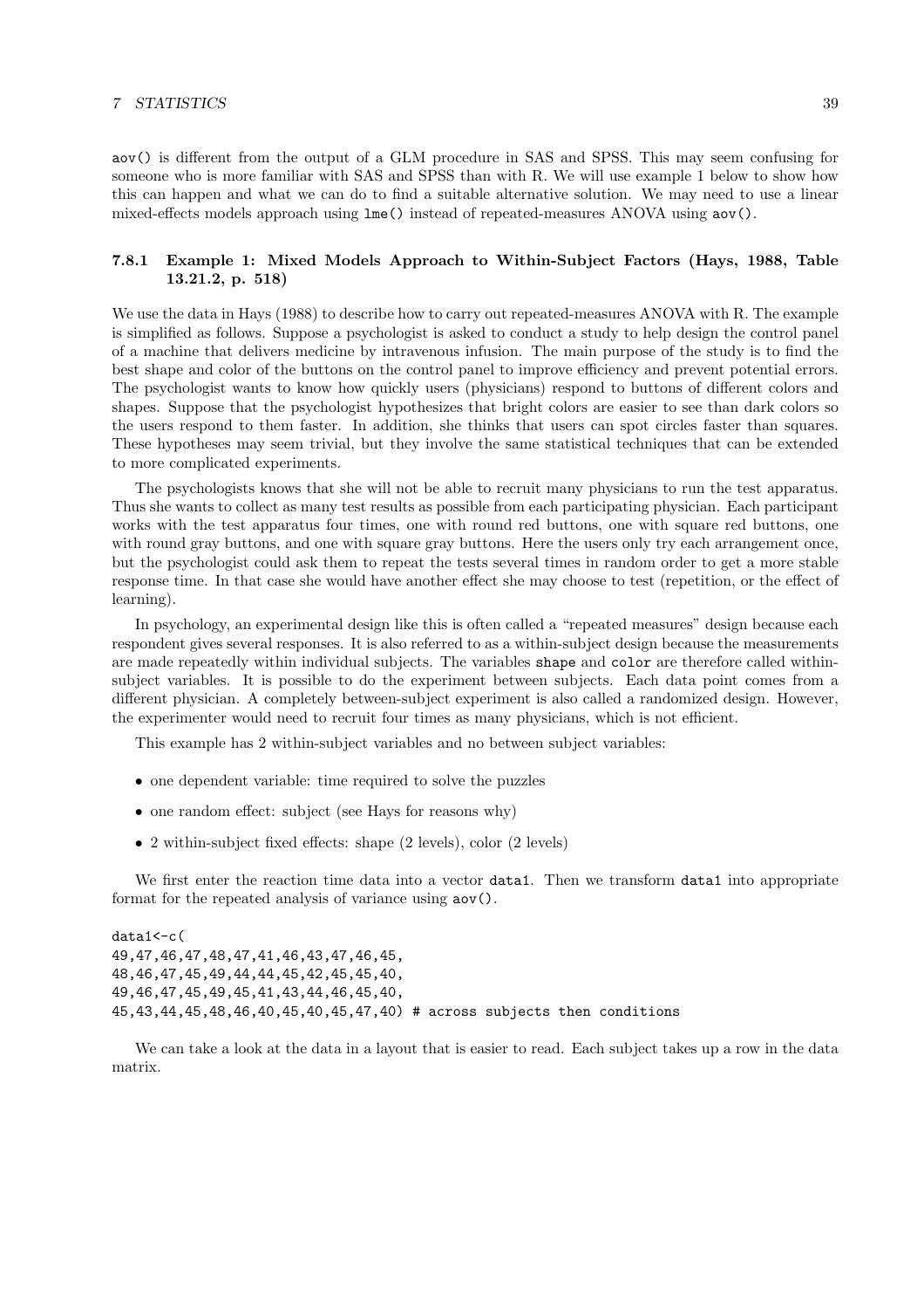aov() is different from the output of a GLM procedure in SAS and SPSS. This may seem confusing for someone who is more familiar with SAS and SPSS than with R. We will use example 1 below to show how this can happen and what we can do to find a suitable alternative solution. We may need to use a linear mixed-effects models approach using lme() instead of repeated-measures ANOVA using aov().

### 7.8.1 Example 1: Mixed Models Approach to Within-Subject Factors (Hays, 1988, Table 13.21.2, p. 518)

We use the data in Hays (1988) to describe how to carry out repeated-measures ANOVA with R. The example is simplified as follows. Suppose a psychologist is asked to conduct a study to help design the control panel of a machine that delivers medicine by intravenous infusion. The main purpose of the study is to find the best shape and color of the buttons on the control panel to improve efficiency and prevent potential errors. The psychologist wants to know how quickly users (physicians) respond to buttons of different colors and shapes. Suppose that the psychologist hypothesizes that bright colors are easier to see than dark colors so the users respond to them faster. In addition, she thinks that users can spot circles faster than squares. These hypotheses may seem trivial, but they involve the same statistical techniques that can be extended to more complicated experiments.

The psychologists knows that she will not be able to recruit many physicians to run the test apparatus. Thus she wants to collect as many test results as possible from each participating physician. Each participant works with the test apparatus four times, one with round red buttons, one with square red buttons, one with round gray buttons, and one with square gray buttons. Here the users only try each arrangement once, but the psychologist could ask them to repeat the tests several times in random order to get a more stable response time. In that case she would have another effect she may choose to test (repetition, or the effect of learning).

In psychology, an experimental design like this is often called a "repeated measures" design because each respondent gives several responses. It is also referred to as a within-subject design because the measurements are made repeatedly within individual subjects. The variables shape and color are therefore called within-subject variables. It is possible to do the experiment between subjects. Each data point comes from a different physician. A completely between-subject experiment is also called a randomized design. However, the experimenter would need to recruit four times as many physicians, which is not efficient.

This example has 2 within-subject variables and no between subject variables:

- one dependent variable: time required to solve the puzzles
- one random effect: subject (see Hays for reasons why)
- 2 within-subject fixed effects: shape (2 levels), color (2 levels)

We first enter the reaction time data into a vector data1. Then we transform data1 into appropriate format for the repeated analysis of variance using aov().

```
data1<-c(
49,47,46,47,48,47,41,46,43,47,46,45,
48,46,47,45,49,44,44,45,42,45,45,40,
49,46,47,45,49,45,41,43,44,46,45,40,
45,43,44,45,48,46,40,45,40,45,47,40) # across subjects then conditions
```

We can take a look at the data in a layout that is easier to read. Each subject takes up a row in the data matrix.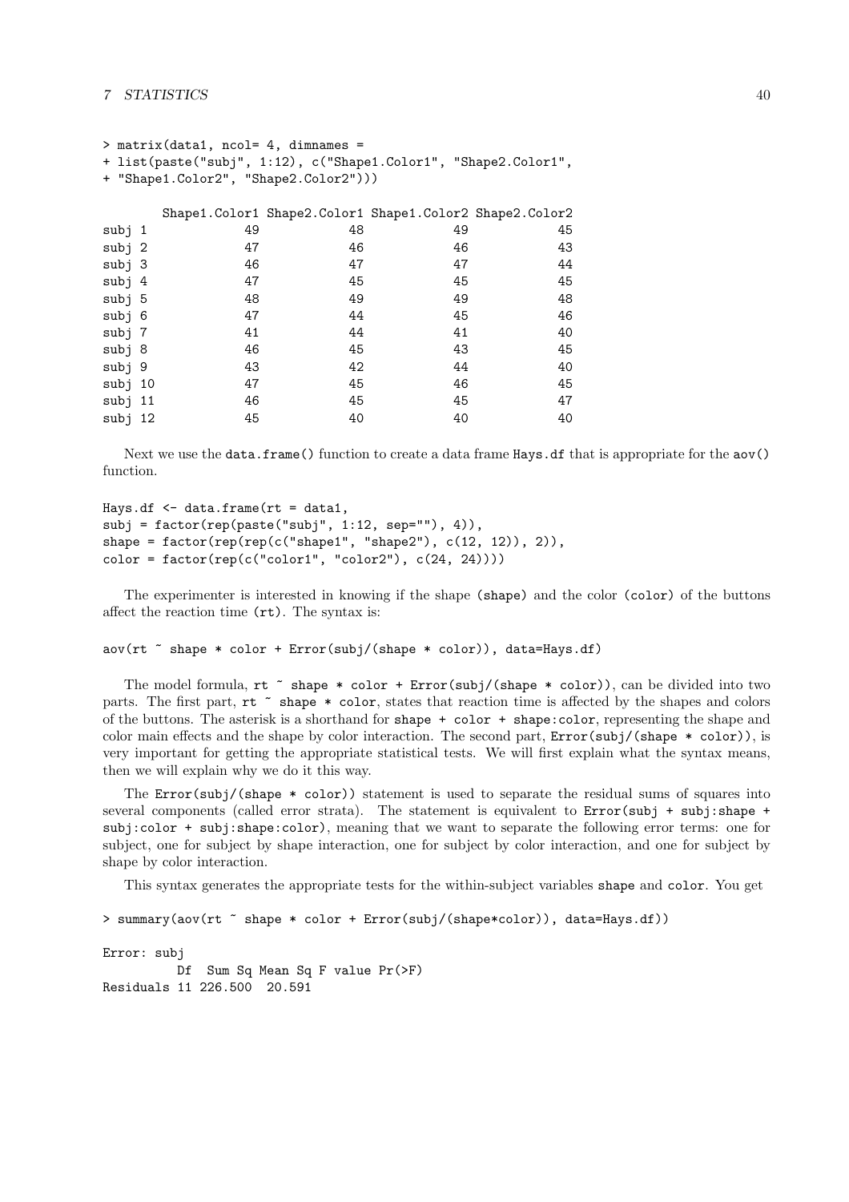```
> matrix(data1, ncol= 4, dimnames =
+ list(paste("subj", 1:12), c("Shape1.Color1", "Shape2.Color1",
+ "Shape1.Color2", "Shape2.Color2")))

        Shape1.Color1 Shape2.Color1 Shape1.Color2 Shape2.Color2
subj 1             49            48            49            45
subj 2             47            46            46            43
subj 3             46            47            47            44
subj 4             47            45            45            45
subj 5             48            49            49            48
subj 6             47            44            45            46
subj 7             41            44            41            40
subj 8             46            45            43            45
subj 9             43            42            44            40
subj 10            47            45            46            45
subj 11            46            45            45            47
subj 12            45            40            40            40
```

Next we use the `data.frame()` function to create a data frame `Hays.df` that is appropriate for the `aov()` function.

```
Hays.df <- data.frame(rt = data1,
subj = factor(rep(paste("subj", 1:12, sep=""), 4)),
shape = factor(rep(rep(c("shape1", "shape2"), c(12, 12)), 2)),
color = factor(rep(c("color1", "color2"), c(24, 24))))
```

The experimenter is interested in knowing if the shape (`shape`) and the color (`color`) of the buttons affect the reaction time (`rt`). The syntax is:

```
aov(rt ~ shape * color + Error(subj/(shape * color)), data=Hays.df)
```

The model formula, `rt ~ shape * color + Error(subj/(shape * color))`, can be divided into two parts. The first part, `rt ~ shape * color`, states that reaction time is affected by the shapes and colors of the buttons. The asterisk is a shorthand for `shape + color + shape:color`, representing the shape and color main effects and the shape by color interaction. The second part, `Error(subj/(shape * color))`, is very important for getting the appropriate statistical tests. We will first explain what the syntax means, then we will explain why we do it this way.

The `Error(subj/(shape * color))` statement is used to separate the residual sums of squares into several components (called error strata). The statement is equivalent to `Error(subj + subj:shape + subj:color + subj:shape:color)`, meaning that we want to separate the following error terms: one for subject, one for subject by shape interaction, one for subject by color interaction, and one for subject by shape by color interaction.

This syntax generates the appropriate tests for the within-subject variables `shape` and `color`. You get

```
> summary(aov(rt ~ shape * color + Error(subj/(shape*color)), data=Hays.df))

Error: subj
          Df  Sum Sq Mean Sq F value Pr(>F)
Residuals 11 226.500  20.591
```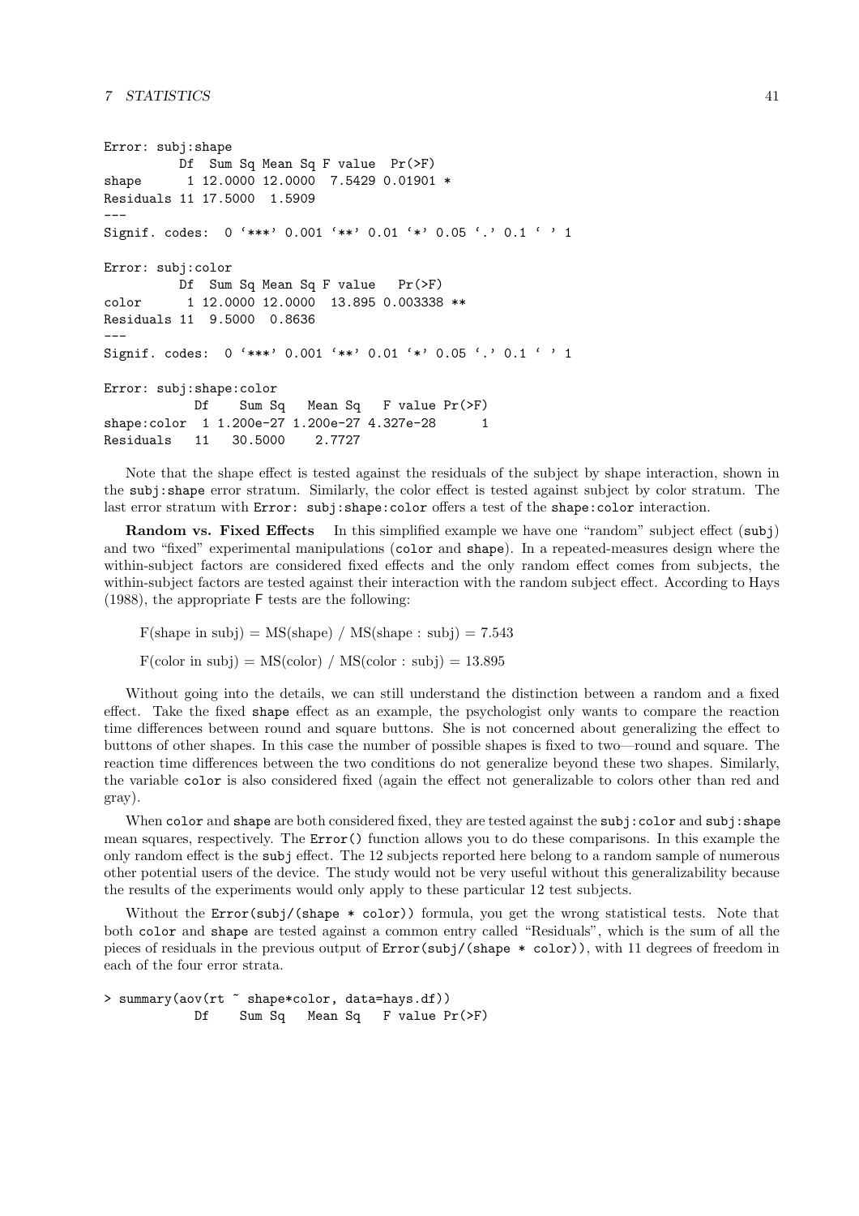```
Error: subj:shape
          Df  Sum Sq Mean Sq F value  Pr(>F)
shape      1 12.0000 12.0000  7.5429 0.01901 *
Residuals 11 17.5000  1.5909
---
Signif. codes:  0 '***' 0.001 '**' 0.01 '*' 0.05 '.' 0.1 ' ' 1

Error: subj:color
          Df  Sum Sq Mean Sq F value   Pr(>F)
color      1 12.0000 12.0000  13.895 0.003338 **
Residuals 11  9.5000  0.8636
---
Signif. codes:  0 '***' 0.001 '**' 0.01 '*' 0.05 '.' 0.1 ' ' 1

Error: subj:shape:color
            Df    Sum Sq   Mean Sq   F value Pr(>F)
shape:color  1 1.200e-27 1.200e-27 4.327e-28      1
Residuals   11   30.5000    2.7727
```

Note that the shape effect is tested against the residuals of the subject by shape interaction, shown in the `subj:shape` error stratum. Similarly, the color effect is tested against subject by color stratum. The last error stratum with `Error: subj:shape:color` offers a test of the `shape:color` interaction.

**Random vs. Fixed Effects** In this simplified example we have one "random" subject effect (`subj`) and two "fixed" experimental manipulations (`color` and `shape`). In a repeated-measures design where the within-subject factors are considered fixed effects and the only random effect comes from subjects, the within-subject factors are tested against their interaction with the random subject effect. According to Hays (1988), the appropriate F tests are the following:

$$\text{F(shape in subj)} = \text{MS(shape)} \;/\; \text{MS(shape : subj)} = 7.543$$

$$\text{F(color in subj)} = \text{MS(color)} \;/\; \text{MS(color : subj)} = 13.895$$

Without going into the details, we can still understand the distinction between a random and a fixed effect. Take the fixed `shape` effect as an example, the psychologist only wants to compare the reaction time differences between round and square buttons. She is not concerned about generalizing the effect to buttons of other shapes. In this case the number of possible shapes is fixed to two—round and square. The reaction time differences between the two conditions do not generalize beyond these two shapes. Similarly, the variable `color` is also considered fixed (again the effect not generalizable to colors other than red and gray).

When `color` and `shape` are both considered fixed, they are tested against the `subj:color` and `subj:shape` mean squares, respectively. The `Error()` function allows you to do these comparisons. In this example the only random effect is the `subj` effect. The 12 subjects reported here belong to a random sample of numerous other potential users of the device. The study would not be very useful without this generalizability because the results of the experiments would only apply to these particular 12 test subjects.

Without the `Error(subj/(shape * color))` formula, you get the wrong statistical tests. Note that both `color` and `shape` are tested against a common entry called "Residuals", which is the sum of all the pieces of residuals in the previous output of `Error(subj/(shape * color))`, with 11 degrees of freedom in each of the four error strata.

```
> summary(aov(rt ~ shape*color, data=hays.df))
            Df    Sum Sq   Mean Sq   F value Pr(>F)
```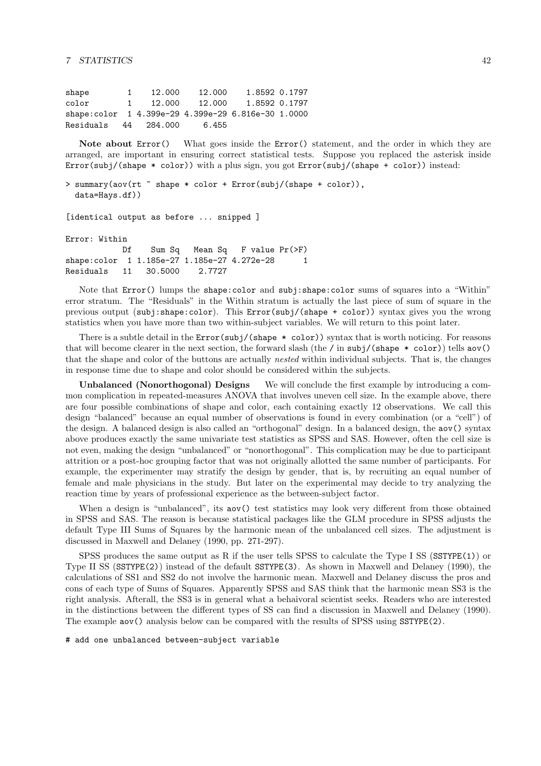```
shape        1    12.000    12.000    1.8592 0.1797
color        1    12.000    12.000    1.8592 0.1797
shape:color  1 4.399e-29 4.399e-29 6.816e-30 1.0000
Residuals   44   284.000     6.455
```

**Note about** `Error()` What goes inside the `Error()` statement, and the order in which they are arranged, are important in ensuring correct statistical tests. Suppose you replaced the asterisk inside `Error(subj/(shape * color))` with a plus sign, you got `Error(subj/(shape + color))` instead:

```
> summary(aov(rt ~ shape * color + Error(subj/(shape + color)),
  data=Hays.df))

[identical output as before ... snipped ]

Error: Within
            Df    Sum Sq   Mean Sq   F value Pr(>F)
shape:color  1 1.185e-27 1.185e-27 4.272e-28      1
Residuals   11   30.5000    2.7727
```

Note that `Error()` lumps the `shape:color` and `subj:shape:color` sums of squares into a "Within" error stratum. The "Residuals" in the Within stratum is actually the last piece of sum of square in the previous output (`subj:shape:color`). This `Error(subj/(shape + color))` syntax gives you the wrong statistics when you have more than two within-subject variables. We will return to this point later.

There is a subtle detail in the `Error(subj/(shape * color))` syntax that is worth noticing. For reasons that will become clearer in the next section, the forward slash (the `/` in `subj/(shape * color)`) tells `aov()` that the shape and color of the buttons are actually *nested* within individual subjects. That is, the changes in response time due to shape and color should be considered within the subjects.

**Unbalanced (Nonorthogonal) Designs** We will conclude the first example by introducing a common complication in repeated-measures ANOVA that involves uneven cell size. In the example above, there are four possible combinations of shape and color, each containing exactly 12 observations. We call this design "balanced" because an equal number of observations is found in every combination (or a "cell") of the design. A balanced design is also called an "orthogonal" design. In a balanced design, the `aov()` syntax above produces exactly the same univariate test statistics as SPSS and SAS. However, often the cell size is not even, making the design "unbalanced" or "nonorthogonal". This complication may be due to participant attrition or a post-hoc grouping factor that was not originally allotted the same number of participants. For example, the experimenter may stratify the design by gender, that is, by recruiting an equal number of female and male physicians in the study. But later on the experimental may decide to try analyzing the reaction time by years of professional experience as the between-subject factor.

When a design is "unbalanced", its `aov()` test statistics may look very different from those obtained in SPSS and SAS. The reason is because statistical packages like the GLM procedure in SPSS adjusts the default Type III Sums of Squares by the harmonic mean of the unbalanced cell sizes. The adjustment is discussed in Maxwell and Delaney (1990, pp. 271-297).

SPSS produces the same output as R if the user tells SPSS to calculate the Type I SS (`SSTYPE(1)`) or Type II SS (`SSTYPE(2)`) instead of the default `SSTYPE(3)`. As shown in Maxwell and Delaney (1990), the calculations of SS1 and SS2 do not involve the harmonic mean. Maxwell and Delaney discuss the pros and cons of each type of Sums of Squares. Apparently SPSS and SAS think that the harmonic mean SS3 is the right analysis. Afterall, the SS3 is in general what a behaivoral scientist seeks. Readers who are interested in the distinctions between the different types of SS can find a discussion in Maxwell and Delaney (1990). The example `aov()` analysis below can be compared with the results of SPSS using `SSTYPE(2)`.

```
# add one unbalanced between-subject variable
```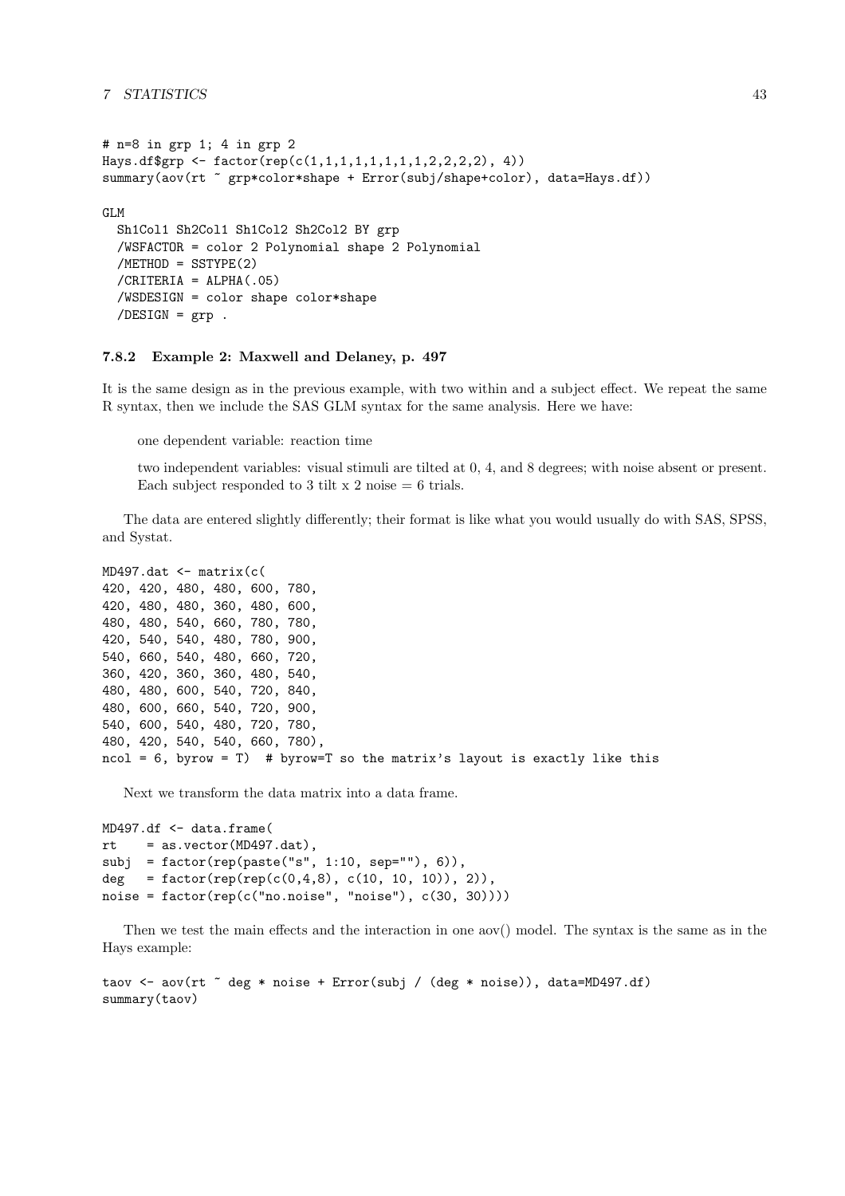```
# n=8 in grp 1; 4 in grp 2
Hays.df$grp <- factor(rep(c(1,1,1,1,1,1,1,1,2,2,2,2), 4))
summary(aov(rt ~ grp*color*shape + Error(subj/shape+color), data=Hays.df))
```

```
GLM
  Sh1Col1 Sh2Col1 Sh1Col2 Sh2Col2 BY grp
  /WSFACTOR = color 2 Polynomial shape 2 Polynomial
  /METHOD = SSTYPE(2)
  /CRITERIA = ALPHA(.05)
  /WSDESIGN = color shape color*shape
  /DESIGN = grp .
```

### 7.8.2 Example 2: Maxwell and Delaney, p. 497

It is the same design as in the previous example, with two within and a subject effect. We repeat the same R syntax, then we include the SAS GLM syntax for the same analysis. Here we have:

one dependent variable: reaction time

two independent variables: visual stimuli are tilted at 0, 4, and 8 degrees; with noise absent or present. Each subject responded to 3 tilt x 2 noise = 6 trials.

The data are entered slightly differently; their format is like what you would usually do with SAS, SPSS, and Systat.

```
MD497.dat <- matrix(c(
420, 420, 480, 480, 600, 780,
420, 480, 480, 360, 480, 600,
480, 480, 540, 660, 780, 780,
420, 540, 540, 480, 780, 900,
540, 660, 540, 480, 660, 720,
360, 420, 360, 360, 480, 540,
480, 480, 600, 540, 720, 840,
480, 600, 660, 540, 720, 900,
540, 600, 540, 480, 720, 780,
480, 420, 540, 540, 660, 780),
ncol = 6, byrow = T)  # byrow=T so the matrix's layout is exactly like this
```

Next we transform the data matrix into a data frame.

```
MD497.df <- data.frame(
rt    = as.vector(MD497.dat),
subj  = factor(rep(paste("s", 1:10, sep=""), 6)),
deg   = factor(rep(rep(c(0,4,8), c(10, 10, 10)), 2)),
noise = factor(rep(c("no.noise", "noise"), c(30, 30))))
```

Then we test the main effects and the interaction in one aov() model. The syntax is the same as in the Hays example:

```
taov <- aov(rt ~ deg * noise + Error(subj / (deg * noise)), data=MD497.df)
summary(taov)
```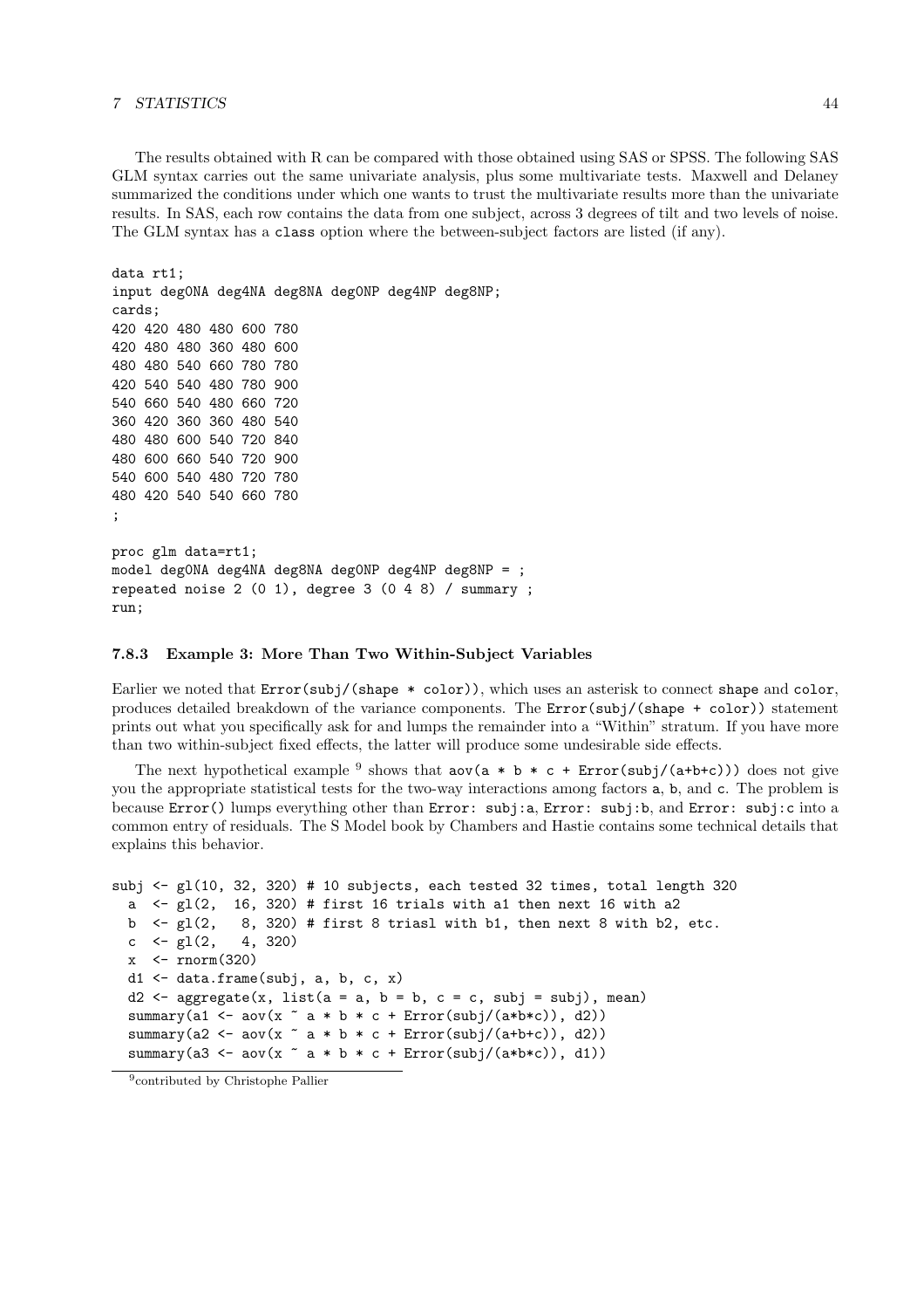The results obtained with R can be compared with those obtained using SAS or SPSS. The following SAS GLM syntax carries out the same univariate analysis, plus some multivariate tests. Maxwell and Delaney summarized the conditions under which one wants to trust the multivariate results more than the univariate results. In SAS, each row contains the data from one subject, across 3 degrees of tilt and two levels of noise. The GLM syntax has a `class` option where the between-subject factors are listed (if any).

```
data rt1;
input deg0NA deg4NA deg8NA deg0NP deg4NP deg8NP;
cards;
420 420 480 480 600 780
420 480 480 360 480 600
480 480 540 660 780 780
420 540 540 480 780 900
540 660 540 480 660 720
360 420 360 360 480 540
480 480 600 540 720 840
480 600 660 540 720 900
540 600 540 480 720 780
480 420 540 540 660 780
;

proc glm data=rt1;
model deg0NA deg4NA deg8NA deg0NP deg4NP deg8NP = ;
repeated noise 2 (0 1), degree 3 (0 4 8) / summary ;
run;
```

### 7.8.3 Example 3: More Than Two Within-Subject Variables

Earlier we noted that `Error(subj/(shape * color))`, which uses an asterisk to connect `shape` and `color`, produces detailed breakdown of the variance components. The `Error(subj/(shape + color))` statement prints out what you specifically ask for and lumps the remainder into a "Within" stratum. If you have more than two within-subject fixed effects, the latter will produce some undesirable side effects.

The next hypothetical example [9] shows that `aov(a * b * c + Error(subj/(a+b+c)))` does not give you the appropriate statistical tests for the two-way interactions among factors `a`, `b`, and `c`. The problem is because `Error()` lumps everything other than `Error: subj:a`, `Error: subj:b`, and `Error: subj:c` into a common entry of residuals. The S Model book by Chambers and Hastie contains some technical details that explains this behavior.

```
subj <- gl(10, 32, 320) # 10 subjects, each tested 32 times, total length 320
  a  <- gl(2,  16, 320) # first 16 trials with a1 then next 16 with a2
  b  <- gl(2,   8, 320) # first 8 triasl with b1, then next 8 with b2, etc.
  c  <- gl(2,   4, 320)
  x  <- rnorm(320)
  d1 <- data.frame(subj, a, b, c, x)
  d2 <- aggregate(x, list(a = a, b = b, c = c, subj = subj), mean)
  summary(a1 <- aov(x ~ a * b * c + Error(subj/(a*b*c)), d2))
  summary(a2 <- aov(x ~ a * b * c + Error(subj/(a+b+c)), d2))
  summary(a3 <- aov(x ~ a * b * c + Error(subj/(a*b*c)), d1))
```

[9] contributed by Christophe Pallier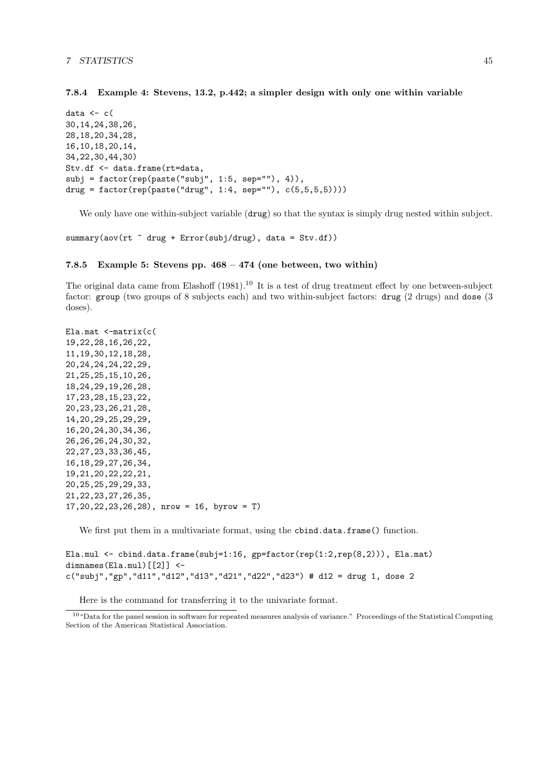### 7.8.4 Example 4: Stevens, 13.2, p.442; a simpler design with only one within variable

```
data <- c(
30,14,24,38,26,
28,18,20,34,28,
16,10,18,20,14,
34,22,30,44,30)
Stv.df <- data.frame(rt=data,
subj = factor(rep(paste("subj", 1:5, sep=""), 4)),
drug = factor(rep(paste("drug", 1:4, sep=""), c(5,5,5,5))))
```

We only have one within-subject variable (drug) so that the syntax is simply drug nested within subject.

```
summary(aov(rt ~ drug + Error(subj/drug), data = Stv.df))
```

### 7.8.5 Example 5: Stevens pp. 468 – 474 (one between, two within)

The original data came from Elashoff (1981).[10] It is a test of drug treatment effect by one between-subject factor: group (two groups of 8 subjects each) and two within-subject factors: drug (2 drugs) and dose (3 doses).

```
Ela.mat <-matrix(c(
19,22,28,16,26,22,
11,19,30,12,18,28,
20,24,24,24,22,29,
21,25,25,15,10,26,
18,24,29,19,26,28,
17,23,28,15,23,22,
20,23,23,26,21,28,
14,20,29,25,29,29,
16,20,24,30,34,36,
26,26,26,24,30,32,
22,27,23,33,36,45,
16,18,29,27,26,34,
19,21,20,22,22,21,
20,25,25,29,29,33,
21,22,23,27,26,35,
17,20,22,23,26,28), nrow = 16, byrow = T)
```

We first put them in a multivariate format, using the cbind.data.frame() function.

```
Ela.mul <- cbind.data.frame(subj=1:16, gp=factor(rep(1:2,rep(8,2))), Ela.mat)
dimnames(Ela.mul)[[2]] <-
c("subj","gp","d11","d12","d13","d21","d22","d23") # d12 = drug 1, dose 2
```

Here is the command for transferring it to the univariate format.

[10] "Data for the panel session in software for repeated measures analysis of variance." Proceedings of the Statistical Computing Section of the American Statistical Association.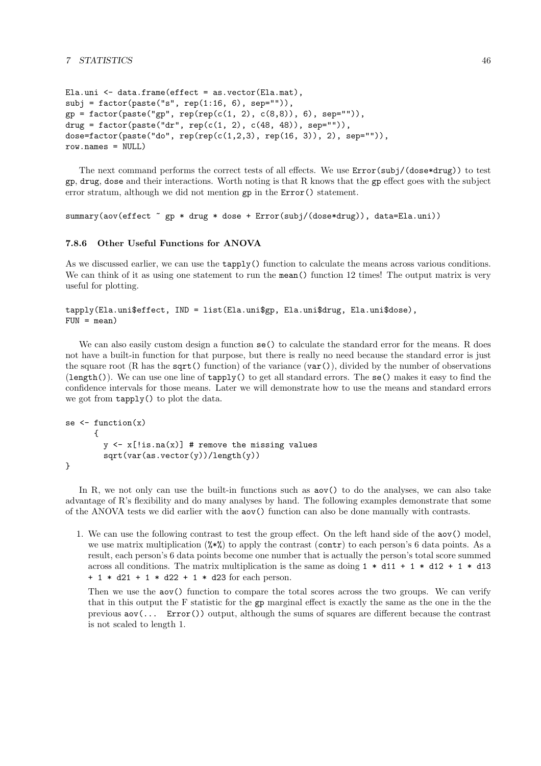```
Ela.uni <- data.frame(effect = as.vector(Ela.mat),
subj = factor(paste("s", rep(1:16, 6), sep="")),
gp = factor(paste("gp", rep(rep(c(1, 2), c(8,8)), 6), sep="")),
drug = factor(paste("dr", rep(c(1, 2), c(48, 48)), sep="")),
dose=factor(paste("do", rep(rep(c(1,2,3), rep(16, 3)), 2), sep="")),
row.names = NULL)
```

The next command performs the correct tests of all effects. We use `Error(subj/(dose*drug))` to test `gp`, `drug`, `dose` and their interactions. Worth noting is that R knows that the `gp` effect goes with the subject error stratum, although we did not mention `gp` in the `Error()` statement.

```
summary(aov(effect ~ gp * drug * dose + Error(subj/(dose*drug)), data=Ela.uni))
```

### 7.8.6 Other Useful Functions for ANOVA

As we discussed earlier, we can use the `tapply()` function to calculate the means across various conditions. We can think of it as using one statement to run the `mean()` function 12 times! The output matrix is very useful for plotting.

```
tapply(Ela.uni$effect, IND = list(Ela.uni$gp, Ela.uni$drug, Ela.uni$dose),
FUN = mean)
```

We can also easily custom design a function `se()` to calculate the standard error for the means. R does not have a built-in function for that purpose, but there is really no need because the standard error is just the square root (R has the `sqrt()` function) of the variance (`var()`), divided by the number of observations (`length()`). We can use one line of `tapply()` to get all standard errors. The `se()` makes it easy to find the confidence intervals for those means. Later we will demonstrate how to use the means and standard errors we got from `tapply()` to plot the data.

```
se <- function(x)
      {
        y <- x[!is.na(x)] # remove the missing values
        sqrt(var(as.vector(y))/length(y))
}
```

In R, we not only can use the built-in functions such as `aov()` to do the analyses, we can also take advantage of R's flexibility and do many analyses by hand. The following examples demonstrate that some of the ANOVA tests we did earlier with the `aov()` function can also be done manually with contrasts.

1. We can use the following contrast to test the group effect. On the left hand side of the `aov()` model, we use matrix multiplication (`%*%`) to apply the contrast (`contr`) to each person's 6 data points. As a result, each person's 6 data points become one number that is actually the person's total score summed across all conditions. The matrix multiplication is the same as doing `1 * d11 + 1 * d12 + 1 * d13 + 1 * d21 + 1 * d22 + 1 * d23` for each person.

   Then we use the `aov()` function to compare the total scores across the two groups. We can verify that in this output the F statistic for the `gp` marginal effect is exactly the same as the one in the the previous `aov(... Error())` output, although the sums of squares are different because the contrast is not scaled to length 1.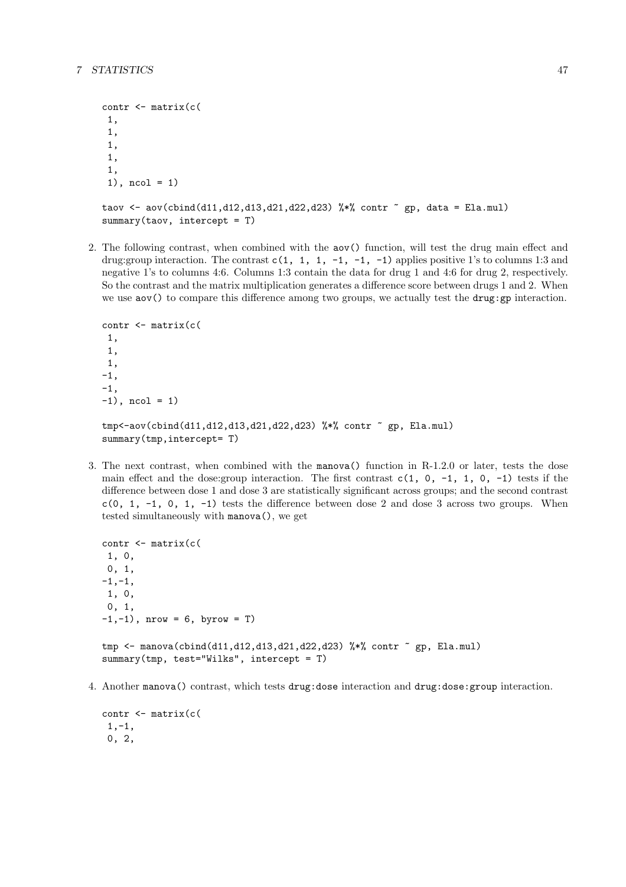```
contr <- matrix(c(
 1,
 1,
 1,
 1,
 1,
 1), ncol = 1)

taov <- aov(cbind(d11,d12,d13,d21,d22,d23) %*% contr ~ gp, data = Ela.mul)
summary(taov, intercept = T)
```

2. The following contrast, when combined with the `aov()` function, will test the drug main effect and drug:group interaction. The contrast `c(1, 1, 1, -1, -1, -1)` applies positive 1's to columns 1:3 and negative 1's to columns 4:6. Columns 1:3 contain the data for drug 1 and 4:6 for drug 2, respectively. So the contrast and the matrix multiplication generates a difference score between drugs 1 and 2. When we use `aov()` to compare this difference among two groups, we actually test the `drug:gp` interaction.

```
contr <- matrix(c(
 1,
 1,
 1,
-1,
-1,
-1), ncol = 1)

tmp<-aov(cbind(d11,d12,d13,d21,d22,d23) %*% contr ~ gp, Ela.mul)
summary(tmp,intercept= T)
```

3. The next contrast, when combined with the `manova()` function in R-1.2.0 or later, tests the dose main effect and the dose:group interaction. The first contrast `c(1, 0, -1, 1, 0, -1)` tests if the difference between dose 1 and dose 3 are statistically significant across groups; and the second contrast `c(0, 1, -1, 0, 1, -1)` tests the difference between dose 2 and dose 3 across two groups. When tested simultaneously with `manova()`, we get

```
contr <- matrix(c(
 1, 0,
 0, 1,
-1,-1,
 1, 0,
 0, 1,
-1,-1), nrow = 6, byrow = T)

tmp <- manova(cbind(d11,d12,d13,d21,d22,d23) %*% contr ~ gp, Ela.mul)
summary(tmp, test="Wilks", intercept = T)
```

4. Another `manova()` contrast, which tests `drug:dose` interaction and `drug:dose:group` interaction.

```
contr <- matrix(c(
 1,-1,
 0, 2,
```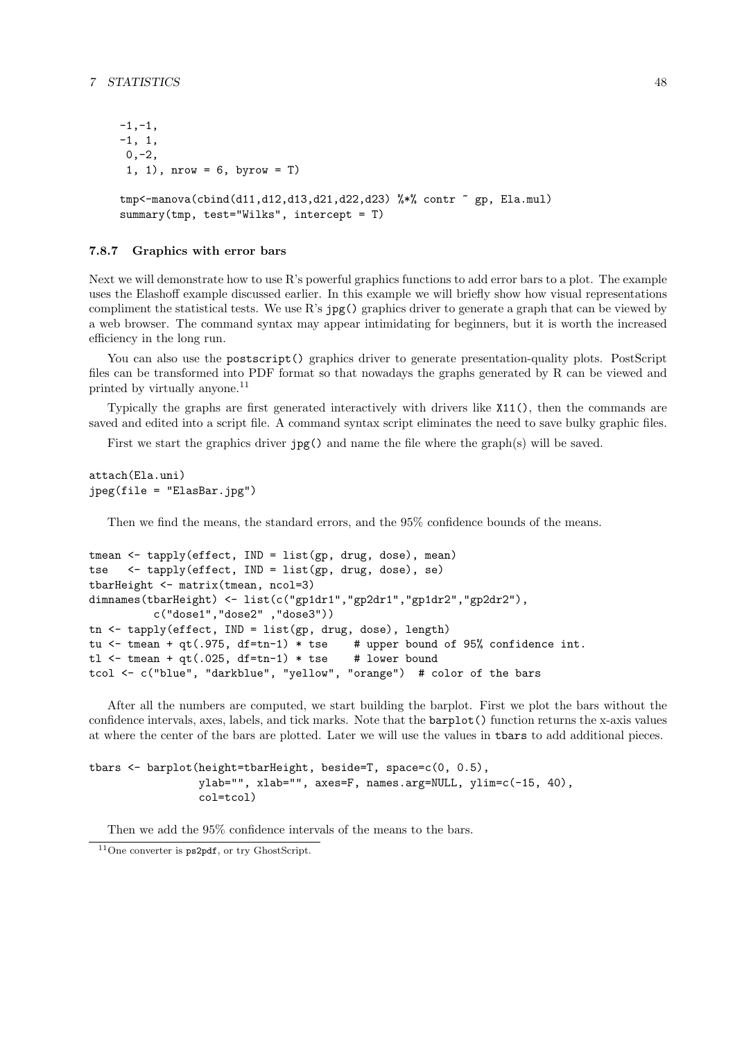```
-1,-1,
-1, 1,
 0,-2,
 1, 1), nrow = 6, byrow = T)

tmp<-manova(cbind(d11,d12,d13,d21,d22,d23) %*% contr ~ gp, Ela.mul)
summary(tmp, test="Wilks", intercept = T)
```

### 7.8.7 Graphics with error bars

Next we will demonstrate how to use R's powerful graphics functions to add error bars to a plot. The example uses the Elashoff example discussed earlier. In this example we will briefly show how visual representations compliment the statistical tests. We use R's `jpg()` graphics driver to generate a graph that can be viewed by a web browser. The command syntax may appear intimidating for beginners, but it is worth the increased efficiency in the long run.

You can also use the `postscript()` graphics driver to generate presentation-quality plots. PostScript files can be transformed into PDF format so that nowadays the graphs generated by R can be viewed and printed by virtually anyone.[11]

Typically the graphs are first generated interactively with drivers like `X11()`, then the commands are saved and edited into a script file. A command syntax script eliminates the need to save bulky graphic files.

First we start the graphics driver `jpg()` and name the file where the graph(s) will be saved.

```
attach(Ela.uni)
jpeg(file = "ElasBar.jpg")
```

Then we find the means, the standard errors, and the 95% confidence bounds of the means.

```
tmean <- tapply(effect, IND = list(gp, drug, dose), mean)
tse   <- tapply(effect, IND = list(gp, drug, dose), se)
tbarHeight <- matrix(tmean, ncol=3)
dimnames(tbarHeight) <- list(c("gp1dr1","gp2dr1","gp1dr2","gp2dr2"),
          c("dose1","dose2" ,"dose3"))
tn <- tapply(effect, IND = list(gp, drug, dose), length)
tu <- tmean + qt(.975, df=tn-1) * tse    # upper bound of 95% confidence int.
tl <- tmean + qt(.025, df=tn-1) * tse    # lower bound
tcol <- c("blue", "darkblue", "yellow", "orange")  # color of the bars
```

After all the numbers are computed, we start building the barplot. First we plot the bars without the confidence intervals, axes, labels, and tick marks. Note that the `barplot()` function returns the x-axis values at where the center of the bars are plotted. Later we will use the values in `tbars` to add additional pieces.

```
tbars <- barplot(height=tbarHeight, beside=T, space=c(0, 0.5),
                 ylab="", xlab="", axes=F, names.arg=NULL, ylim=c(-15, 40),
                 col=tcol)
```

Then we add the 95% confidence intervals of the means to the bars.

[11] One converter is `ps2pdf`, or try GhostScript.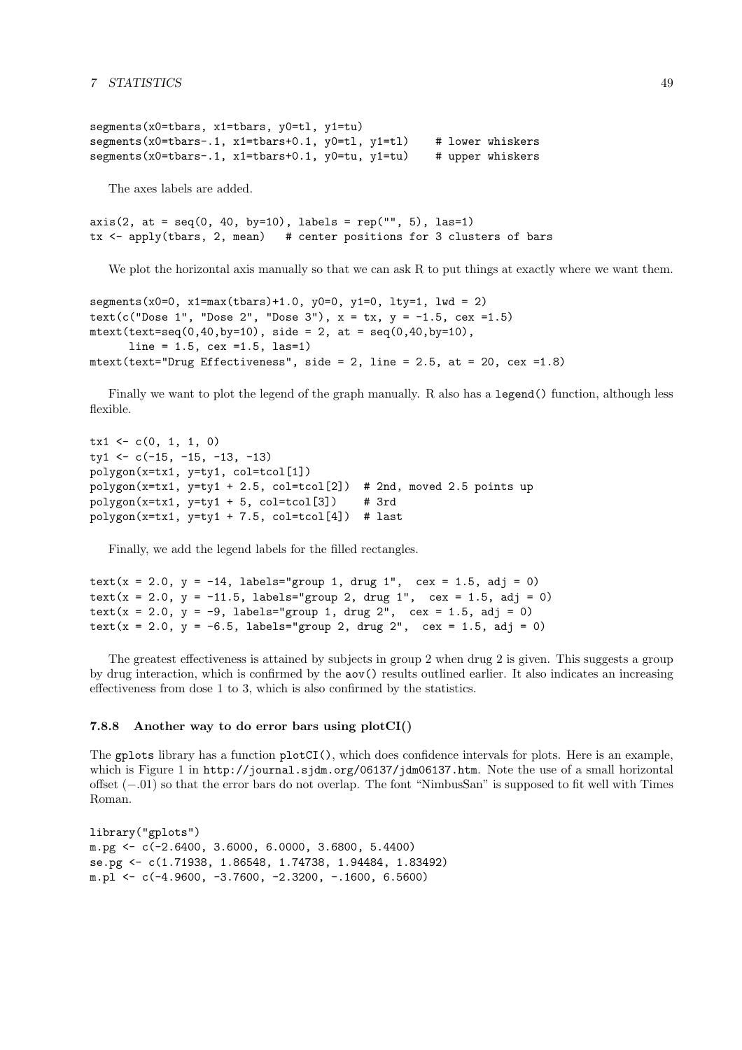```
segments(x0=tbars, x1=tbars, y0=tl, y1=tu)
segments(x0=tbars-.1, x1=tbars+0.1, y0=tl, y1=tl)    # lower whiskers
segments(x0=tbars-.1, x1=tbars+0.1, y0=tu, y1=tu)    # upper whiskers
```

The axes labels are added.

```
axis(2, at = seq(0, 40, by=10), labels = rep("", 5), las=1)
tx <- apply(tbars, 2, mean)   # center positions for 3 clusters of bars
```

We plot the horizontal axis manually so that we can ask R to put things at exactly where we want them.

```
segments(x0=0, x1=max(tbars)+1.0, y0=0, y1=0, lty=1, lwd = 2)
text(c("Dose 1", "Dose 2", "Dose 3"), x = tx, y = -1.5, cex =1.5)
mtext(text=seq(0,40,by=10), side = 2, at = seq(0,40,by=10),
      line = 1.5, cex =1.5, las=1)
mtext(text="Drug Effectiveness", side = 2, line = 2.5, at = 20, cex =1.8)
```

Finally we want to plot the legend of the graph manually. R also has a `legend()` function, although less flexible.

```
tx1 <- c(0, 1, 1, 0)
ty1 <- c(-15, -15, -13, -13)
polygon(x=tx1, y=ty1, col=tcol[1])
polygon(x=tx1, y=ty1 + 2.5, col=tcol[2])  # 2nd, moved 2.5 points up
polygon(x=tx1, y=ty1 + 5, col=tcol[3])    # 3rd
polygon(x=tx1, y=ty1 + 7.5, col=tcol[4])  # last
```

Finally, we add the legend labels for the filled rectangles.

```
text(x = 2.0, y = -14, labels="group 1, drug 1",  cex = 1.5, adj = 0)
text(x = 2.0, y = -11.5, labels="group 2, drug 1",  cex = 1.5, adj = 0)
text(x = 2.0, y = -9, labels="group 1, drug 2",  cex = 1.5, adj = 0)
text(x = 2.0, y = -6.5, labels="group 2, drug 2",  cex = 1.5, adj = 0)
```

The greatest effectiveness is attained by subjects in group 2 when drug 2 is given. This suggests a group by drug interaction, which is confirmed by the `aov()` results outlined earlier. It also indicates an increasing effectiveness from dose 1 to 3, which is also confirmed by the statistics.

### 7.8.8 Another way to do error bars using plotCI()

The `gplots` library has a function `plotCI()`, which does confidence intervals for plots. Here is an example, which is Figure 1 in `http://journal.sjdm.org/06137/jdm06137.htm`. Note the use of a small horizontal offset ($-.01$) so that the error bars do not overlap. The font "NimbusSan" is supposed to fit well with Times Roman.

```
library("gplots")
m.pg <- c(-2.6400, 3.6000, 6.0000, 3.6800, 5.4400)
se.pg <- c(1.71938, 1.86548, 1.74738, 1.94484, 1.83492)
m.pl <- c(-4.9600, -3.7600, -2.3200, -.1600, 6.5600)
```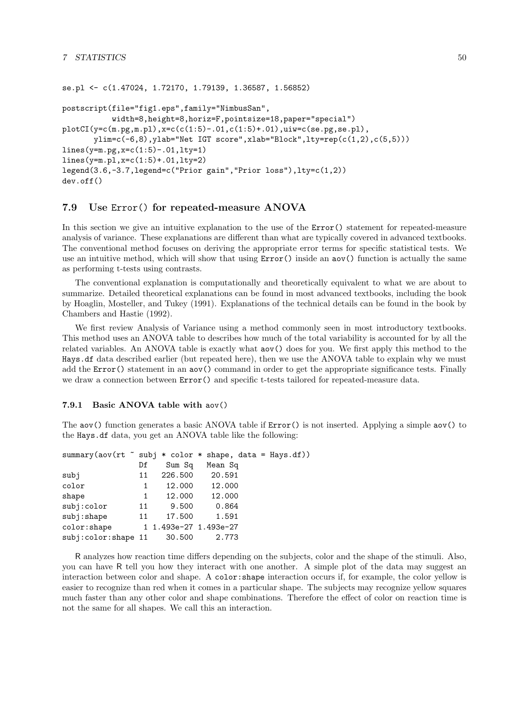```
se.pl <- c(1.47024, 1.72170, 1.79139, 1.36587, 1.56852)

postscript(file="fig1.eps",family="NimbusSan",
           width=8,height=8,horiz=F,pointsize=18,paper="special")
plotCI(y=c(m.pg,m.pl),x=c(c(1:5)-.01,c(1:5)+.01),uiw=c(se.pg,se.pl),
       ylim=c(-6,8),ylab="Net IGT score",xlab="Block",lty=rep(c(1,2),c(5,5)))
lines(y=m.pg,x=c(1:5)-.01,lty=1)
lines(y=m.pl,x=c(1:5)+.01,lty=2)
legend(3.6,-3.7,legend=c("Prior gain","Prior loss"),lty=c(1,2))
dev.off()
```

## 7.9 Use Error() for repeated-measure ANOVA

In this section we give an intuitive explanation to the use of the `Error()` statement for repeated-measure analysis of variance. These explanations are different than what are typically covered in advanced textbooks. The conventional method focuses on deriving the appropriate error terms for specific statistical tests. We use an intuitive method, which will show that using `Error()` inside an `aov()` function is actually the same as performing t-tests using contrasts.

The conventional explanation is computationally and theoretically equivalent to what we are about to summarize. Detailed theoretical explanations can be found in most advanced textbooks, including the book by Hoaglin, Mosteller, and Tukey (1991). Explanations of the technical details can be found in the book by Chambers and Hastie (1992).

We first review Analysis of Variance using a method commonly seen in most introductory textbooks. This method uses an ANOVA table to describes how much of the total variability is accounted for by all the related variables. An ANOVA table is exactly what `aov()` does for you. We first apply this method to the `Hays.df` data described earlier (but repeated here), then we use the ANOVA table to explain why we must add the `Error()` statement in an `aov()` command in order to get the appropriate significance tests. Finally we draw a connection between `Error()` and specific t-tests tailored for repeated-measure data.

### 7.9.1 Basic ANOVA table with aov()

The `aov()` function generates a basic ANOVA table if `Error()` is not inserted. Applying a simple `aov()` to the `Hays.df` data, you get an ANOVA table like the following:

```
summary(aov(rt ~ subj * color * shape, data = Hays.df))
                 Df    Sum Sq   Mean Sq
subj             11   226.500    20.591
color             1    12.000    12.000
shape             1    12.000    12.000
subj:color       11     9.500     0.864
subj:shape       11    17.500     1.591
color:shape       1 1.493e-27 1.493e-27
subj:color:shape 11    30.500     2.773
```

R analyzes how reaction time differs depending on the subjects, color and the shape of the stimuli. Also, you can have R tell you how they interact with one another. A simple plot of the data may suggest an interaction between color and shape. A `color:shape` interaction occurs if, for example, the color yellow is easier to recognize than red when it comes in a particular shape. The subjects may recognize yellow squares much faster than any other color and shape combinations. Therefore the effect of color on reaction time is not the same for all shapes. We call this an interaction.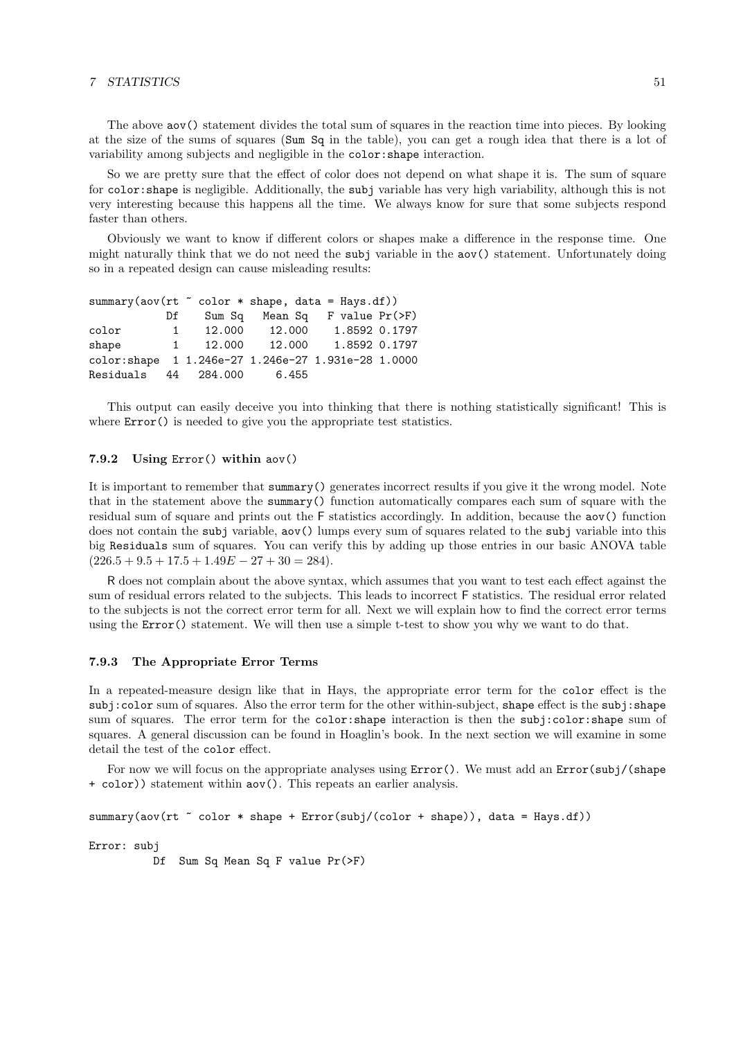The above aov() statement divides the total sum of squares in the reaction time into pieces. By looking at the size of the sums of squares (Sum Sq in the table), you can get a rough idea that there is a lot of variability among subjects and negligible in the color:shape interaction.

So we are pretty sure that the effect of color does not depend on what shape it is. The sum of square for color:shape is negligible. Additionally, the subj variable has very high variability, although this is not very interesting because this happens all the time. We always know for sure that some subjects respond faster than others.

Obviously we want to know if different colors or shapes make a difference in the response time. One might naturally think that we do not need the subj variable in the aov() statement. Unfortunately doing so in a repeated design can cause misleading results:

```
summary(aov(rt ~ color * shape, data = Hays.df))
            Df    Sum Sq   Mean Sq   F value Pr(>F)
color        1    12.000    12.000    1.8592 0.1797
shape        1    12.000    12.000    1.8592 0.1797
color:shape  1 1.246e-27 1.246e-27 1.931e-28 1.0000
Residuals   44   284.000     6.455
```

This output can easily deceive you into thinking that there is nothing statistically significant! This is where Error() is needed to give you the appropriate test statistics.

### 7.9.2 Using Error() within aov()

It is important to remember that summary() generates incorrect results if you give it the wrong model. Note that in the statement above the summary() function automatically compares each sum of square with the residual sum of square and prints out the F statistics accordingly. In addition, because the aov() function does not contain the subj variable, aov() lumps every sum of squares related to the subj variable into this big Residuals sum of squares. You can verify this by adding up those entries in our basic ANOVA table $(226.5 + 9.5 + 17.5 + 1.49E - 27 + 30 = 284)$.

R does not complain about the above syntax, which assumes that you want to test each effect against the sum of residual errors related to the subjects. This leads to incorrect F statistics. The residual error related to the subjects is not the correct error term for all. Next we will explain how to find the correct error terms using the Error() statement. We will then use a simple t-test to show you why we want to do that.

### 7.9.3 The Appropriate Error Terms

In a repeated-measure design like that in Hays, the appropriate error term for the color effect is the subj:color sum of squares. Also the error term for the other within-subject, shape effect is the subj:shape sum of squares. The error term for the color:shape interaction is then the subj:color:shape sum of squares. A general discussion can be found in Hoaglin's book. In the next section we will examine in some detail the test of the color effect.

For now we will focus on the appropriate analyses using Error(). We must add an Error(subj/(shape + color)) statement within aov(). This repeats an earlier analysis.

```
summary(aov(rt ~ color * shape + Error(subj/(color + shape)), data = Hays.df))

Error: subj
          Df  Sum Sq Mean Sq F value Pr(>F)
```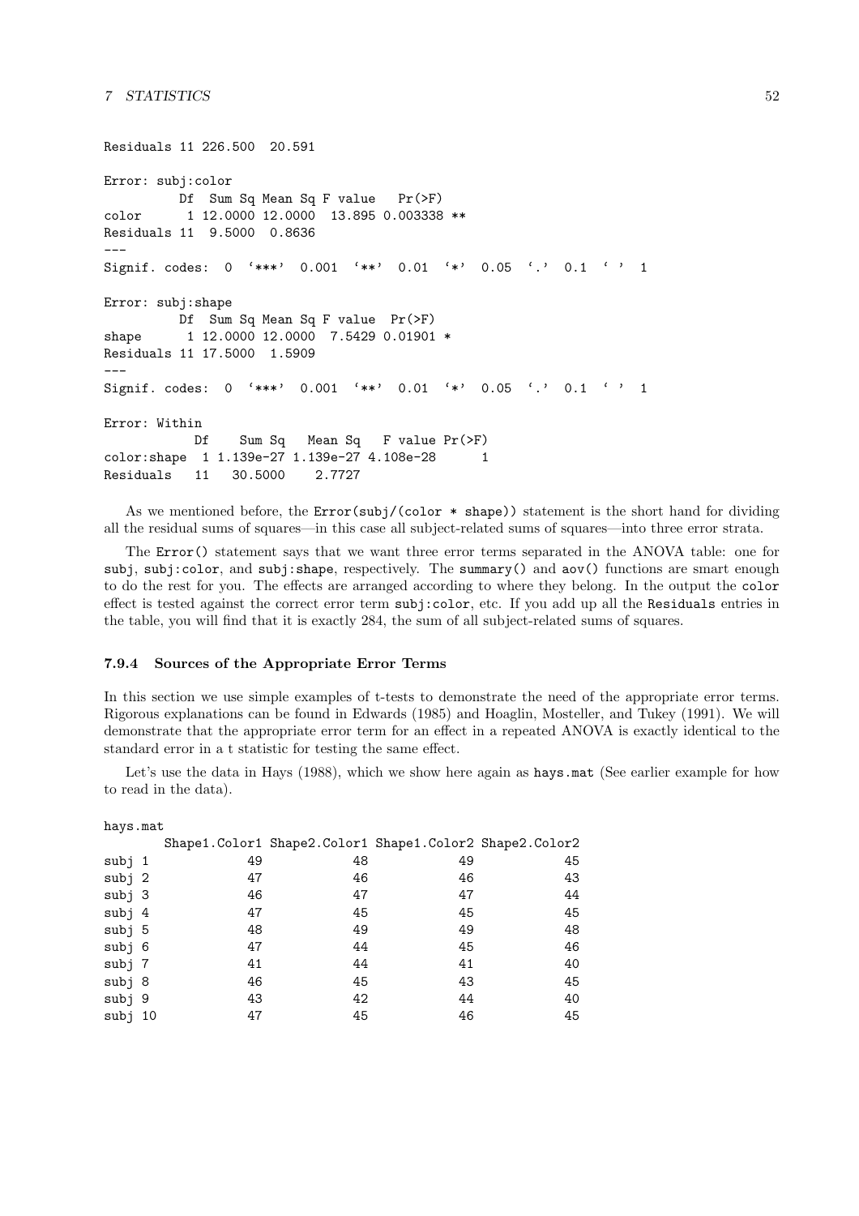```
Residuals 11 226.500  20.591

Error: subj:color
          Df  Sum Sq Mean Sq F value   Pr(>F)
color      1 12.0000 12.0000  13.895 0.003338 **
Residuals 11  9.5000  0.8636
---
Signif. codes:  0  '***'  0.001  '**'  0.01  '*'  0.05  '.'  0.1  ' '  1

Error: subj:shape
          Df  Sum Sq Mean Sq F value  Pr(>F)
shape      1 12.0000 12.0000  7.5429 0.01901 *
Residuals 11 17.5000  1.5909
---
Signif. codes:  0  '***'  0.001  '**'  0.01  '*'  0.05  '.'  0.1  ' '  1

Error: Within
            Df    Sum Sq   Mean Sq   F value Pr(>F)
color:shape  1 1.139e-27 1.139e-27 4.108e-28      1
Residuals   11   30.5000    2.7727
```

As we mentioned before, the `Error(subj/(color * shape))` statement is the short hand for dividing all the residual sums of squares—in this case all subject-related sums of squares—into three error strata.

The `Error()` statement says that we want three error terms separated in the ANOVA table: one for `subj`, `subj:color`, and `subj:shape`, respectively. The `summary()` and `aov()` functions are smart enough to do the rest for you. The effects are arranged according to where they belong. In the output the `color` effect is tested against the correct error term `subj:color`, etc. If you add up all the `Residuals` entries in the table, you will find that it is exactly 284, the sum of all subject-related sums of squares.

### 7.9.4 Sources of the Appropriate Error Terms

In this section we use simple examples of t-tests to demonstrate the need of the appropriate error terms. Rigorous explanations can be found in Edwards (1985) and Hoaglin, Mosteller, and Tukey (1991). We will demonstrate that the appropriate error term for an effect in a repeated ANOVA is exactly identical to the standard error in a t statistic for testing the same effect.

Let's use the data in Hays (1988), which we show here again as `hays.mat` (See earlier example for how to read in the data).

```
hays.mat
        Shape1.Color1 Shape2.Color1 Shape1.Color2 Shape2.Color2
subj 1             49            48            49            45
subj 2             47            46            46            43
subj 3             46            47            47            44
subj 4             47            45            45            45
subj 5             48            49            49            48
subj 6             47            44            45            46
subj 7             41            44            41            40
subj 8             46            45            43            45
subj 9             43            42            44            40
subj 10            47            45            46            45
```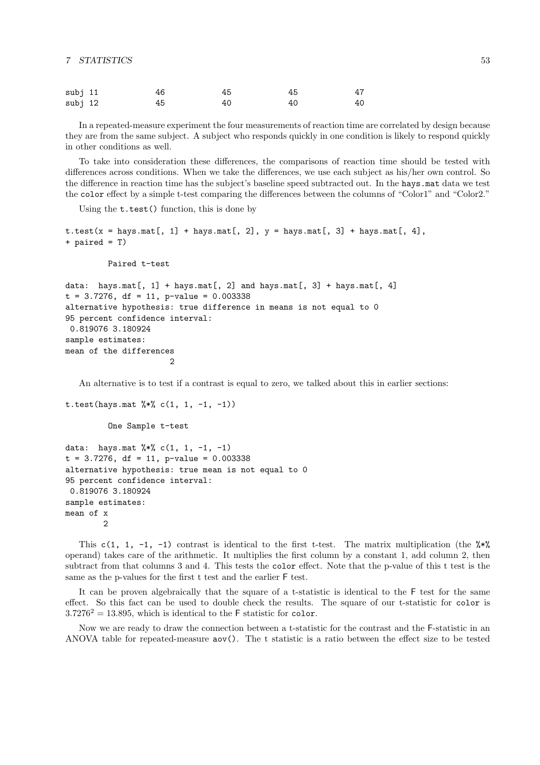```
subj 11          46           45           45           47
subj 12          45           40           40           40
```

In a repeated-measure experiment the four measurements of reaction time are correlated by design because they are from the same subject. A subject who responds quickly in one condition is likely to respond quickly in other conditions as well.

To take into consideration these differences, the comparisons of reaction time should be tested with differences across conditions. When we take the differences, we use each subject as his/her own control. So the difference in reaction time has the subject's baseline speed subtracted out. In the `hays.mat` data we test the `color` effect by a simple t-test comparing the differences between the columns of "Color1" and "Color2."

Using the `t.test()` function, this is done by

```
t.test(x = hays.mat[, 1] + hays.mat[, 2], y = hays.mat[, 3] + hays.mat[, 4],
+ paired = T)

        Paired t-test

data:  hays.mat[, 1] + hays.mat[, 2] and hays.mat[, 3] + hays.mat[, 4]
t = 3.7276, df = 11, p-value = 0.003338
alternative hypothesis: true difference in means is not equal to 0
95 percent confidence interval:
 0.819076 3.180924
sample estimates:
mean of the differences
                      2
```

An alternative is to test if a contrast is equal to zero, we talked about this in earlier sections:

```
t.test(hays.mat %*% c(1, 1, -1, -1))

        One Sample t-test

data:  hays.mat %*% c(1, 1, -1, -1)
t = 3.7276, df = 11, p-value = 0.003338
alternative hypothesis: true mean is not equal to 0
95 percent confidence interval:
 0.819076 3.180924
sample estimates:
mean of x
        2
```

This `c(1, 1, -1, -1)` contrast is identical to the first t-test. The matrix multiplication (the `%*%` operand) takes care of the arithmetic. It multiplies the first column by a constant 1, add column 2, then subtract from that columns 3 and 4. This tests the `color` effect. Note that the p-value of this t test is the same as the p-values for the first t test and the earlier F test.

It can be proven algebraically that the square of a t-statistic is identical to the F test for the same effect. So this fact can be used to double check the results. The square of our t-statistic for `color` is $3.7276^2 = 13.895$, which is identical to the F statistic for `color`.

Now we are ready to draw the connection between a t-statistic for the contrast and the F-statistic in an ANOVA table for repeated-measure `aov()`. The t statistic is a ratio between the effect size to be tested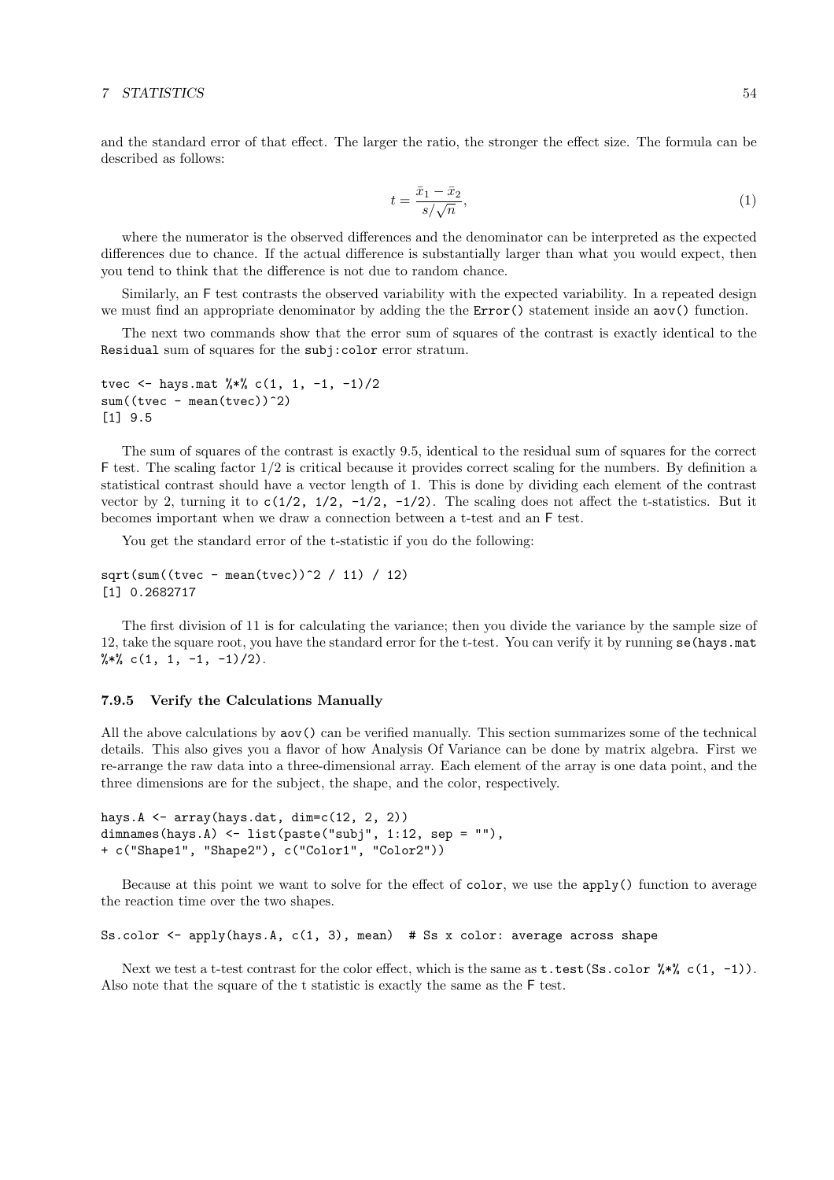and the standard error of that effect. The larger the ratio, the stronger the effect size. The formula can be described as follows:

$$t = \frac{\bar{x}_1 - \bar{x}_2}{s/\sqrt{n}}, \tag{1}$$

where the numerator is the observed differences and the denominator can be interpreted as the expected differences due to chance. If the actual difference is substantially larger than what you would expect, then you tend to think that the difference is not due to random chance.

Similarly, an F test contrasts the observed variability with the expected variability. In a repeated design we must find an appropriate denominator by adding the the `Error()` statement inside an `aov()` function.

The next two commands show that the error sum of squares of the contrast is exactly identical to the `Residual` sum of squares for the `subj:color` error stratum.

```
tvec <- hays.mat %*% c(1, 1, -1, -1)/2
sum((tvec - mean(tvec))^2)
[1] 9.5
```

The sum of squares of the contrast is exactly 9.5, identical to the residual sum of squares for the correct F test. The scaling factor 1/2 is critical because it provides correct scaling for the numbers. By definition a statistical contrast should have a vector length of 1. This is done by dividing each element of the contrast vector by 2, turning it to `c(1/2, 1/2, -1/2, -1/2)`. The scaling does not affect the t-statistics. But it becomes important when we draw a connection between a t-test and an F test.

You get the standard error of the t-statistic if you do the following:

```
sqrt(sum((tvec - mean(tvec))^2 / 11) / 12)
[1] 0.2682717
```

The first division of 11 is for calculating the variance; then you divide the variance by the sample size of 12, take the square root, you have the standard error for the t-test. You can verify it by running `se(hays.mat %*% c(1, 1, -1, -1)/2)`.

### 7.9.5 Verify the Calculations Manually

All the above calculations by `aov()` can be verified manually. This section summarizes some of the technical details. This also gives you a flavor of how Analysis Of Variance can be done by matrix algebra. First we re-arrange the raw data into a three-dimensional array. Each element of the array is one data point, and the three dimensions are for the subject, the shape, and the color, respectively.

```
hays.A <- array(hays.dat, dim=c(12, 2, 2))
dimnames(hays.A) <- list(paste("subj", 1:12, sep = ""),
+ c("Shape1", "Shape2"), c("Color1", "Color2"))
```

Because at this point we want to solve for the effect of `color`, we use the `apply()` function to average the reaction time over the two shapes.

```
Ss.color <- apply(hays.A, c(1, 3), mean)  # Ss x color: average across shape
```

Next we test a t-test contrast for the color effect, which is the same as `t.test(Ss.color %*% c(1, -1))`. Also note that the square of the t statistic is exactly the same as the F test.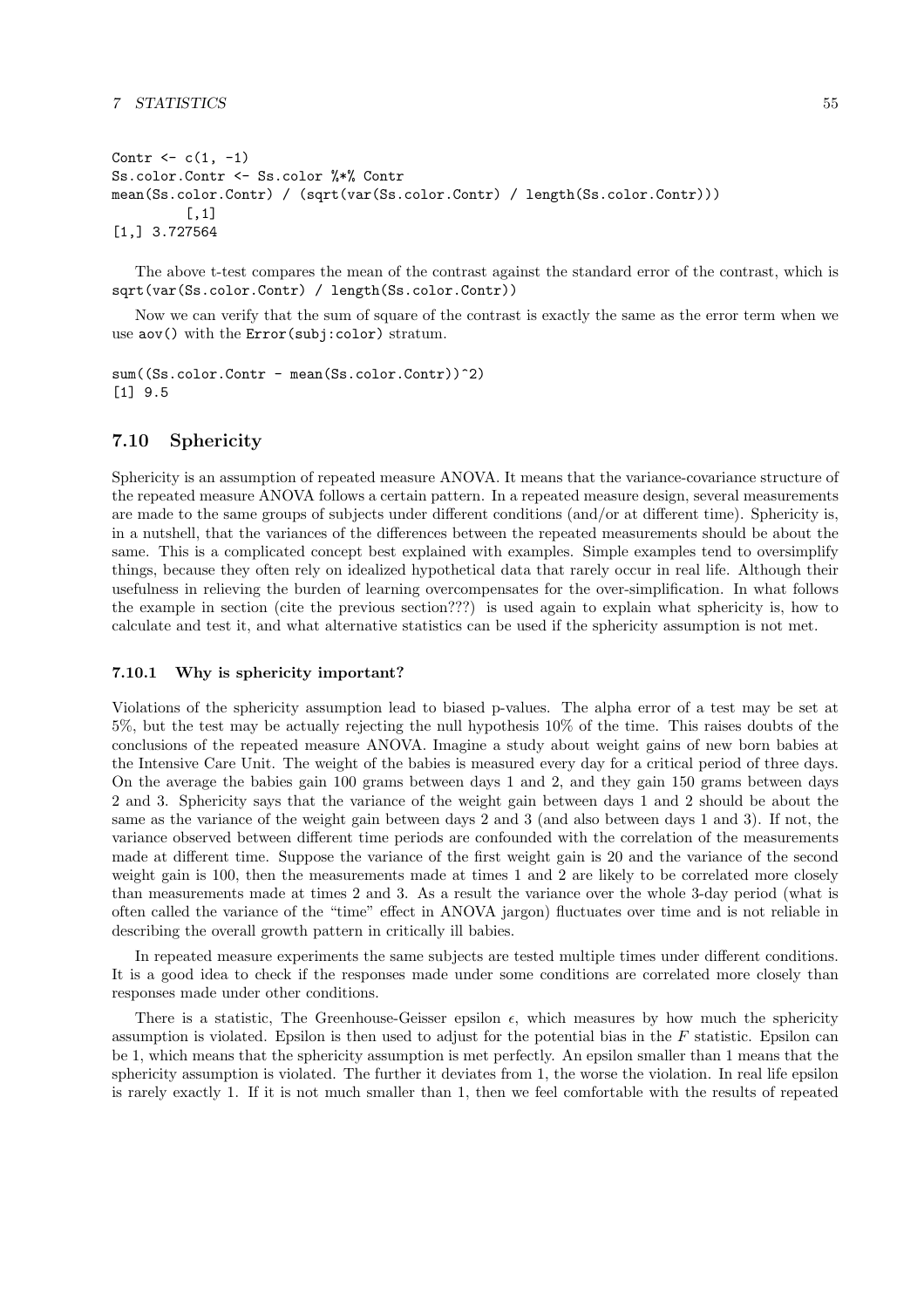```
Contr <- c(1, -1)
Ss.color.Contr <- Ss.color %*% Contr
mean(Ss.color.Contr) / (sqrt(var(Ss.color.Contr) / length(Ss.color.Contr)))
         [,1]
[1,] 3.727564
```

The above t-test compares the mean of the contrast against the standard error of the contrast, which is `sqrt(var(Ss.color.Contr) / length(Ss.color.Contr))`

Now we can verify that the sum of square of the contrast is exactly the same as the error term when we use `aov()` with the `Error(subj:color)` stratum.

```
sum((Ss.color.Contr - mean(Ss.color.Contr))^2)
[1] 9.5
```

## 7.10 Sphericity

Sphericity is an assumption of repeated measure ANOVA. It means that the variance-covariance structure of the repeated measure ANOVA follows a certain pattern. In a repeated measure design, several measurements are made to the same groups of subjects under different conditions (and/or at different time). Sphericity is, in a nutshell, that the variances of the differences between the repeated measurements should be about the same. This is a complicated concept best explained with examples. Simple examples tend to oversimplify things, because they often rely on idealized hypothetical data that rarely occur in real life. Although their usefulness in relieving the burden of learning overcompensates for the over-simplification. In what follows the example in section (cite the previous section???) is used again to explain what sphericity is, how to calculate and test it, and what alternative statistics can be used if the sphericity assumption is not met.

### 7.10.1 Why is sphericity important?

Violations of the sphericity assumption lead to biased p-values. The alpha error of a test may be set at 5%, but the test may be actually rejecting the null hypothesis 10% of the time. This raises doubts of the conclusions of the repeated measure ANOVA. Imagine a study about weight gains of new born babies at the Intensive Care Unit. The weight of the babies is measured every day for a critical period of three days. On the average the babies gain 100 grams between days 1 and 2, and they gain 150 grams between days 2 and 3. Sphericity says that the variance of the weight gain between days 1 and 2 should be about the same as the variance of the weight gain between days 2 and 3 (and also between days 1 and 3). If not, the variance observed between different time periods are confounded with the correlation of the measurements made at different time. Suppose the variance of the first weight gain is 20 and the variance of the second weight gain is 100, then the measurements made at times 1 and 2 are likely to be correlated more closely than measurements made at times 2 and 3. As a result the variance over the whole 3-day period (what is often called the variance of the "time" effect in ANOVA jargon) fluctuates over time and is not reliable in describing the overall growth pattern in critically ill babies.

In repeated measure experiments the same subjects are tested multiple times under different conditions. It is a good idea to check if the responses made under some conditions are correlated more closely than responses made under other conditions.

There is a statistic, The Greenhouse-Geisser epsilon $\epsilon$, which measures by how much the sphericity assumption is violated. Epsilon is then used to adjust for the potential bias in the $F$ statistic. Epsilon can be 1, which means that the sphericity assumption is met perfectly. An epsilon smaller than 1 means that the sphericity assumption is violated. The further it deviates from 1, the worse the violation. In real life epsilon is rarely exactly 1. If it is not much smaller than 1, then we feel comfortable with the results of repeated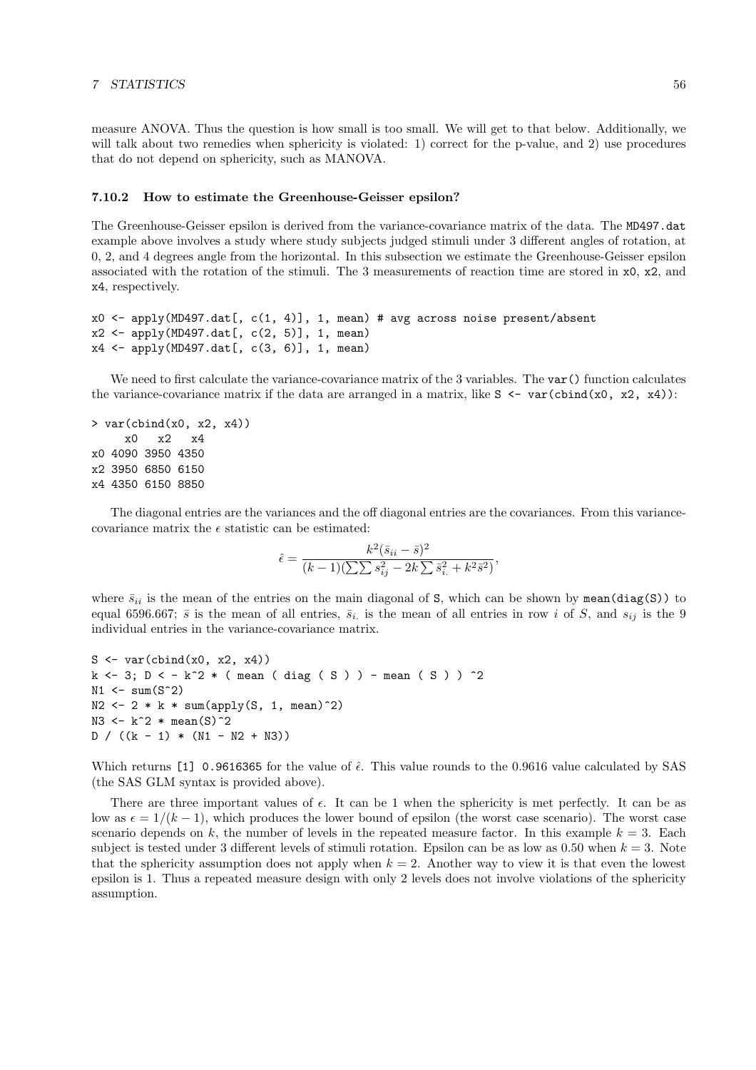measure ANOVA. Thus the question is how small is too small. We will get to that below. Additionally, we will talk about two remedies when sphericity is violated: 1) correct for the p-value, and 2) use procedures that do not depend on sphericity, such as MANOVA.

### 7.10.2 How to estimate the Greenhouse-Geisser epsilon?

The Greenhouse-Geisser epsilon is derived from the variance-covariance matrix of the data. The `MD497.dat` example above involves a study where study subjects judged stimuli under 3 different angles of rotation, at 0, 2, and 4 degrees angle from the horizontal. In this subsection we estimate the Greenhouse-Geisser epsilon associated with the rotation of the stimuli. The 3 measurements of reaction time are stored in `x0`, `x2`, and `x4`, respectively.

```
x0 <- apply(MD497.dat[, c(1, 4)], 1, mean) # avg across noise present/absent
x2 <- apply(MD497.dat[, c(2, 5)], 1, mean)
x4 <- apply(MD497.dat[, c(3, 6)], 1, mean)
```

We need to first calculate the variance-covariance matrix of the 3 variables. The `var()` function calculates the variance-covariance matrix if the data are arranged in a matrix, like `S <- var(cbind(x0, x2, x4))`:

```
> var(cbind(x0, x2, x4))
     x0   x2   x4
x0 4090 3950 4350
x2 3950 6850 6150
x4 4350 6150 8850
```

The diagonal entries are the variances and the off diagonal entries are the covariances. From this variance-covariance matrix the $\epsilon$ statistic can be estimated:

$$\hat{\epsilon} = \frac{k^2(\bar{s}_{ii} - \bar{s})^2}{(k-1)(\sum\sum s_{ij}^2 - 2k\sum \bar{s}_{i.}^2 + k^2\bar{s}^2)},$$

where $\bar{s}_{ii}$ is the mean of the entries on the main diagonal of `S`, which can be shown by `mean(diag(S))` to equal 6596.667; $\bar{s}$ is the mean of all entries, $\bar{s}_{i.}$ is the mean of all entries in row $i$ of $S$, and $s_{ij}$ is the 9 individual entries in the variance-covariance matrix.

```
S <- var(cbind(x0, x2, x4))
k <- 3; D < - k^2 * ( mean ( diag ( S ) ) - mean ( S ) ) ^2
N1 <- sum(S^2)
N2 <- 2 * k * sum(apply(S, 1, mean)^2)
N3 <- k^2 * mean(S)^2
D / ((k - 1) * (N1 - N2 + N3))
```

Which returns `[1] 0.9616365` for the value of $\hat{\epsilon}$. This value rounds to the 0.9616 value calculated by SAS (the SAS GLM syntax is provided above).

There are three important values of $\epsilon$. It can be 1 when the sphericity is met perfectly. It can be as low as $\epsilon = 1/(k-1)$, which produces the lower bound of epsilon (the worst case scenario). The worst case scenario depends on $k$, the number of levels in the repeated measure factor. In this example $k = 3$. Each subject is tested under 3 different levels of stimuli rotation. Epsilon can be as low as 0.50 when $k = 3$. Note that the sphericity assumption does not apply when $k = 2$. Another way to view it is that even the lowest epsilon is 1. Thus a repeated measure design with only 2 levels does not involve violations of the sphericity assumption.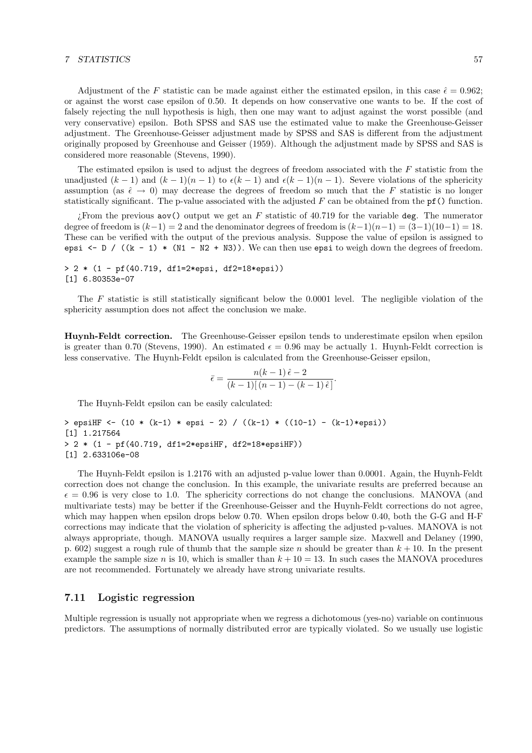Adjustment of the $F$ statistic can be made against either the estimated epsilon, in this case $\hat{\epsilon} = 0.962$; or against the worst case epsilon of 0.50. It depends on how conservative one wants to be. If the cost of falsely rejecting the null hypothesis is high, then one may want to adjust against the worst possible (and very conservative) epsilon. Both SPSS and SAS use the estimated value to make the Greenhouse-Geisser adjustment. The Greenhouse-Geisser adjustment made by SPSS and SAS is different from the adjustment originally proposed by Greenhouse and Geisser (1959). Although the adjustment made by SPSS and SAS is considered more reasonable (Stevens, 1990).

The estimated epsilon is used to adjust the degrees of freedom associated with the $F$ statistic from the unadjusted $(k-1)$ and $(k-1)(n-1)$ to $\epsilon(k-1)$ and $\epsilon(k-1)(n-1)$. Severe violations of the sphericity assumption (as $\hat{\epsilon} \to 0$) may decrease the degrees of freedom so much that the $F$ statistic is no longer statistically significant. The p-value associated with the adjusted $F$ can be obtained from the `pf()` function.

¿From the previous `aov()` output we get an $F$ statistic of 40.719 for the variable `deg`. The numerator degree of freedom is $(k-1) = 2$ and the denominator degrees of freedom is $(k-1)(n-1) = (3-1)(10-1) = 18$. These can be verified with the output of the previous analysis. Suppose the value of epsilon is assigned to `epsi <- D / ((k - 1) * (N1 - N2 + N3))`. We can then use `epsi` to weigh down the degrees of freedom.

```
> 2 * (1 - pf(40.719, df1=2*epsi, df2=18*epsi))
[1] 6.80353e-07
```

The $F$ statistic is still statistically significant below the 0.0001 level. The negligible violation of the sphericity assumption does not affect the conclusion we make.

**Huynh-Feldt correction.** The Greenhouse-Geisser epsilon tends to underestimate epsilon when epsilon is greater than 0.70 (Stevens, 1990). An estimated $\epsilon = 0.96$ may be actually 1. Huynh-Feldt correction is less conservative. The Huynh-Feldt epsilon is calculated from the Greenhouse-Geisser epsilon,

$$\bar{\epsilon} = \frac{n(k-1)\,\hat{\epsilon} - 2}{(k-1)[\,(n-1) - (k-1)\,\hat{\epsilon}\,]}.$$

The Huynh-Feldt epsilon can be easily calculated:

```
> epsiHF <- (10 * (k-1) * epsi - 2) / ((k-1) * ((10-1) - (k-1)*epsi))
[1] 1.217564
> 2 * (1 - pf(40.719, df1=2*epsiHF, df2=18*epsiHF))
[1] 2.633106e-08
```

The Huynh-Feldt epsilon is 1.2176 with an adjusted p-value lower than 0.0001. Again, the Huynh-Feldt correction does not change the conclusion. In this example, the univariate results are preferred because an $\epsilon = 0.96$ is very close to 1.0. The sphericity corrections do not change the conclusions. MANOVA (and multivariate tests) may be better if the Greenhouse-Geisser and the Huynh-Feldt corrections do not agree, which may happen when epsilon drops below 0.70. When epsilon drops below 0.40, both the G-G and H-F corrections may indicate that the violation of sphericity is affecting the adjusted p-values. MANOVA is not always appropriate, though. MANOVA usually requires a larger sample size. Maxwell and Delaney (1990, p. 602) suggest a rough rule of thumb that the sample size $n$ should be greater than $k + 10$. In the present example the sample size $n$ is 10, which is smaller than $k + 10 = 13$. In such cases the MANOVA procedures are not recommended. Fortunately we already have strong univariate results.

## 7.11 Logistic regression

Multiple regression is usually not appropriate when we regress a dichotomous (yes-no) variable on continuous predictors. The assumptions of normally distributed error are typically violated. So we usually use logistic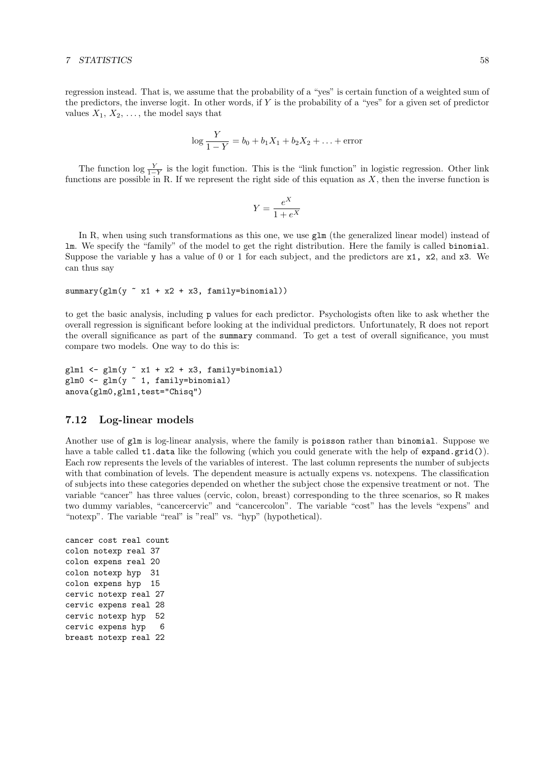regression instead. That is, we assume that the probability of a "yes" is certain function of a weighted sum of the predictors, the inverse logit. In other words, if $Y$ is the probability of a "yes" for a given set of predictor values $X_1$, $X_2$, ..., the model says that

$$\log \frac{Y}{1-Y} = b_0 + b_1 X_1 + b_2 X_2 + \ldots + \text{error}$$

The function $\log \frac{Y}{1-Y}$ is the logit function. This is the "link function" in logistic regression. Other link functions are possible in R. If we represent the right side of this equation as $X$, then the inverse function is

$$Y = \frac{e^X}{1+e^X}$$

In R, when using such transformations as this one, we use `glm` (the generalized linear model) instead of `lm`. We specify the "family" of the model to get the right distribution. Here the family is called `binomial`. Suppose the variable `y` has a value of 0 or 1 for each subject, and the predictors are `x1, x2`, and `x3`. We can thus say

```
summary(glm(y ~ x1 + x2 + x3, family=binomial))
```

to get the basic analysis, including `p` values for each predictor. Psychologists often like to ask whether the overall regression is significant before looking at the individual predictors. Unfortunately, R does not report the overall significance as part of the `summary` command. To get a test of overall significance, you must compare two models. One way to do this is:

```
glm1 <- glm(y ~ x1 + x2 + x3, family=binomial)
glm0 <- glm(y ~ 1, family=binomial)
anova(glm0,glm1,test="Chisq")
```

## 7.12 Log-linear models

Another use of `glm` is log-linear analysis, where the family is `poisson` rather than `binomial`. Suppose we have a table called `t1.data` like the following (which you could generate with the help of `expand.grid()`). Each row represents the levels of the variables of interest. The last column represents the number of subjects with that combination of levels. The dependent measure is actually expens vs. notexpens. The classification of subjects into these categories depended on whether the subject chose the expensive treatment or not. The variable "cancer" has three values (cervic, colon, breast) corresponding to the three scenarios, so R makes two dummy variables, "cancercervic" and "cancercolon". The variable "cost" has the levels "expens" and "notexp". The variable "real" is "real" vs. "hyp" (hypothetical).

```
cancer cost real count
colon notexp real 37
colon expens real 20
colon notexp hyp  31
colon expens hyp  15
cervic notexp real 27
cervic expens real 28
cervic notexp hyp  52
cervic expens hyp   6
breast notexp real 22
```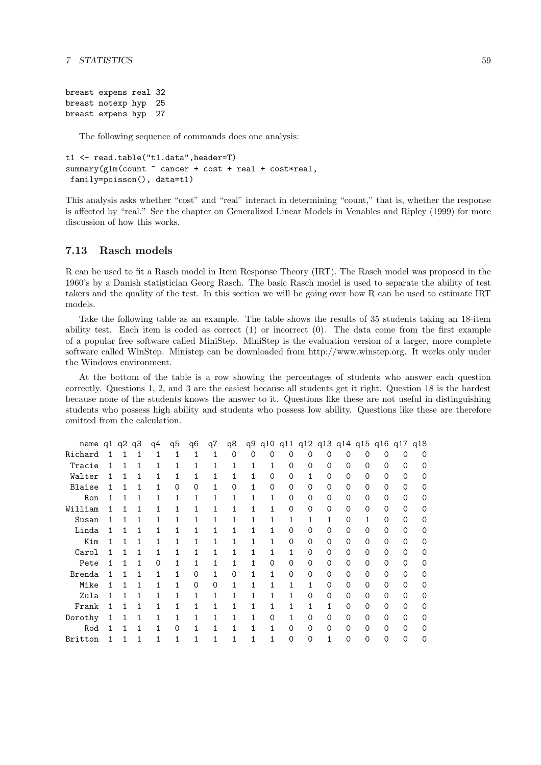```
breast expens real 32
breast notexp hyp  25
breast expens hyp  27
```

The following sequence of commands does one analysis:

```
t1 <- read.table("t1.data",header=T)
summary(glm(count ~ cancer + cost + real + cost*real,
 family=poisson(), data=t1)
```

This analysis asks whether "cost" and "real" interact in determining "count," that is, whether the response is affected by "real." See the chapter on Generalized Linear Models in Venables and Ripley (1999) for more discussion of how this works.

### 7.13 Rasch models

R can be used to fit a Rasch model in Item Response Theory (IRT). The Rasch model was proposed in the 1960's by a Danish statistician Georg Rasch. The basic Rasch model is used to separate the ability of test takers and the quality of the test. In this section we will be going over how R can be used to estimate IRT models.

Take the following table as an example. The table shows the results of 35 students taking an 18-item ability test. Each item is coded as correct (1) or incorrect (0). The data come from the first example of a popular free software called MiniStep. MiniStep is the evaluation version of a larger, more complete software called WinStep. Ministep can be downloaded from http://www.winstep.org. It works only under the Windows environment.

At the bottom of the table is a row showing the percentages of students who answer each question correctly. Questions 1, 2, and 3 are the easiest because all students get it right. Question 18 is the hardest because none of the students knows the answer to it. Questions like these are not useful in distinguishing students who possess high ability and students who possess low ability. Questions like these are therefore omitted from the calculation.

```
   name q1 q2 q3  q4  q5  q6  q7  q8  q9 q10 q11 q12 q13 q14 q15 q16 q17 q18
Richard  1  1  1   1   1   1   1   0   0   0   0   0   0   0   0   0   0   0
 Tracie  1  1  1   1   1   1   1   1   1   1   0   0   0   0   0   0   0   0
 Walter  1  1  1   1   1   1   1   1   1   0   0   1   0   0   0   0   0   0
 Blaise  1  1  1   1   0   0   1   0   1   0   0   0   0   0   0   0   0   0
    Ron  1  1  1   1   1   1   1   1   1   1   0   0   0   0   0   0   0   0
William  1  1  1   1   1   1   1   1   1   1   0   0   0   0   0   0   0   0
  Susan  1  1  1   1   1   1   1   1   1   1   1   1   1   0   1   0   0   0
  Linda  1  1  1   1   1   1   1   1   1   1   0   0   0   0   0   0   0   0
    Kim  1  1  1   1   1   1   1   1   1   1   0   0   0   0   0   0   0   0
  Carol  1  1  1   1   1   1   1   1   1   1   1   0   0   0   0   0   0   0
   Pete  1  1  1   0   1   1   1   1   1   0   0   0   0   0   0   0   0   0
 Brenda  1  1  1   1   1   0   1   0   1   1   0   0   0   0   0   0   0   0
   Mike  1  1  1   1   1   0   0   1   1   1   1   1   0   0   0   0   0   0
   Zula  1  1  1   1   1   1   1   1   1   1   1   0   0   0   0   0   0   0
  Frank  1  1  1   1   1   1   1   1   1   1   1   1   1   0   0   0   0   0
Dorothy  1  1  1   1   1   1   1   1   1   0   1   0   0   0   0   0   0   0
    Rod  1  1  1   1   0   1   1   1   1   1   0   0   0   0   0   0   0   0
Britton  1  1  1   1   1   1   1   1   1   1   0   0   1   0   0   0   0   0
```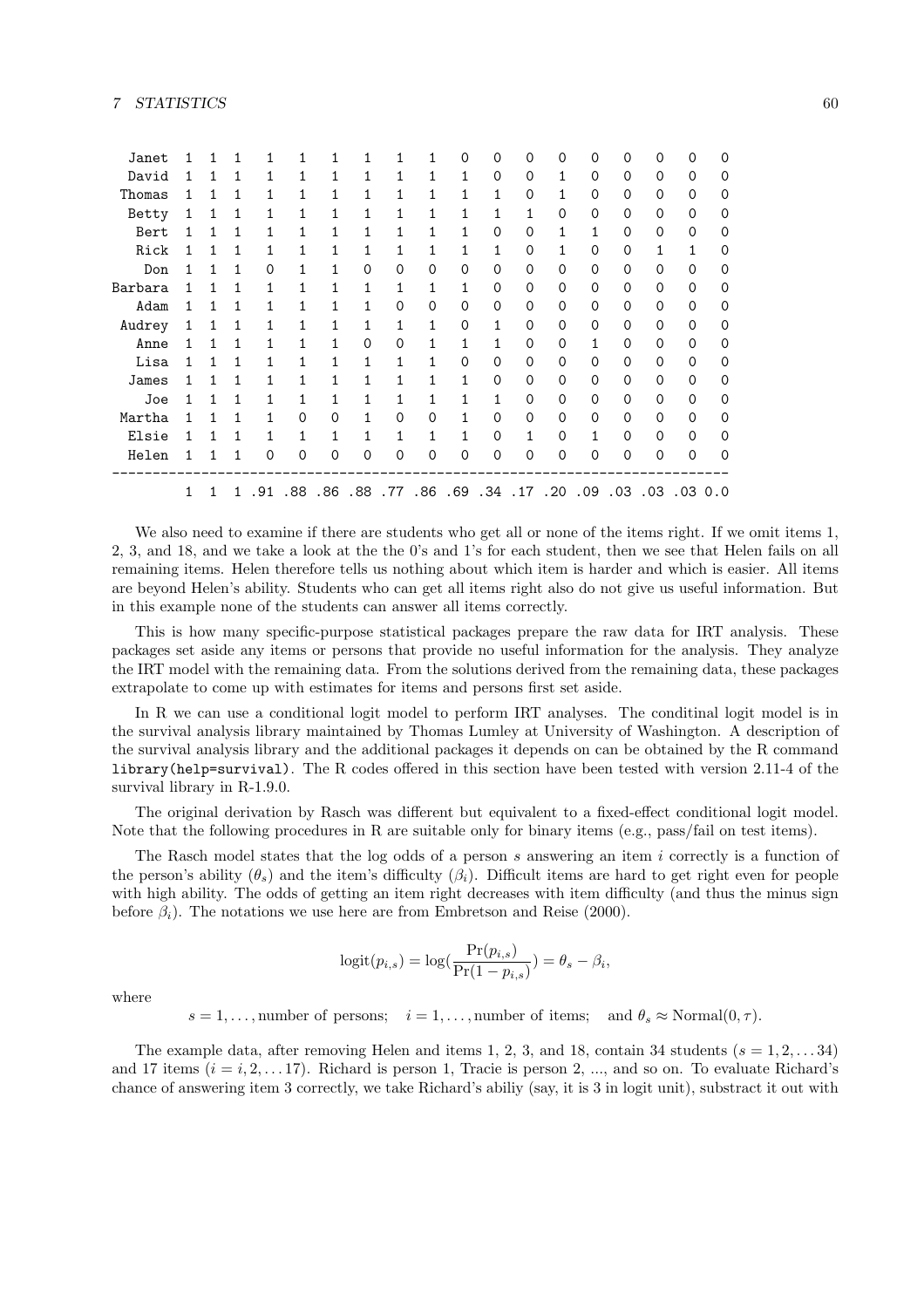```
   Janet  1  1  1   1   1   1   1   1   1   0   0   0   0   0   0   0   0   0
   David  1  1  1   1   1   1   1   1   1   1   0   0   1   0   0   0   0   0
  Thomas  1  1  1   1   1   1   1   1   1   1   1   0   1   0   0   0   0   0
   Betty  1  1  1   1   1   1   1   1   1   1   1   1   0   0   0   0   0   0
    Bert  1  1  1   1   1   1   1   1   1   1   0   0   1   1   0   0   0   0
    Rick  1  1  1   1   1   1   1   1   1   1   1   0   1   0   0   1   1   0
     Don  1  1  1   0   1   1   0   0   0   0   0   0   0   0   0   0   0   0
 Barbara  1  1  1   1   1   1   1   1   1   1   0   0   0   0   0   0   0   0
    Adam  1  1  1   1   1   1   1   0   0   0   0   0   0   0   0   0   0   0
  Audrey  1  1  1   1   1   1   1   1   1   0   1   0   0   0   0   0   0   0
    Anne  1  1  1   1   1   1   0   0   1   1   1   0   0   1   0   0   0   0
    Lisa  1  1  1   1   1   1   1   1   1   0   0   0   0   0   0   0   0   0
   James  1  1  1   1   1   1   1   1   1   1   0   0   0   0   0   0   0   0
     Joe  1  1  1   1   1   1   1   1   1   1   1   0   0   0   0   0   0   0
  Martha  1  1  1   1   0   0   1   0   0   1   0   0   0   0   0   0   0   0
   Elsie  1  1  1   1   1   1   1   1   1   1   0   1   0   1   0   0   0   0
   Helen  1  1  1   0   0   0   0   0   0   0   0   0   0   0   0   0   0   0
---------------------------------------------------------------------------
          1  1  1 .91 .88 .86 .88 .77 .86 .69 .34 .17 .20 .09 .03 .03 .03 0.0
```

We also need to examine if there are students who get all or none of the items right. If we omit items 1, 2, 3, and 18, and we take a look at the the 0's and 1's for each student, then we see that Helen fails on all remaining items. Helen therefore tells us nothing about which item is harder and which is easier. All items are beyond Helen's ability. Students who can get all items right also do not give us useful information. But in this example none of the students can answer all items correctly.

This is how many specific-purpose statistical packages prepare the raw data for IRT analysis. These packages set aside any items or persons that provide no useful information for the analysis. They analyze the IRT model with the remaining data. From the solutions derived from the remaining data, these packages extrapolate to come up with estimates for items and persons first set aside.

In R we can use a conditional logit model to perform IRT analyses. The conditinal logit model is in the survival analysis library maintained by Thomas Lumley at University of Washington. A description of the survival analysis library and the additional packages it depends on can be obtained by the R command `library(help=survival)`. The R codes offered in this section have been tested with version 2.11-4 of the survival library in R-1.9.0.

The original derivation by Rasch was different but equivalent to a fixed-effect conditional logit model. Note that the following procedures in R are suitable only for binary items (e.g., pass/fail on test items).

The Rasch model states that the log odds of a person $s$ answering an item $i$ correctly is a function of the person's ability ($\theta_s$) and the item's difficulty ($\beta_i$). Difficult items are hard to get right even for people with high ability. The odds of getting an item right decreases with item difficulty (and thus the minus sign before $\beta_i$). The notations we use here are from Embretson and Reise (2000).

$$\text{logit}(p_{i,s}) = \log(\frac{\Pr(p_{i,s})}{\Pr(1 - p_{i,s})}) = \theta_s - \beta_i,$$

where

$$s = 1, \ldots, \text{number of persons}; \quad i = 1, \ldots, \text{number of items}; \quad \text{and } \theta_s \approx \text{Normal}(0, \tau).$$

The example data, after removing Helen and items 1, 2, 3, and 18, contain 34 students ($s = 1, 2, \ldots 34$) and 17 items ($i = i, 2, \ldots 17$). Richard is person 1, Tracie is person 2, ..., and so on. To evaluate Richard's chance of answering item 3 correctly, we take Richard's abiliy (say, it is 3 in logit unit), substract it out with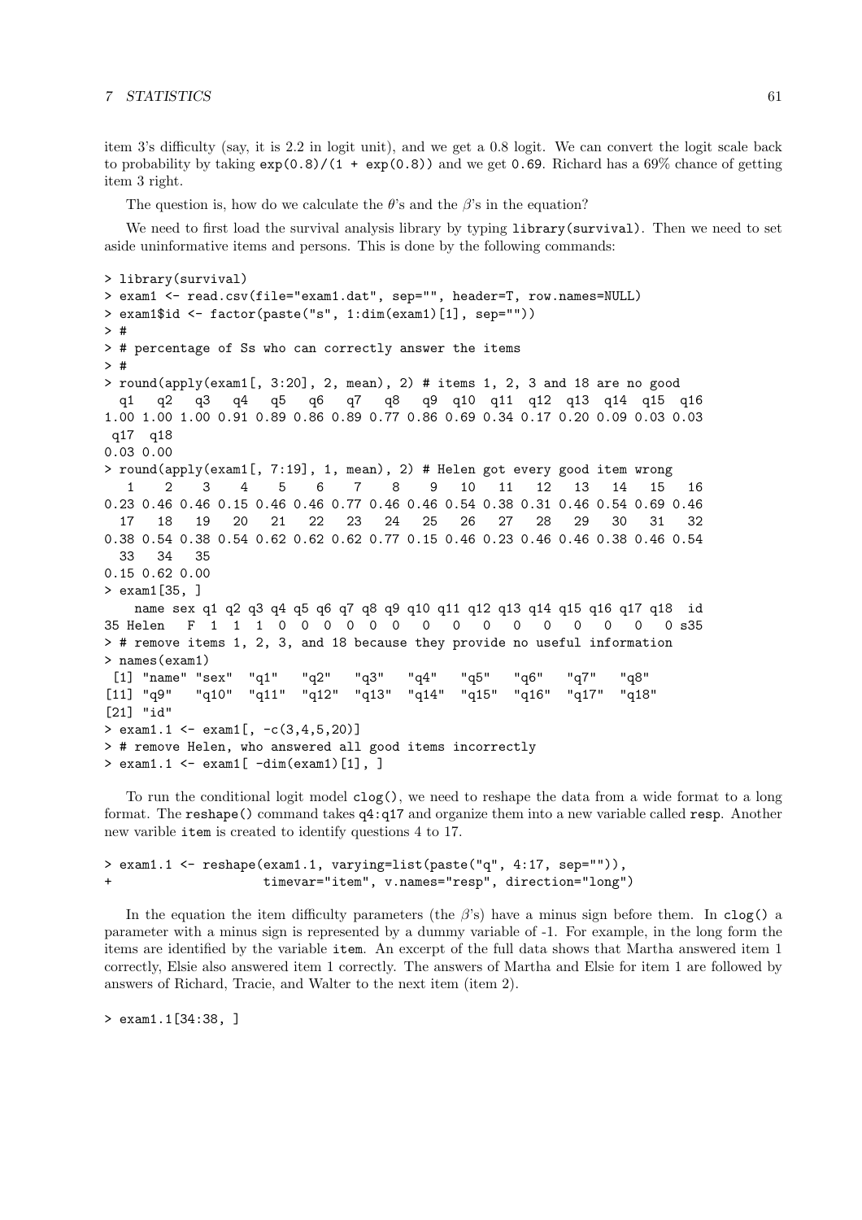item 3's difficulty (say, it is 2.2 in logit unit), and we get a 0.8 logit. We can convert the logit scale back to probability by taking `exp(0.8)/(1 + exp(0.8))` and we get `0.69`. Richard has a 69% chance of getting item 3 right.

The question is, how do we calculate the $\theta$'s and the $\beta$'s in the equation?

We need to first load the survival analysis library by typing `library(survival)`. Then we need to set aside uninformative items and persons. This is done by the following commands:

```
> library(survival)
> exam1 <- read.csv(file="exam1.dat", sep="", header=T, row.names=NULL)
> exam1$id <- factor(paste("s", 1:dim(exam1)[1], sep=""))
> #
> # percentage of Ss who can correctly answer the items
> #
> round(apply(exam1[, 3:20], 2, mean), 2) # items 1, 2, 3 and 18 are no good
  q1   q2   q3   q4   q5   q6   q7   q8   q9  q10  q11  q12  q13  q14  q15  q16
1.00 1.00 1.00 0.91 0.89 0.86 0.89 0.77 0.86 0.69 0.34 0.17 0.20 0.09 0.03 0.03
 q17  q18
0.03 0.00
> round(apply(exam1[, 7:19], 1, mean), 2) # Helen got every good item wrong
   1    2    3    4    5    6    7    8    9   10   11   12   13   14   15   16
0.23 0.46 0.46 0.15 0.46 0.46 0.77 0.46 0.46 0.54 0.38 0.31 0.46 0.54 0.69 0.46
  17   18   19   20   21   22   23   24   25   26   27   28   29   30   31   32
0.38 0.54 0.38 0.54 0.62 0.62 0.62 0.77 0.15 0.46 0.23 0.46 0.46 0.38 0.46 0.54
  33   34   35
0.15 0.62 0.00
> exam1[35, ]
    name sex q1 q2 q3 q4 q5 q6 q7 q8 q9 q10 q11 q12 q13 q14 q15 q16 q17 q18  id
35 Helen   F  1  1  1  0  0  0  0  0  0   0   0   0   0   0   0   0   0   0 s35
> # remove items 1, 2, 3, and 18 because they provide no useful information
> names(exam1)
 [1] "name" "sex"  "q1"   "q2"   "q3"   "q4"   "q5"   "q6"   "q7"   "q8"
[11] "q9"   "q10"  "q11"  "q12"  "q13"  "q14"  "q15"  "q16"  "q17"  "q18"
[21] "id"
> exam1.1 <- exam1[, -c(3,4,5,20)]
> # remove Helen, who answered all good items incorrectly
> exam1.1 <- exam1[ -dim(exam1)[1], ]
```

To run the conditional logit model `clog()`, we need to reshape the data from a wide format to a long format. The `reshape()` command takes `q4:q17` and organize them into a new variable called `resp`. Another new varible `item` is created to identify questions 4 to 17.

```
> exam1.1 <- reshape(exam1.1, varying=list(paste("q", 4:17, sep="")),
+                    timevar="item", v.names="resp", direction="long")
```

In the equation the item difficulty parameters (the $\beta$'s) have a minus sign before them. In `clog()` a parameter with a minus sign is represented by a dummy variable of -1. For example, in the long form the items are identified by the variable `item`. An excerpt of the full data shows that Martha answered item 1 correctly, Elsie also answered item 1 correctly. The answers of Martha and Elsie for item 1 are followed by answers of Richard, Tracie, and Walter to the next item (item 2).

```
> exam1.1[34:38, ]
```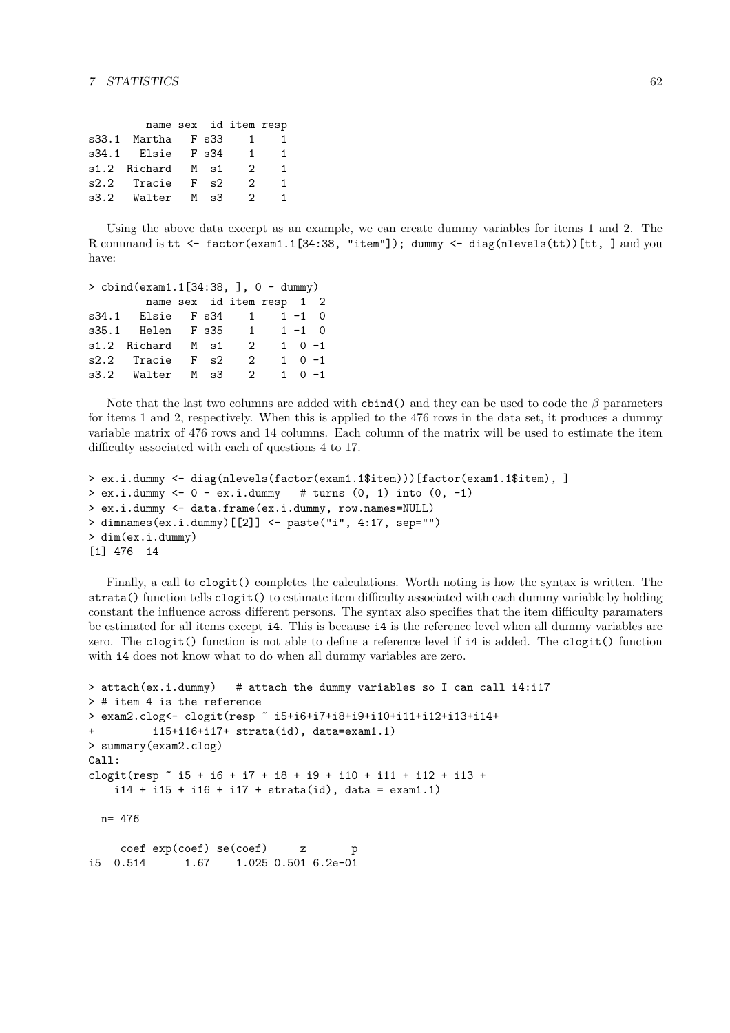```
       name sex  id item resp
s33.1  Martha   F s33    1    1
s34.1   Elsie   F s34    1    1
s1.2  Richard   M  s1    2    1
s2.2   Tracie   F  s2    2    1
s3.2   Walter   M  s3    2    1
```

Using the above data excerpt as an example, we can create dummy variables for items 1 and 2. The R command is `tt <- factor(exam1.1[34:38, "item"]); dummy <- diag(nlevels(tt))[tt, ]` and you have:

```
> cbind(exam1.1[34:38, ], 0 - dummy)
       name sex  id item resp  1  2
s34.1   Elsie   F s34    1    1 -1  0
s35.1   Helen   F s35    1    1 -1  0
s1.2  Richard   M  s1    2    1  0 -1
s2.2   Tracie   F  s2    2    1  0 -1
s3.2   Walter   M  s3    2    1  0 -1
```

Note that the last two columns are added with `cbind()` and they can be used to code the $\beta$ parameters for items 1 and 2, respectively. When this is applied to the 476 rows in the data set, it produces a dummy variable matrix of 476 rows and 14 columns. Each column of the matrix will be used to estimate the item difficulty associated with each of questions 4 to 17.

```
> ex.i.dummy <- diag(nlevels(factor(exam1.1$item)))[factor(exam1.1$item), ]
> ex.i.dummy <- 0 - ex.i.dummy   # turns (0, 1) into (0, -1)
> ex.i.dummy <- data.frame(ex.i.dummy, row.names=NULL)
> dimnames(ex.i.dummy)[[2]] <- paste("i", 4:17, sep="")
> dim(ex.i.dummy)
[1] 476  14
```

Finally, a call to `clogit()` completes the calculations. Worth noting is how the syntax is written. The `strata()` function tells `clogit()` to estimate item difficulty associated with each dummy variable by holding constant the influence across different persons. The syntax also specifies that the item difficulty paramaters be estimated for all items except `i4`. This is because `i4` is the reference level when all dummy variables are zero. The `clogit()` function is not able to define a reference level if `i4` is added. The `clogit()` function with `i4` does not know what to do when all dummy variables are zero.

```
> attach(ex.i.dummy)   # attach the dummy variables so I can call i4:i17
> # item 4 is the reference
> exam2.clog<- clogit(resp ~ i5+i6+i7+i8+i9+i10+i11+i12+i13+i14+
+         i15+i16+i17+ strata(id), data=exam1.1)
> summary(exam2.clog)
Call:
clogit(resp ~ i5 + i6 + i7 + i8 + i9 + i10 + i11 + i12 + i13 +
    i14 + i15 + i16 + i17 + strata(id), data = exam1.1)

  n= 476

     coef exp(coef) se(coef)     z       p
i5  0.514      1.67    1.025 0.501 6.2e-01
```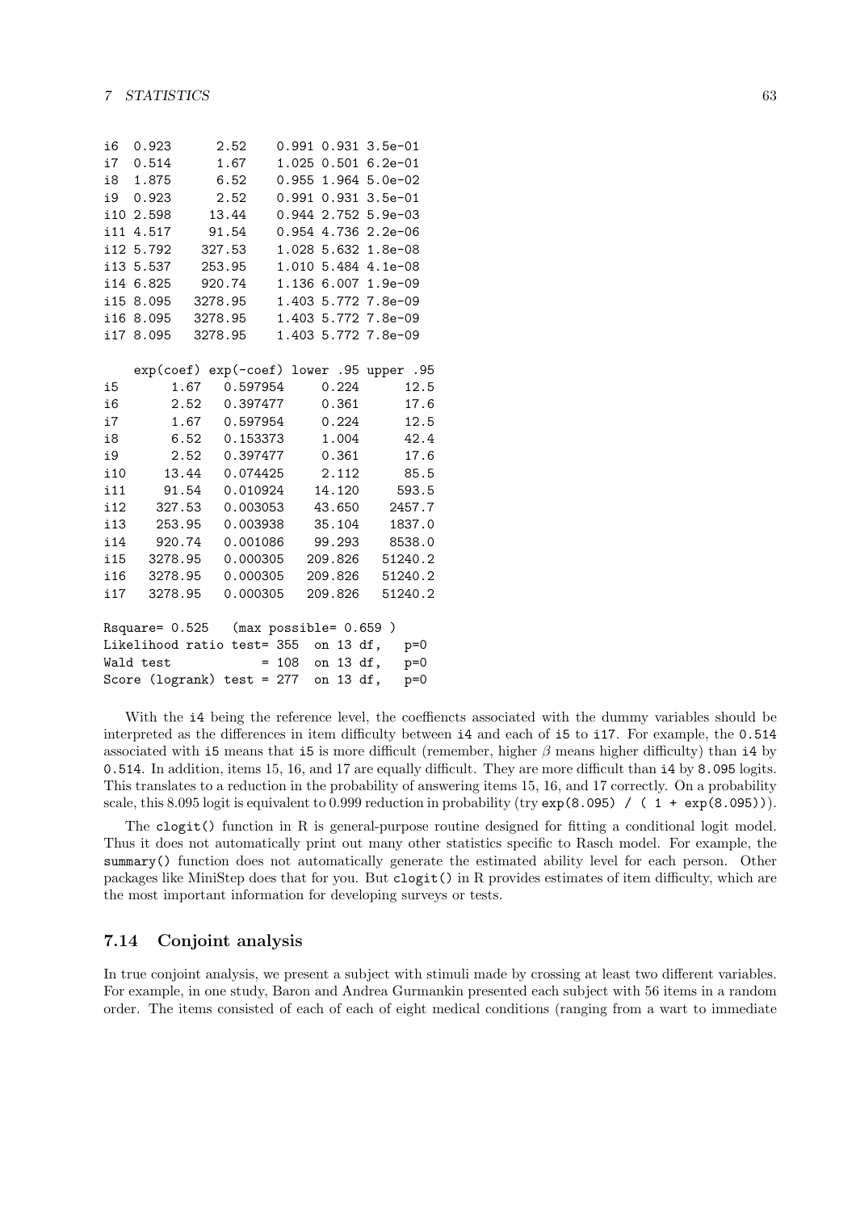```
i6  0.923      2.52    0.991 0.931 3.5e-01
i7  0.514      1.67    1.025 0.501 6.2e-01
i8  1.875      6.52    0.955 1.964 5.0e-02
i9  0.923      2.52    0.991 0.931 3.5e-01
i10 2.598     13.44    0.944 2.752 5.9e-03
i11 4.517     91.54    0.954 4.736 2.2e-06
i12 5.792    327.53    1.028 5.632 1.8e-08
i13 5.537    253.95    1.010 5.484 4.1e-08
i14 6.825    920.74    1.136 6.007 1.9e-09
i15 8.095   3278.95    1.403 5.772 7.8e-09
i16 8.095   3278.95    1.403 5.772 7.8e-09
i17 8.095   3278.95    1.403 5.772 7.8e-09

    exp(coef) exp(-coef) lower .95 upper .95
i5       1.67   0.597954     0.224      12.5
i6       2.52   0.397477     0.361      17.6
i7       1.67   0.597954     0.224      12.5
i8       6.52   0.153373     1.004      42.4
i9       2.52   0.397477     0.361      17.6
i10     13.44   0.074425     2.112      85.5
i11     91.54   0.010924    14.120     593.5
i12    327.53   0.003053    43.650    2457.7
i13    253.95   0.003938    35.104    1837.0
i14    920.74   0.001086    99.293    8538.0
i15   3278.95   0.000305   209.826   51240.2
i16   3278.95   0.000305   209.826   51240.2
i17   3278.95   0.000305   209.826   51240.2

Rsquare= 0.525   (max possible= 0.659 )
Likelihood ratio test= 355  on 13 df,   p=0
Wald test            = 108  on 13 df,   p=0
Score (logrank) test = 277  on 13 df,   p=0
```

With the `i4` being the reference level, the coeffiencts associated with the dummy variables should be interpreted as the differences in item difficulty between `i4` and each of `i5` to `i17`. For example, the `0.514` associated with `i5` means that `i5` is more difficult (remember, higher $\beta$ means higher difficulty) than `i4` by `0.514`. In addition, items 15, 16, and 17 are equally difficult. They are more difficult than `i4` by `8.095` logits. This translates to a reduction in the probability of answering items 15, 16, and 17 correctly. On a probability scale, this 8.095 logit is equivalent to 0.999 reduction in probability (try `exp(8.095) / ( 1 + exp(8.095))`).

The `clogit()` function in R is general-purpose routine designed for fitting a conditional logit model. Thus it does not automatically print out many other statistics specific to Rasch model. For example, the `summary()` function does not automatically generate the estimated ability level for each person. Other packages like MiniStep does that for you. But `clogit()` in R provides estimates of item difficulty, which are the most important information for developing surveys or tests.

## 7.14 Conjoint analysis

In true conjoint analysis, we present a subject with stimuli made by crossing at least two different variables. For example, in one study, Baron and Andrea Gurmankin presented each subject with 56 items in a random order. The items consisted of each of each of eight medical conditions (ranging from a wart to immediate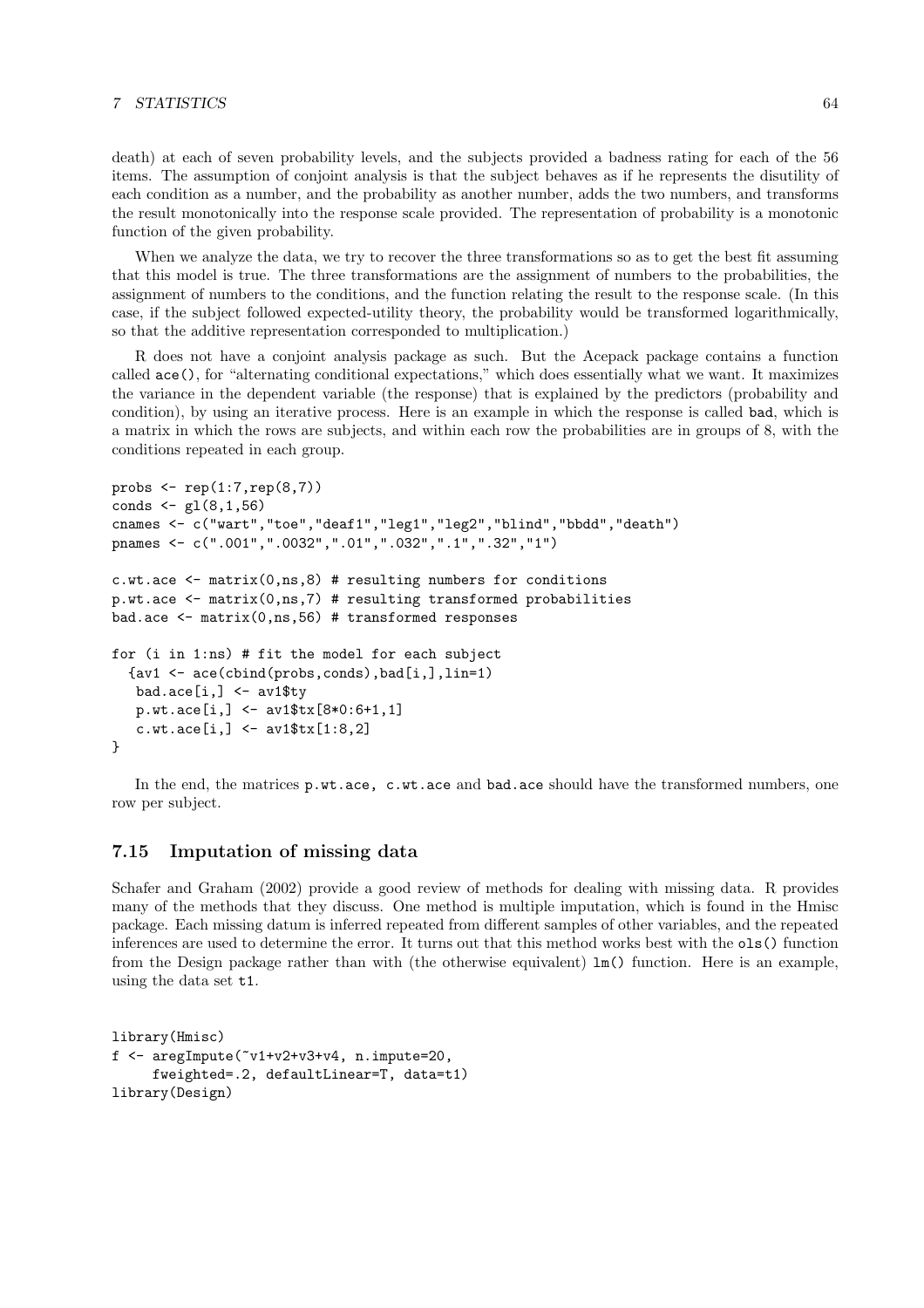death) at each of seven probability levels, and the subjects provided a badness rating for each of the 56 items. The assumption of conjoint analysis is that the subject behaves as if he represents the disutility of each condition as a number, and the probability as another number, adds the two numbers, and transforms the result monotonically into the response scale provided. The representation of probability is a monotonic function of the given probability.

When we analyze the data, we try to recover the three transformations so as to get the best fit assuming that this model is true. The three transformations are the assignment of numbers to the probabilities, the assignment of numbers to the conditions, and the function relating the result to the response scale. (In this case, if the subject followed expected-utility theory, the probability would be transformed logarithmically, so that the additive representation corresponded to multiplication.)

R does not have a conjoint analysis package as such. But the Acepack package contains a function called `ace()`, for "alternating conditional expectations," which does essentially what we want. It maximizes the variance in the dependent variable (the response) that is explained by the predictors (probability and condition), by using an iterative process. Here is an example in which the response is called `bad`, which is a matrix in which the rows are subjects, and within each row the probabilities are in groups of 8, with the conditions repeated in each group.

```
probs <- rep(1:7,rep(8,7))
conds <- gl(8,1,56)
cnames <- c("wart","toe","deaf1","leg1","leg2","blind","bbdd","death")
pnames <- c(".001",".0032",".01",".032",".1",".32","1")

c.wt.ace <- matrix(0,ns,8) # resulting numbers for conditions
p.wt.ace <- matrix(0,ns,7) # resulting transformed probabilities
bad.ace <- matrix(0,ns,56) # transformed responses

for (i in 1:ns) # fit the model for each subject
  {av1 <- ace(cbind(probs,conds),bad[i,],lin=1)
   bad.ace[i,] <- av1$ty
   p.wt.ace[i,] <- av1$tx[8*0:6+1,1]
   c.wt.ace[i,] <- av1$tx[1:8,2]
}
```

In the end, the matrices `p.wt.ace, c.wt.ace` and `bad.ace` should have the transformed numbers, one row per subject.

## 7.15 Imputation of missing data

Schafer and Graham (2002) provide a good review of methods for dealing with missing data. R provides many of the methods that they discuss. One method is multiple imputation, which is found in the Hmisc package. Each missing datum is inferred repeated from different samples of other variables, and the repeated inferences are used to determine the error. It turns out that this method works best with the `ols()` function from the Design package rather than with (the otherwise equivalent) `lm()` function. Here is an example, using the data set `t1`.

```
library(Hmisc)
f <- aregImpute(~v1+v2+v3+v4, n.impute=20,
     fweighted=.2, defaultLinear=T, data=t1)
library(Design)
```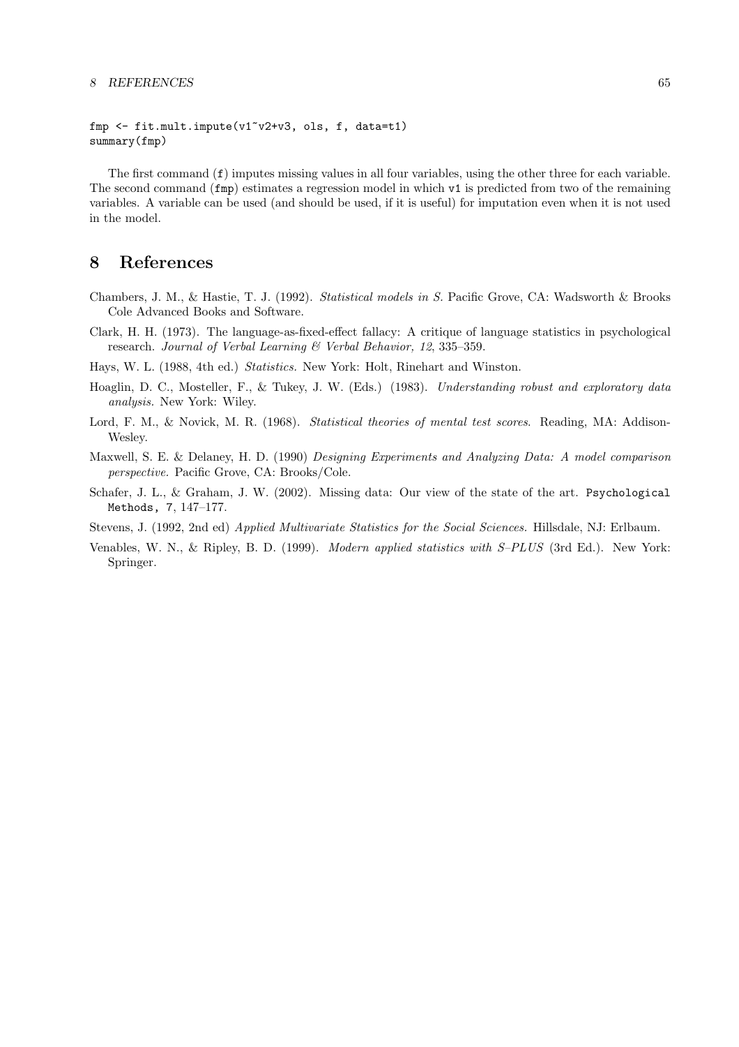```
fmp <- fit.mult.impute(v1~v2+v3, ols, f, data=t1)
summary(fmp)
```

The first command (f) imputes missing values in all four variables, using the other three for each variable. The second command (fmp) estimates a regression model in which v1 is predicted from two of the remaining variables. A variable can be used (and should be used, if it is useful) for imputation even when it is not used in the model.

# 8 References

Chambers, J. M., & Hastie, T. J. (1992). *Statistical models in S.* Pacific Grove, CA: Wadsworth & Brooks Cole Advanced Books and Software.

Clark, H. H. (1973). The language-as-fixed-effect fallacy: A critique of language statistics in psychological research. *Journal of Verbal Learning & Verbal Behavior, 12*, 335–359.

Hays, W. L. (1988, 4th ed.) *Statistics.* New York: Holt, Rinehart and Winston.

Hoaglin, D. C., Mosteller, F., & Tukey, J. W. (Eds.) (1983). *Understanding robust and exploratory data analysis.* New York: Wiley.

Lord, F. M., & Novick, M. R. (1968). *Statistical theories of mental test scores.* Reading, MA: Addison-Wesley.

Maxwell, S. E. & Delaney, H. D. (1990) *Designing Experiments and Analyzing Data: A model comparison perspective.* Pacific Grove, CA: Brooks/Cole.

Schafer, J. L., & Graham, J. W. (2002). Missing data: Our view of the state of the art. Psychological Methods, 7, 147–177.

Stevens, J. (1992, 2nd ed) *Applied Multivariate Statistics for the Social Sciences.* Hillsdale, NJ: Erlbaum.

Venables, W. N., & Ripley, B. D. (1999). *Modern applied statistics with S–PLUS* (3rd Ed.). New York: Springer.